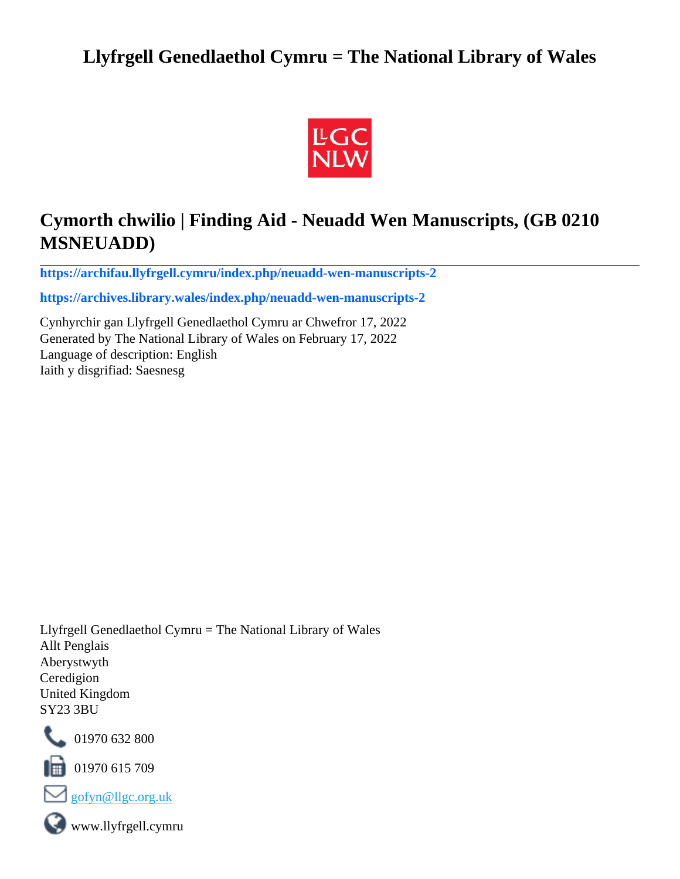# Llyfrgell Genedlaethol Cymru = The National Library of Wales

## Cymorth chwilio | Finding Aid - Neuadd Wen Manuscripts, (GB 0210 MSNEUADD)

**https://archifau.llyfrgell.cymru/index.php/neuadd-wen-manuscripts-2**

**https://archives.library.wales/index.php/neuadd-wen-manuscripts-2**

Cynhyrchir gan Llyfrgell Genedlaethol Cymru ar Chwefror 17, 2022
Generated by The National Library of Wales on February 17, 2022
Language of description: English
Iaith y disgrifiad: Saesnesg

Llyfrgell Genedlaethol Cymru = The National Library of Wales
Allt Penglais
Aberystwyth
Ceredigion
United Kingdom
SY23 3BU

01970 632 800

01970 615 709

gofyn@llgc.org.uk

www.llyfrgell.cymru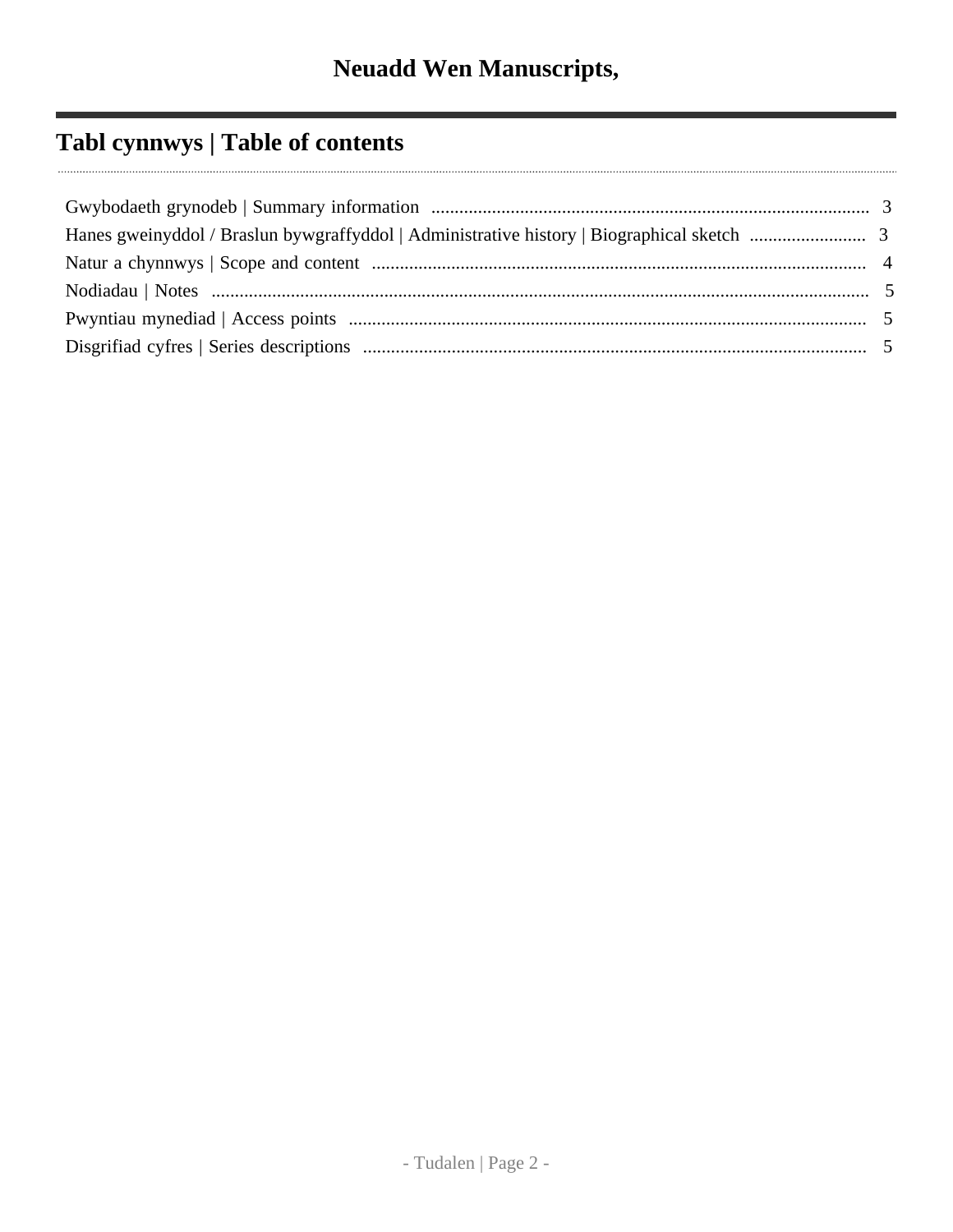# Neuadd Wen Manuscripts,

## Tabl cynnwys | Table of contents

- Gwybodaeth grynodeb | Summary information .... 3
- Hanes gweinyddol / Braslun bywgraffyddol | Administrative history | Biographical sketch .... 3
- Natur a chynnwys | Scope and content .... 4
- Nodiadau | Notes .... 5
- Pwyntiau mynediad | Access points .... 5
- Disgrifiad cyfres | Series descriptions .... 5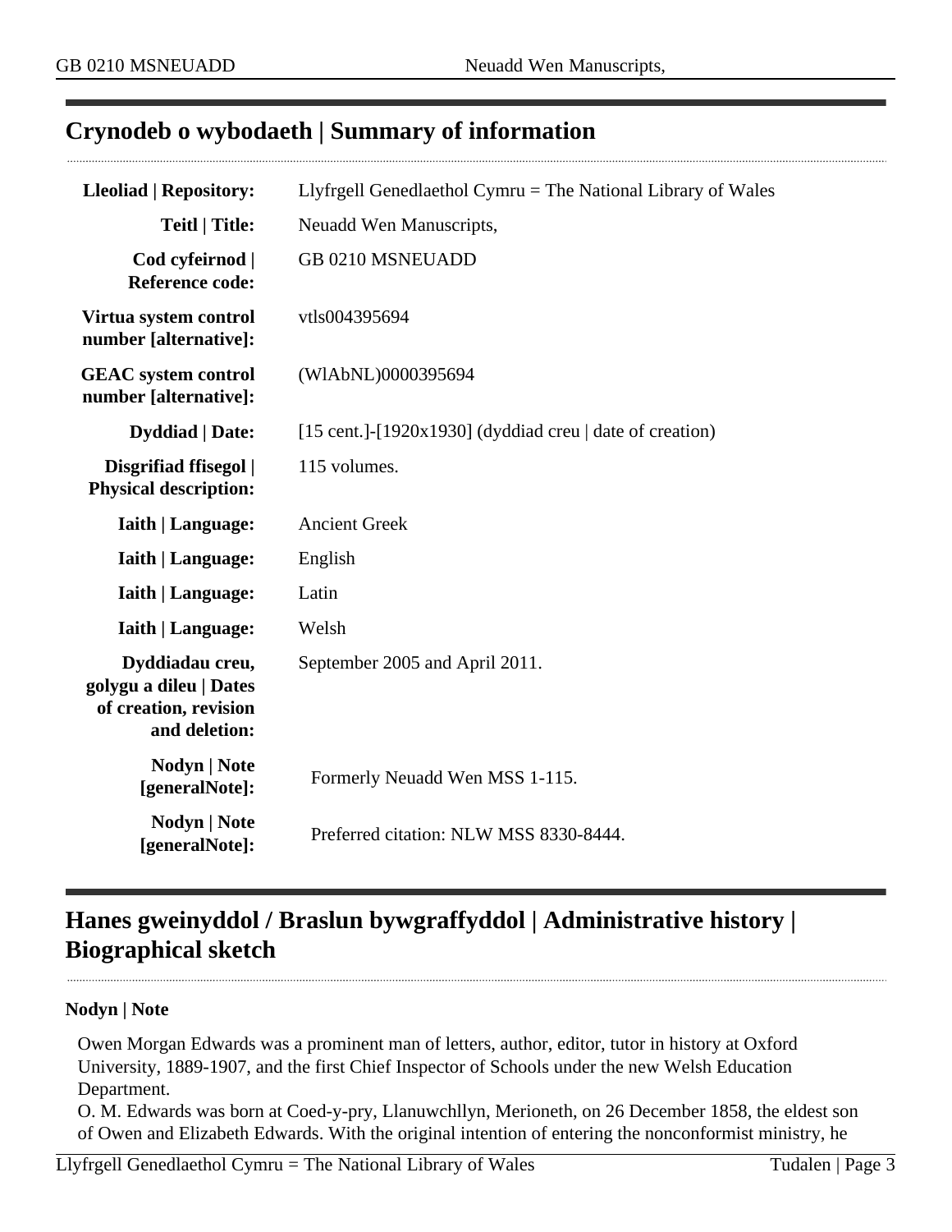## Crynodeb o wybodaeth | Summary of information

| | |
|---|---|
| **Lleoliad \| Repository:** | Llyfrgell Genedlaethol Cymru = The National Library of Wales |
| **Teitl \| Title:** | Neuadd Wen Manuscripts, |
| **Cod cyfeirnod \| Reference code:** | GB 0210 MSNEUADD |
| **Virtua system control number [alternative]:** | vtls004395694 |
| **GEAC system control number [alternative]:** | (WlAbNL)0000395694 |
| **Dyddiad \| Date:** | [15 cent.]-[1920x1930] (dyddiad creu \| date of creation) |
| **Disgrifiad ffisegol \| Physical description:** | 115 volumes. |
| **Iaith \| Language:** | Ancient Greek |
| **Iaith \| Language:** | English |
| **Iaith \| Language:** | Latin |
| **Iaith \| Language:** | Welsh |
| **Dyddiadau creu, golygu a dileu \| Dates of creation, revision and deletion:** | September 2005 and April 2011. |
| **Nodyn \| Note [generalNote]:** | Formerly Neuadd Wen MSS 1-115. |
| **Nodyn \| Note [generalNote]:** | Preferred citation: NLW MSS 8330-8444. |

## Hanes gweinyddol / Braslun bywgraffyddol | Administrative history | Biographical sketch

**Nodyn | Note**

Owen Morgan Edwards was a prominent man of letters, author, editor, tutor in history at Oxford University, 1889-1907, and the first Chief Inspector of Schools under the new Welsh Education Department.
O. M. Edwards was born at Coed-y-pry, Llanuwchllyn, Merioneth, on 26 December 1858, the eldest son of Owen and Elizabeth Edwards. With the original intention of entering the nonconformist ministry, he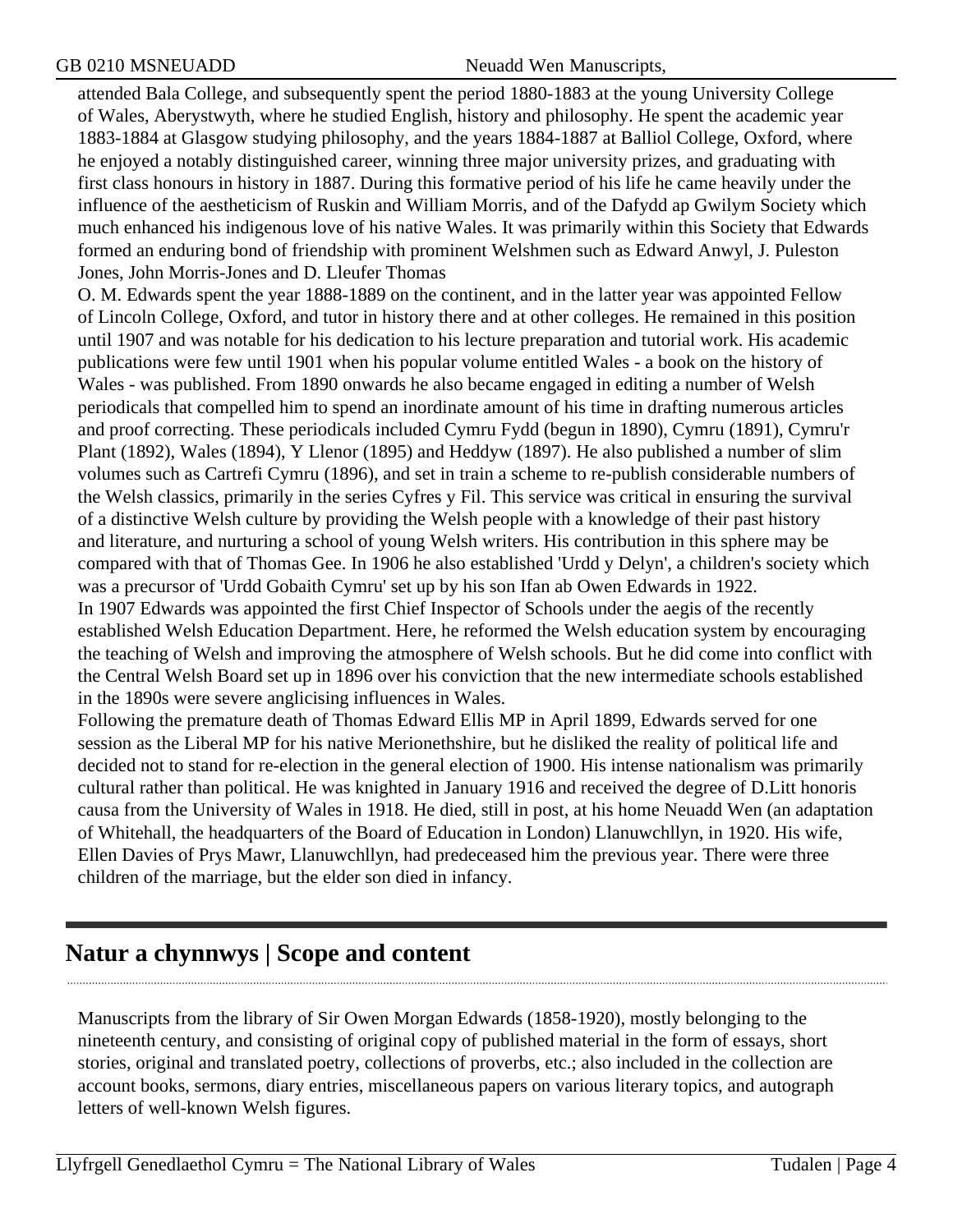attended Bala College, and subsequently spent the period 1880-1883 at the young University College of Wales, Aberystwyth, where he studied English, history and philosophy. He spent the academic year 1883-1884 at Glasgow studying philosophy, and the years 1884-1887 at Balliol College, Oxford, where he enjoyed a notably distinguished career, winning three major university prizes, and graduating with first class honours in history in 1887. During this formative period of his life he came heavily under the influence of the aestheticism of Ruskin and William Morris, and of the Dafydd ap Gwilym Society which much enhanced his indigenous love of his native Wales. It was primarily within this Society that Edwards formed an enduring bond of friendship with prominent Welshmen such as Edward Anwyl, J. Puleston Jones, John Morris-Jones and D. Lleufer Thomas

O. M. Edwards spent the year 1888-1889 on the continent, and in the latter year was appointed Fellow of Lincoln College, Oxford, and tutor in history there and at other colleges. He remained in this position until 1907 and was notable for his dedication to his lecture preparation and tutorial work. His academic publications were few until 1901 when his popular volume entitled Wales - a book on the history of Wales - was published. From 1890 onwards he also became engaged in editing a number of Welsh periodicals that compelled him to spend an inordinate amount of his time in drafting numerous articles and proof correcting. These periodicals included Cymru Fydd (begun in 1890), Cymru (1891), Cymru'r Plant (1892), Wales (1894), Y Llenor (1895) and Heddyw (1897). He also published a number of slim volumes such as Cartrefi Cymru (1896), and set in train a scheme to re-publish considerable numbers of the Welsh classics, primarily in the series Cyfres y Fil. This service was critical in ensuring the survival of a distinctive Welsh culture by providing the Welsh people with a knowledge of their past history and literature, and nurturing a school of young Welsh writers. His contribution in this sphere may be compared with that of Thomas Gee. In 1906 he also established 'Urdd y Delyn', a children's society which was a precursor of 'Urdd Gobaith Cymru' set up by his son Ifan ab Owen Edwards in 1922.

In 1907 Edwards was appointed the first Chief Inspector of Schools under the aegis of the recently established Welsh Education Department. Here, he reformed the Welsh education system by encouraging the teaching of Welsh and improving the atmosphere of Welsh schools. But he did come into conflict with the Central Welsh Board set up in 1896 over his conviction that the new intermediate schools established in the 1890s were severe anglicising influences in Wales.

Following the premature death of Thomas Edward Ellis MP in April 1899, Edwards served for one session as the Liberal MP for his native Merionethshire, but he disliked the reality of political life and decided not to stand for re-election in the general election of 1900. His intense nationalism was primarily cultural rather than political. He was knighted in January 1916 and received the degree of D.Litt honoris causa from the University of Wales in 1918. He died, still in post, at his home Neuadd Wen (an adaptation of Whitehall, the headquarters of the Board of Education in London) Llanuwchllyn, in 1920. His wife, Ellen Davies of Prys Mawr, Llanuwchllyn, had predeceased him the previous year. There were three children of the marriage, but the elder son died in infancy.

## Natur a chynnwys | Scope and content

Manuscripts from the library of Sir Owen Morgan Edwards (1858-1920), mostly belonging to the nineteenth century, and consisting of original copy of published material in the form of essays, short stories, original and translated poetry, collections of proverbs, etc.; also included in the collection are account books, sermons, diary entries, miscellaneous papers on various literary topics, and autograph letters of well-known Welsh figures.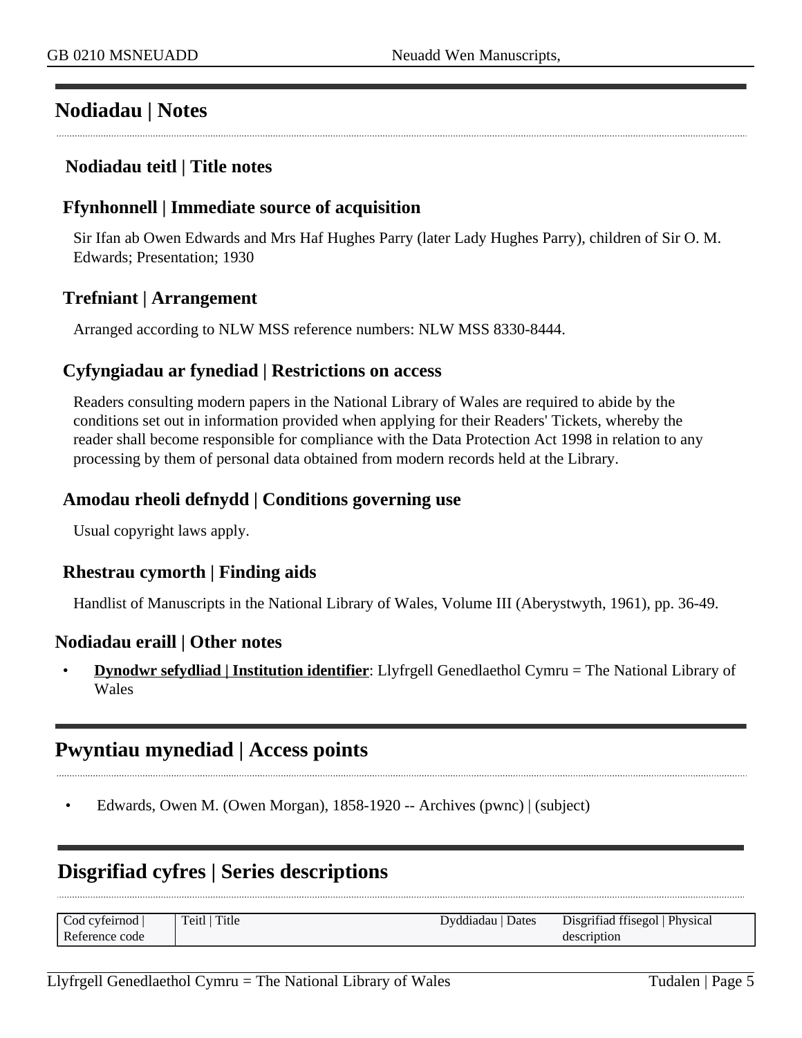## Nodiadau | Notes

### Nodiadau teitl | Title notes

### Ffynhonnell | Immediate source of acquisition

Sir Ifan ab Owen Edwards and Mrs Haf Hughes Parry (later Lady Hughes Parry), children of Sir O. M. Edwards; Presentation; 1930

### Trefniant | Arrangement

Arranged according to NLW MSS reference numbers: NLW MSS 8330-8444.

### Cyfyngiadau ar fynediad | Restrictions on access

Readers consulting modern papers in the National Library of Wales are required to abide by the conditions set out in information provided when applying for their Readers' Tickets, whereby the reader shall become responsible for compliance with the Data Protection Act 1998 in relation to any processing by them of personal data obtained from modern records held at the Library.

### Amodau rheoli defnydd | Conditions governing use

Usual copyright laws apply.

### Rhestrau cymorth | Finding aids

Handlist of Manuscripts in the National Library of Wales, Volume III (Aberystwyth, 1961), pp. 36-49.

### Nodiadau eraill | Other notes

- **Dynodwr sefydliad | Institution identifier**: Llyfrgell Genedlaethol Cymru = The National Library of Wales

## Pwyntiau mynediad | Access points

- Edwards, Owen M. (Owen Morgan), 1858-1920 -- Archives (pwnc) | (subject)

## Disgrifiad cyfres | Series descriptions

| Cod cyfeirnod \| Reference code | Teitl \| Title | Dyddiadau \| Dates | Disgrifiad ffisegol \| Physical description |
|---|---|---|---|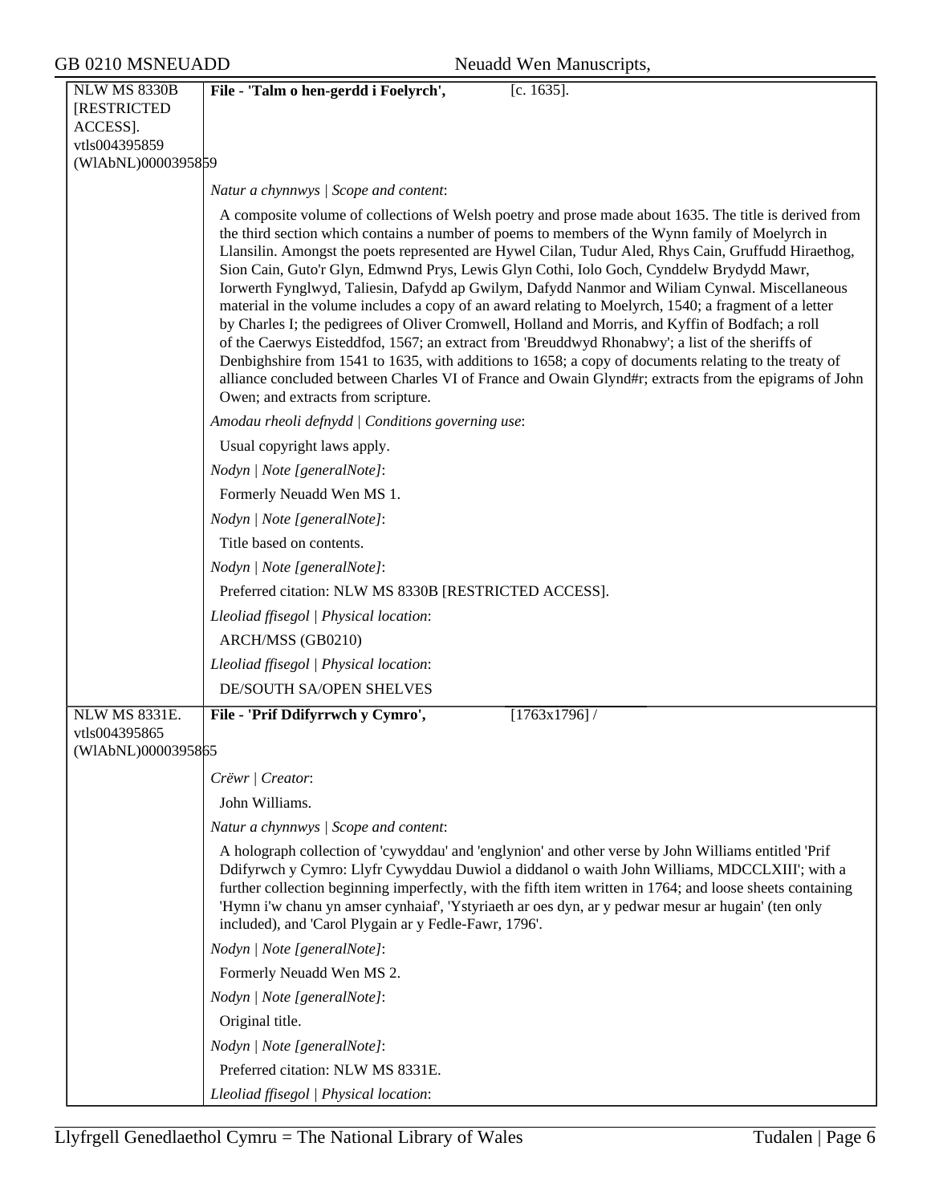**NLW MS 8330B [RESTRICTED ACCESS].**
vtls004395859
(WlAbNL)0000395859

**File - 'Talm o hen-gerdd i Foelyrch',** [c. 1635].

*Natur a chynnwys | Scope and content*:

A composite volume of collections of Welsh poetry and prose made about 1635. The title is derived from the third section which contains a number of poems to members of the Wynn family of Moelyrch in Llansilin. Amongst the poets represented are Hywel Cilan, Tudur Aled, Rhys Cain, Gruffudd Hiraethog, Sion Cain, Guto'r Glyn, Edmwnd Prys, Lewis Glyn Cothi, Iolo Goch, Cynddelw Brydydd Mawr, Iorwerth Fynglwyd, Taliesin, Dafydd ap Gwilym, Dafydd Nanmor and Wiliam Cynwal. Miscellaneous material in the volume includes a copy of an award relating to Moelyrch, 1540; a fragment of a letter by Charles I; the pedigrees of Oliver Cromwell, Holland and Morris, and Kyffin of Bodfach; a roll of the Caerwys Eisteddfod, 1567; an extract from 'Breuddwyd Rhonabwy'; a list of the sheriffs of Denbighshire from 1541 to 1635, with additions to 1658; a copy of documents relating to the treaty of alliance concluded between Charles VI of France and Owain Glynd#r; extracts from the epigrams of John Owen; and extracts from scripture.

*Amodau rheoli defnydd | Conditions governing use*:

Usual copyright laws apply.

*Nodyn | Note [generalNote]*:

Formerly Neuadd Wen MS 1.

*Nodyn | Note [generalNote]*:

Title based on contents.

*Nodyn | Note [generalNote]*:

Preferred citation: NLW MS 8330B [RESTRICTED ACCESS].

*Lleoliad ffisegol | Physical location*:

ARCH/MSS (GB0210)

*Lleoliad ffisegol | Physical location*:

DE/SOUTH SA/OPEN SHELVES

---

**NLW MS 8331E.**
vtls004395865
(WlAbNL)0000395865

**File - 'Prif Ddifyrrwch y Cymro',** [1763x1796] /

*Crëwr | Creator*:

John Williams.

*Natur a chynnwys | Scope and content*:

A holograph collection of 'cywyddau' and 'englynion' and other verse by John Williams entitled 'Prif Ddifyrwch y Cymro: Llyfr Cywyddau Duwiol a diddanol o waith John Williams, MDCCLXIII'; with a further collection beginning imperfectly, with the fifth item written in 1764; and loose sheets containing 'Hymn i'w chanu yn amser cynhaiaf', 'Ystyriaeth ar oes dyn, ar y pedwar mesur ar hugain' (ten only included), and 'Carol Plygain ar y Fedle-Fawr, 1796'.

*Nodyn | Note [generalNote]*:

Formerly Neuadd Wen MS 2.

*Nodyn | Note [generalNote]*:

Original title.

*Nodyn | Note [generalNote]*:

Preferred citation: NLW MS 8331E.

*Lleoliad ffisegol | Physical location*: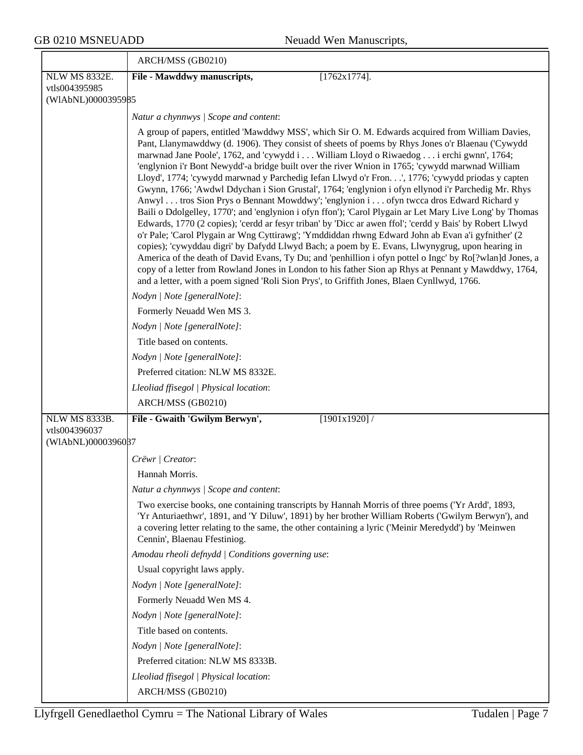ARCH/MSS (GB0210)

**NLW MS 8332E.**
vtls004395985
(WlAbNL)0000395985

**File - Mawddwy manuscripts,** [1762x1774].

*Natur a chynnwys | Scope and content*:

A group of papers, entitled 'Mawddwy MSS', which Sir O. M. Edwards acquired from William Davies, Pant, Llanymawddwy (d. 1906). They consist of sheets of poems by Rhys Jones o'r Blaenau ('Cywydd marwnad Jane Poole', 1762, and 'cywydd i . . . William Lloyd o Riwaedog . . . i erchi gwnn', 1764; 'englynion i'r Bont Newydd'-a bridge built over the river Wnion in 1765; 'cywydd marwnad William Lloyd', 1774; 'cywydd marwnad y Parchedig Iefan Llwyd o'r Fron. . .', 1776; 'cywydd priodas y capten Gwynn, 1766; 'Awdwl Ddychan i Sion Grustal', 1764; 'englynion i ofyn ellynod i'r Parchedig Mr. Rhys Anwyl . . . tros Sion Prys o Bennant Mowddwy'; 'englynion i . . . ofyn twcca dros Edward Richard y Baili o Ddolgelley, 1770'; and 'englynion i ofyn ffon'); 'Carol Plygain ar Let Mary Live Long' by Thomas Edwards, 1770 (2 copies); 'cerdd ar fesyr triban' by 'Dicc ar awen ffol'; 'cerdd y Bais' by Robert Llwyd o'r Pale; 'Carol Plygain ar Wng Cyttirawg'; 'Ymddiddan rhwng Edward John ab Evan a'i gyfnither' (2 copies); 'cywyddau digri' by Dafydd Llwyd Bach; a poem by E. Evans, Llwynygrug, upon hearing in America of the death of David Evans, Ty Du; and 'penhillion i ofyn pottel o Ingc' by Ro[?wlan]d Jones, a copy of a letter from Rowland Jones in London to his father Sion ap Rhys at Pennant y Mawddwy, 1764, and a letter, with a poem signed 'Roli Sion Prys', to Griffith Jones, Blaen Cynllwyd, 1766.

*Nodyn | Note [generalNote]*:

Formerly Neuadd Wen MS 3.

*Nodyn | Note [generalNote]*:

Title based on contents.

*Nodyn | Note [generalNote]*:

Preferred citation: NLW MS 8332E.

*Lleoliad ffisegol | Physical location*:

ARCH/MSS (GB0210)

**NLW MS 8333B.**
vtls004396037
(WlAbNL)0000396037

**File - Gwaith 'Gwilym Berwyn',** [1901x1920] /

*Crëwr | Creator*:

Hannah Morris.

*Natur a chynnwys | Scope and content*:

Two exercise books, one containing transcripts by Hannah Morris of three poems ('Yr Ardd', 1893, 'Yr Anturiaethwr', 1891, and 'Y Diluw', 1891) by her brother William Roberts ('Gwilym Berwyn'), and a covering letter relating to the same, the other containing a lyric ('Meinir Meredydd') by 'Meinwen Cennin', Blaenau Ffestiniog.

*Amodau rheoli defnydd | Conditions governing use*:

Usual copyright laws apply.

*Nodyn | Note [generalNote]*:

Formerly Neuadd Wen MS 4.

*Nodyn | Note [generalNote]*:

Title based on contents.

*Nodyn | Note [generalNote]*:

Preferred citation: NLW MS 8333B.

*Lleoliad ffisegol | Physical location*:

ARCH/MSS (GB0210)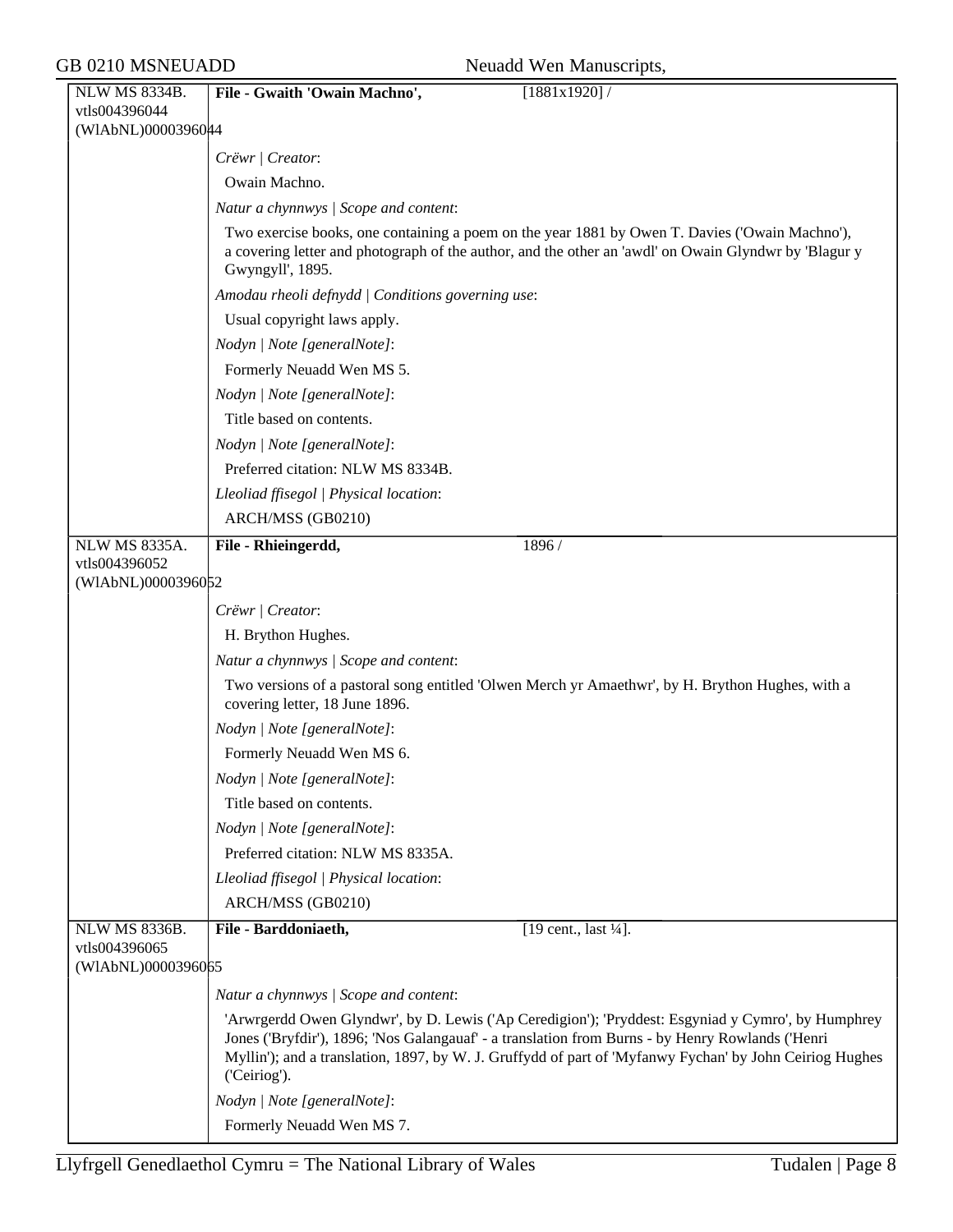| NLW MS 8334B. vtls004396044 (WlAbNL)0000396044 | **File - Gwaith 'Owain Machno',** | [1881x1920] / |
|---|---|---|

*Crëwr | Creator*:

Owain Machno.

*Natur a chynnwys | Scope and content*:

Two exercise books, one containing a poem on the year 1881 by Owen T. Davies ('Owain Machno'), a covering letter and photograph of the author, and the other an 'awdl' on Owain Glyndwr by 'Blagur y Gwyngyll', 1895.

*Amodau rheoli defnydd | Conditions governing use*:

Usual copyright laws apply.

*Nodyn | Note [generalNote]*:

Formerly Neuadd Wen MS 5.

*Nodyn | Note [generalNote]*:

Title based on contents.

*Nodyn | Note [generalNote]*:

Preferred citation: NLW MS 8334B.

*Lleoliad ffisegol | Physical location*:

ARCH/MSS (GB0210)

| NLW MS 8335A. vtls004396052 (WlAbNL)0000396052 | **File - Rhieingerdd,** | 1896 / |
|---|---|---|

*Crëwr | Creator*:

H. Brython Hughes.

*Natur a chynnwys | Scope and content*:

Two versions of a pastoral song entitled 'Olwen Merch yr Amaethwr', by H. Brython Hughes, with a covering letter, 18 June 1896.

*Nodyn | Note [generalNote]*:

Formerly Neuadd Wen MS 6.

*Nodyn | Note [generalNote]*:

Title based on contents.

*Nodyn | Note [generalNote]*:

Preferred citation: NLW MS 8335A.

*Lleoliad ffisegol | Physical location*:

ARCH/MSS (GB0210)

| NLW MS 8336B. vtls004396065 (WlAbNL)0000396065 | **File - Barddoniaeth,** | [19 cent., last ¼]. |
|---|---|---|

*Natur a chynnwys | Scope and content*:

'Arwrgerdd Owen Glyndwr', by D. Lewis ('Ap Ceredigion'); 'Pryddest: Esgyniad y Cymro', by Humphrey Jones ('Bryfdir'), 1896; 'Nos Galangauaf' - a translation from Burns - by Henry Rowlands ('Henri Myllin'); and a translation, 1897, by W. J. Gruffydd of part of 'Myfanwy Fychan' by John Ceiriog Hughes ('Ceiriog').

*Nodyn | Note [generalNote]*:

Formerly Neuadd Wen MS 7.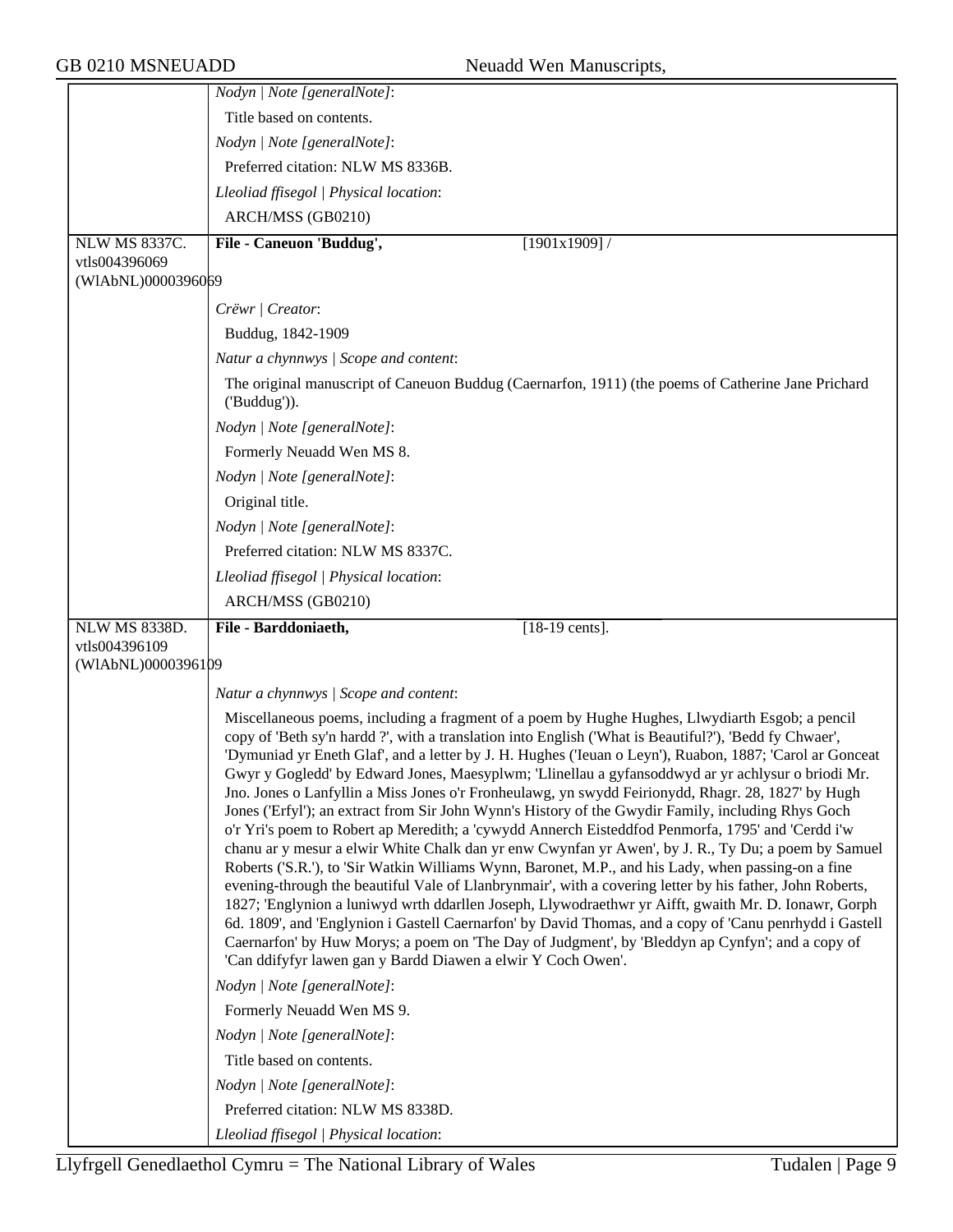*Nodyn | Note [generalNote]*:

Title based on contents.

*Nodyn | Note [generalNote]*:

Preferred citation: NLW MS 8336B.

*Lleoliad ffisegol | Physical location*:

ARCH/MSS (GB0210)

---

NLW MS 8337C.
vtls004396069
(WlAbNL)0000396069

**File - Caneuon 'Buddug',** [1901x1909] /

*Crëwr | Creator*:

Buddug, 1842-1909

*Natur a chynnwys | Scope and content*:

The original manuscript of Caneuon Buddug (Caernarfon, 1911) (the poems of Catherine Jane Prichard ('Buddug')).

*Nodyn | Note [generalNote]*:

Formerly Neuadd Wen MS 8.

*Nodyn | Note [generalNote]*:

Original title.

*Nodyn | Note [generalNote]*:

Preferred citation: NLW MS 8337C.

*Lleoliad ffisegol | Physical location*:

ARCH/MSS (GB0210)

---

NLW MS 8338D.
vtls004396109
(WlAbNL)0000396109

**File - Barddoniaeth,** [18-19 cents].

*Natur a chynnwys | Scope and content*:

Miscellaneous poems, including a fragment of a poem by Hughe Hughes, Llwydiarth Esgob; a pencil copy of 'Beth sy'n hardd ?', with a translation into English ('What is Beautiful?'), 'Bedd fy Chwaer', 'Dymuniad yr Eneth Glaf', and a letter by J. H. Hughes ('Ieuan o Leyn'), Ruabon, 1887; 'Carol ar Gonceat Gwyr y Gogledd' by Edward Jones, Maesyplwm; 'Llinellau a gyfansoddwyd ar yr achlysur o briodi Mr. Jno. Jones o Lanfyllin a Miss Jones o'r Fronheulawg, yn swydd Feirionydd, Rhagr. 28, 1827' by Hugh Jones ('Erfyl'); an extract from Sir John Wynn's History of the Gwydir Family, including Rhys Goch o'r Yri's poem to Robert ap Meredith; a 'cywydd Annerch Eisteddfod Penmorfa, 1795' and 'Cerdd i'w chanu ar y mesur a elwir White Chalk dan yr enw Cwynfan yr Awen', by J. R., Ty Du; a poem by Samuel Roberts ('S.R.'), to 'Sir Watkin Williams Wynn, Baronet, M.P., and his Lady, when passing-on a fine evening-through the beautiful Vale of Llanbrynmair', with a covering letter by his father, John Roberts, 1827; 'Englynion a luniwyd wrth ddarllen Joseph, Llywodraethwr yr Aifft, gwaith Mr. D. Ionawr, Gorph 6d. 1809', and 'Englynion i Gastell Caernarfon' by David Thomas, and a copy of 'Canu penrhydd i Gastell Caernarfon' by Huw Morys; a poem on 'The Day of Judgment', by 'Bleddyn ap Cynfyn'; and a copy of 'Can ddifyfyr lawen gan y Bardd Diawen a elwir Y Coch Owen'.

*Nodyn | Note [generalNote]*:

Formerly Neuadd Wen MS 9.

*Nodyn | Note [generalNote]*:

Title based on contents.

*Nodyn | Note [generalNote]*:

Preferred citation: NLW MS 8338D.

*Lleoliad ffisegol | Physical location*: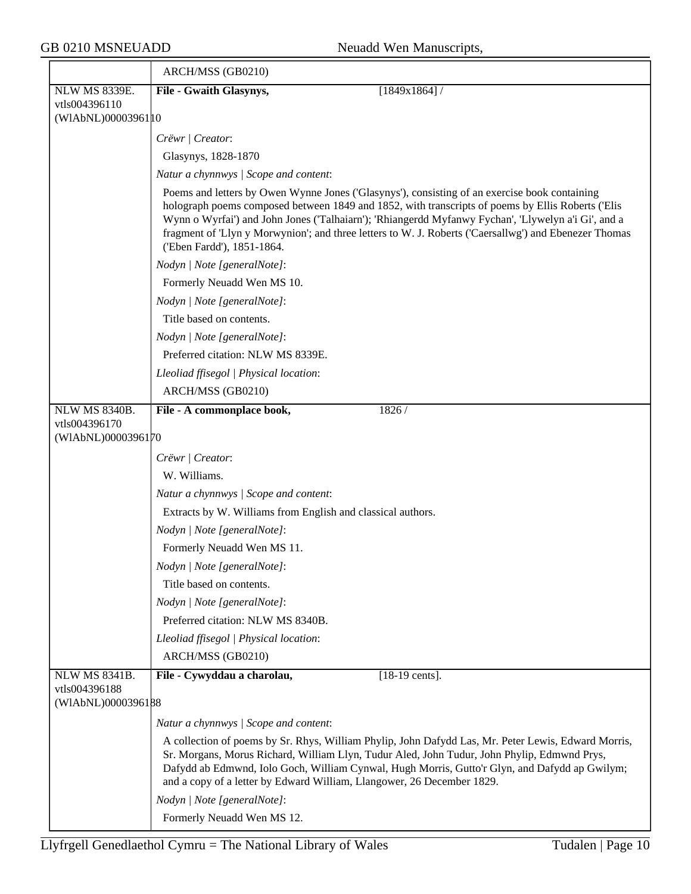ARCH/MSS (GB0210)

**NLW MS 8339E.**
vtls004396110
(WlAbNL)0000396110

**File - Gwaith Glasynys,** [1849x1864] /

*Crëwr | Creator*:

Glasynys, 1828-1870

*Natur a chynnwys | Scope and content*:

Poems and letters by Owen Wynne Jones ('Glasynys'), consisting of an exercise book containing holograph poems composed between 1849 and 1852, with transcripts of poems by Ellis Roberts ('Elis Wynn o Wyrfai') and John Jones ('Talhaiarn'); 'Rhiangerdd Myfanwy Fychan', 'Llywelyn a'i Gi', and a fragment of 'Llyn y Morwynion'; and three letters to W. J. Roberts ('Caersallwg') and Ebenezer Thomas ('Eben Fardd'), 1851-1864.

*Nodyn | Note [generalNote]*:

Formerly Neuadd Wen MS 10.

*Nodyn | Note [generalNote]*:

Title based on contents.

*Nodyn | Note [generalNote]*:

Preferred citation: NLW MS 8339E.

*Lleoliad ffisegol | Physical location*:

ARCH/MSS (GB0210)

**NLW MS 8340B.**
vtls004396170
(WlAbNL)0000396170

**File - A commonplace book,** 1826 /

*Crëwr | Creator*:

W. Williams.

*Natur a chynnwys | Scope and content*:

Extracts by W. Williams from English and classical authors.

*Nodyn | Note [generalNote]*:

Formerly Neuadd Wen MS 11.

*Nodyn | Note [generalNote]*:

Title based on contents.

*Nodyn | Note [generalNote]*:

Preferred citation: NLW MS 8340B.

*Lleoliad ffisegol | Physical location*:

ARCH/MSS (GB0210)

**NLW MS 8341B.**
vtls004396188
(WlAbNL)0000396188

**File - Cywyddau a charolau,** [18-19 cents].

*Natur a chynnwys | Scope and content*:

A collection of poems by Sr. Rhys, William Phylip, John Dafydd Las, Mr. Peter Lewis, Edward Morris, Sr. Morgans, Morus Richard, William Llyn, Tudur Aled, John Tudur, John Phylip, Edmwnd Prys, Dafydd ab Edmwnd, Iolo Goch, William Cynwal, Hugh Morris, Gutto'r Glyn, and Dafydd ap Gwilym; and a copy of a letter by Edward William, Llangower, 26 December 1829.

*Nodyn | Note [generalNote]*:

Formerly Neuadd Wen MS 12.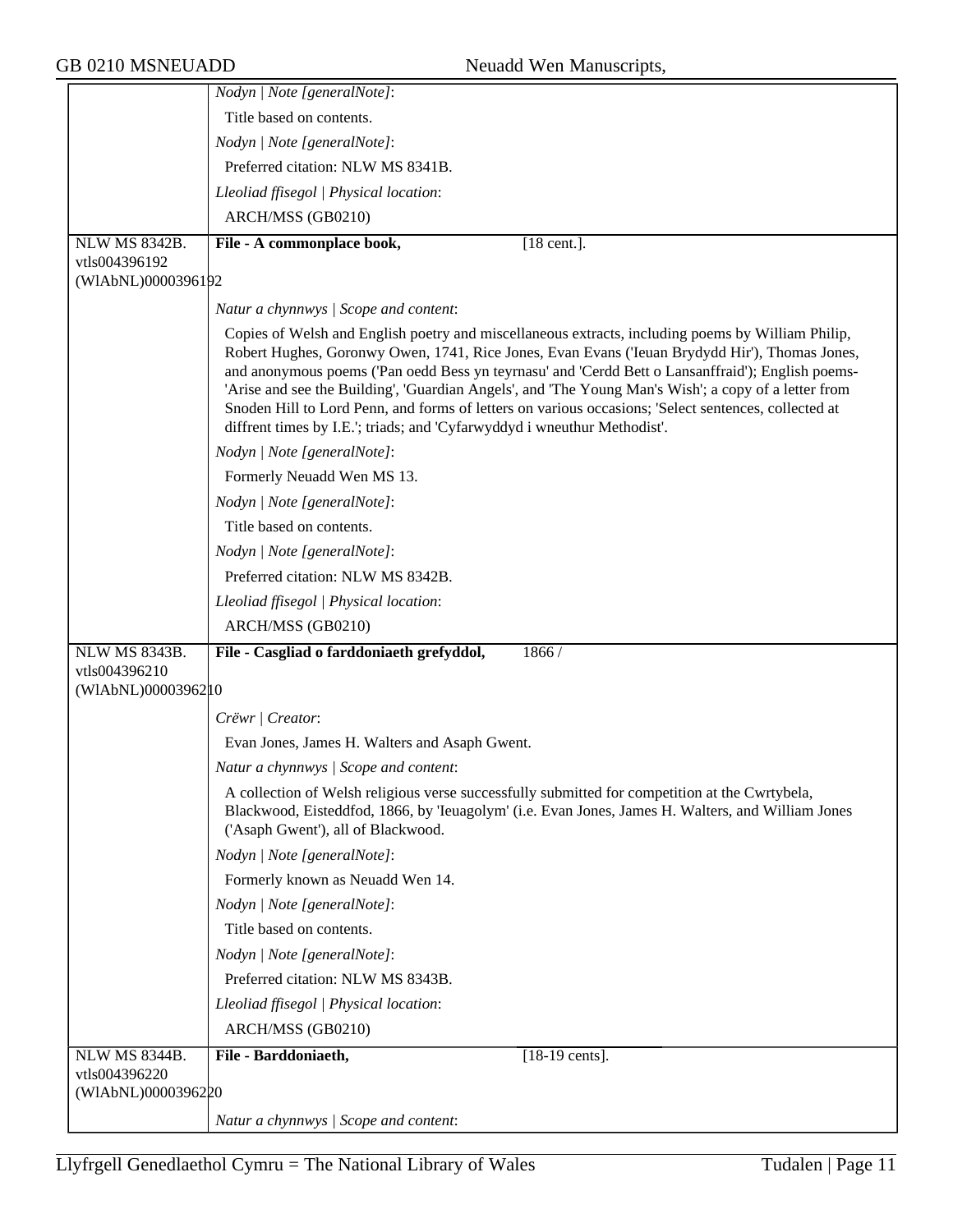*Nodyn | Note [generalNote]*:

Title based on contents.

*Nodyn | Note [generalNote]*:

Preferred citation: NLW MS 8341B.

*Lleoliad ffisegol | Physical location*:

ARCH/MSS (GB0210)

---

NLW MS 8342B.
vtls004396192
(WlAbNL)0000396192

**File - A commonplace book,** [18 cent.].

*Natur a chynnwys | Scope and content*:

Copies of Welsh and English poetry and miscellaneous extracts, including poems by William Philip, Robert Hughes, Goronwy Owen, 1741, Rice Jones, Evan Evans ('Ieuan Brydydd Hir'), Thomas Jones, and anonymous poems ('Pan oedd Bess yn teyrnasu' and 'Cerdd Bett o Lansanffraid'); English poems- 'Arise and see the Building', 'Guardian Angels', and 'The Young Man's Wish'; a copy of a letter from Snoden Hill to Lord Penn, and forms of letters on various occasions; 'Select sentences, collected at diffrent times by I.E.'; triads; and 'Cyfarwyddyd i wneuthur Methodist'.

*Nodyn | Note [generalNote]*:

Formerly Neuadd Wen MS 13.

*Nodyn | Note [generalNote]*:

Title based on contents.

*Nodyn | Note [generalNote]*:

Preferred citation: NLW MS 8342B.

*Lleoliad ffisegol | Physical location*:

ARCH/MSS (GB0210)

---

NLW MS 8343B.
vtls004396210
(WlAbNL)0000396210

**File - Casgliad o farddoniaeth grefyddol,** 1866 /

*Crëwr | Creator*:

Evan Jones, James H. Walters and Asaph Gwent.

*Natur a chynnwys | Scope and content*:

A collection of Welsh religious verse successfully submitted for competition at the Cwrtybela, Blackwood, Eisteddfod, 1866, by 'Ieuagolym' (i.e. Evan Jones, James H. Walters, and William Jones ('Asaph Gwent'), all of Blackwood.

*Nodyn | Note [generalNote]*:

Formerly known as Neuadd Wen 14.

*Nodyn | Note [generalNote]*:

Title based on contents.

*Nodyn | Note [generalNote]*:

Preferred citation: NLW MS 8343B.

*Lleoliad ffisegol | Physical location*:

ARCH/MSS (GB0210)

---

NLW MS 8344B.
vtls004396220
(WlAbNL)0000396220

**File - Barddoniaeth,** [18-19 cents].

*Natur a chynnwys | Scope and content*: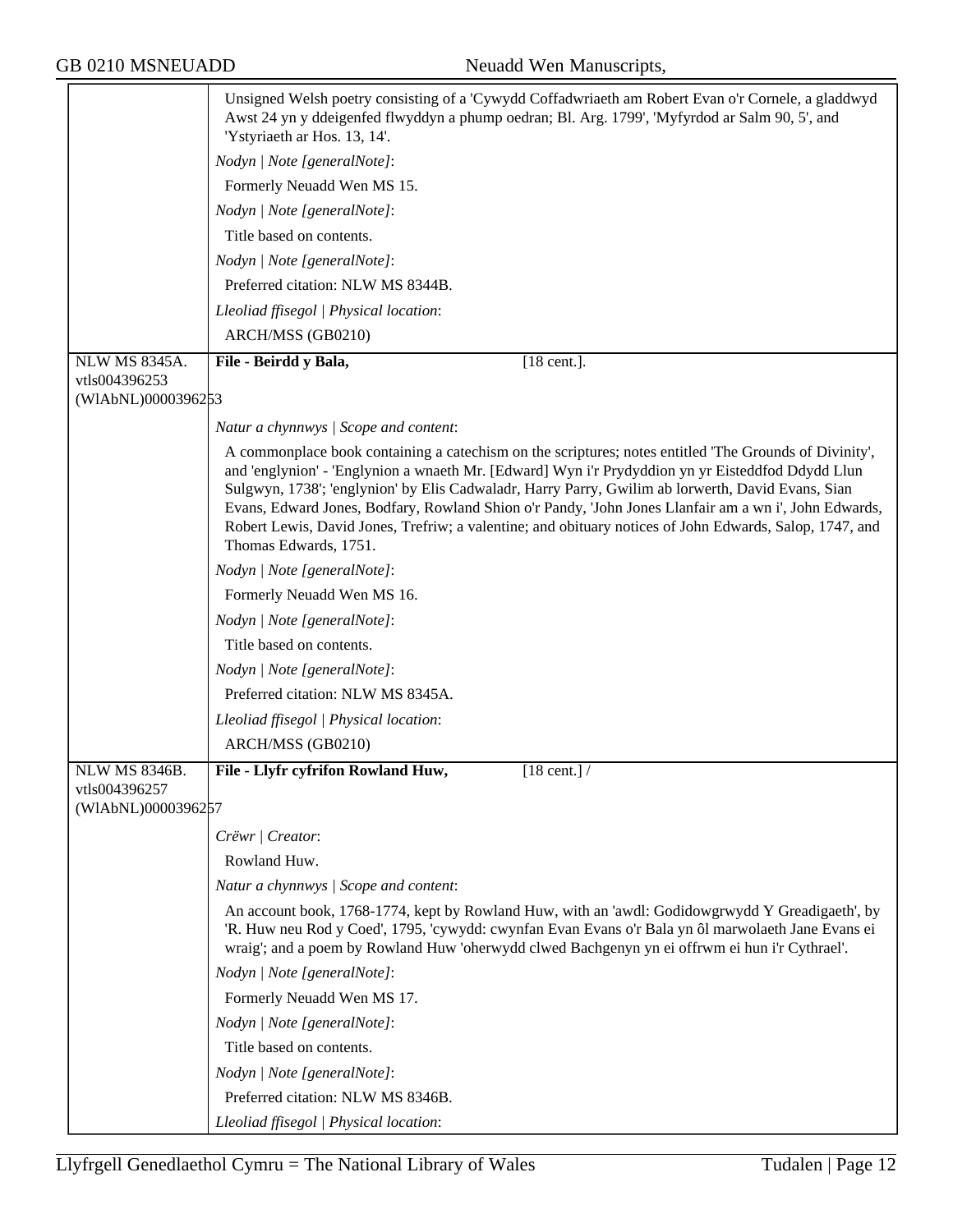Unsigned Welsh poetry consisting of a 'Cywydd Coffadwriaeth am Robert Evan o'r Cornele, a gladdwyd Awst 24 yn y ddeigenfed flwyddyn a phump oedran; Bl. Arg. 1799', 'Myfyrdod ar Salm 90, 5', and 'Ystyriaeth ar Hos. 13, 14'.

*Nodyn | Note [generalNote]*:

Formerly Neuadd Wen MS 15.

*Nodyn | Note [generalNote]*:

Title based on contents.

*Nodyn | Note [generalNote]*:

Preferred citation: NLW MS 8344B.

*Lleoliad ffisegol | Physical location*:

ARCH/MSS (GB0210)

---

NLW MS 8345A.
vtls004396253
(WlAbNL)0000396253

**File - Beirdd y Bala,** [18 cent.].

*Natur a chynnwys | Scope and content*:

A commonplace book containing a catechism on the scriptures; notes entitled 'The Grounds of Divinity', and 'englynion' - 'Englynion a wnaeth Mr. [Edward] Wyn i'r Prydyddion yn yr Eisteddfod Ddydd Llun Sulgwyn, 1738'; 'englynion' by Elis Cadwaladr, Harry Parry, Gwilim ab Iorwerth, David Evans, Sian Evans, Edward Jones, Bodfary, Rowland Shion o'r Pandy, 'John Jones Llanfair am a wn i', John Edwards, Robert Lewis, David Jones, Trefriw; a valentine; and obituary notices of John Edwards, Salop, 1747, and Thomas Edwards, 1751.

*Nodyn | Note [generalNote]*:

Formerly Neuadd Wen MS 16.

*Nodyn | Note [generalNote]*:

Title based on contents.

*Nodyn | Note [generalNote]*:

Preferred citation: NLW MS 8345A.

*Lleoliad ffisegol | Physical location*:

ARCH/MSS (GB0210)

---

NLW MS 8346B.
vtls004396257
(WlAbNL)0000396257

**File - Llyfr cyfrifon Rowland Huw,** [18 cent.] /

*Crëwr | Creator*:

Rowland Huw.

*Natur a chynnwys | Scope and content*:

An account book, 1768-1774, kept by Rowland Huw, with an 'awdl: Godidowgrwydd Y Greadigaeth', by 'R. Huw neu Rod y Coed', 1795, 'cywydd: cwynfan Evan Evans o'r Bala yn ôl marwolaeth Jane Evans ei wraig'; and a poem by Rowland Huw 'oherwydd clwed Bachgenyn yn ei offrwm ei hun i'r Cythrael'.

*Nodyn | Note [generalNote]*:

Formerly Neuadd Wen MS 17.

*Nodyn | Note [generalNote]*:

Title based on contents.

*Nodyn | Note [generalNote]*:

Preferred citation: NLW MS 8346B.

*Lleoliad ffisegol | Physical location*: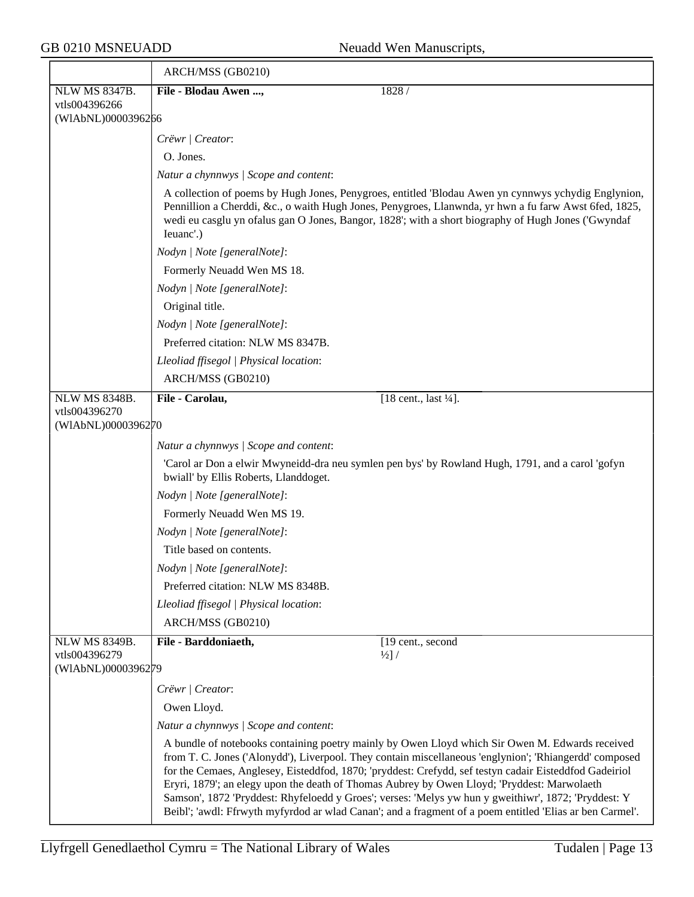ARCH/MSS (GB0210)

| NLW MS 8347B. vtls004396266 (WlAbNL)0000396266 | **File - Blodau Awen ...,** | 1828 / |
|---|---|---|

*Crëwr | Creator*:

O. Jones.

*Natur a chynnwys | Scope and content*:

A collection of poems by Hugh Jones, Penygroes, entitled 'Blodau Awen yn cynnwys ychydig Englynion, Pennillion a Cherddi, &c., o waith Hugh Jones, Penygroes, Llanwnda, yr hwn a fu farw Awst 6fed, 1825, wedi eu casglu yn ofalus gan O Jones, Bangor, 1828'; with a short biography of Hugh Jones ('Gwyndaf Ieuanc'.)

*Nodyn | Note [generalNote]*:

Formerly Neuadd Wen MS 18.

*Nodyn | Note [generalNote]*:

Original title.

*Nodyn | Note [generalNote]*:

Preferred citation: NLW MS 8347B.

*Lleoliad ffisegol | Physical location*:

ARCH/MSS (GB0210)

| NLW MS 8348B. vtls004396270 (WlAbNL)0000396270 | **File - Carolau,** | [18 cent., last ¼]. |
|---|---|---|

*Natur a chynnwys | Scope and content*:

'Carol ar Don a elwir Mwyneidd-dra neu symlen pen bys' by Rowland Hugh, 1791, and a carol 'gofyn bwiall' by Ellis Roberts, Llanddoget.

*Nodyn | Note [generalNote]*:

Formerly Neuadd Wen MS 19.

*Nodyn | Note [generalNote]*:

Title based on contents.

*Nodyn | Note [generalNote]*:

Preferred citation: NLW MS 8348B.

*Lleoliad ffisegol | Physical location*:

ARCH/MSS (GB0210)

| NLW MS 8349B. vtls004396279 (WlAbNL)0000396279 | **File - Barddoniaeth,** | [19 cent., second ½] / |
|---|---|---|

*Crëwr | Creator*:

Owen Lloyd.

*Natur a chynnwys | Scope and content*:

A bundle of notebooks containing poetry mainly by Owen Lloyd which Sir Owen M. Edwards received from T. C. Jones ('Alonydd'), Liverpool. They contain miscellaneous 'englynion'; 'Rhiangerdd' composed for the Cemaes, Anglesey, Eisteddfod, 1870; 'pryddest: Crefydd, sef testyn cadair Eisteddfod Gadeiriol Eryri, 1879'; an elegy upon the death of Thomas Aubrey by Owen Lloyd; 'Pryddest: Marwolaeth Samson', 1872 'Pryddest: Rhyfeloedd y Groes'; verses: 'Melys yw hun y gweithiwr', 1872; 'Pryddest: Y Beibl'; 'awdl: Ffrwyth myfyrdod ar wlad Canan'; and a fragment of a poem entitled 'Elias ar ben Carmel'.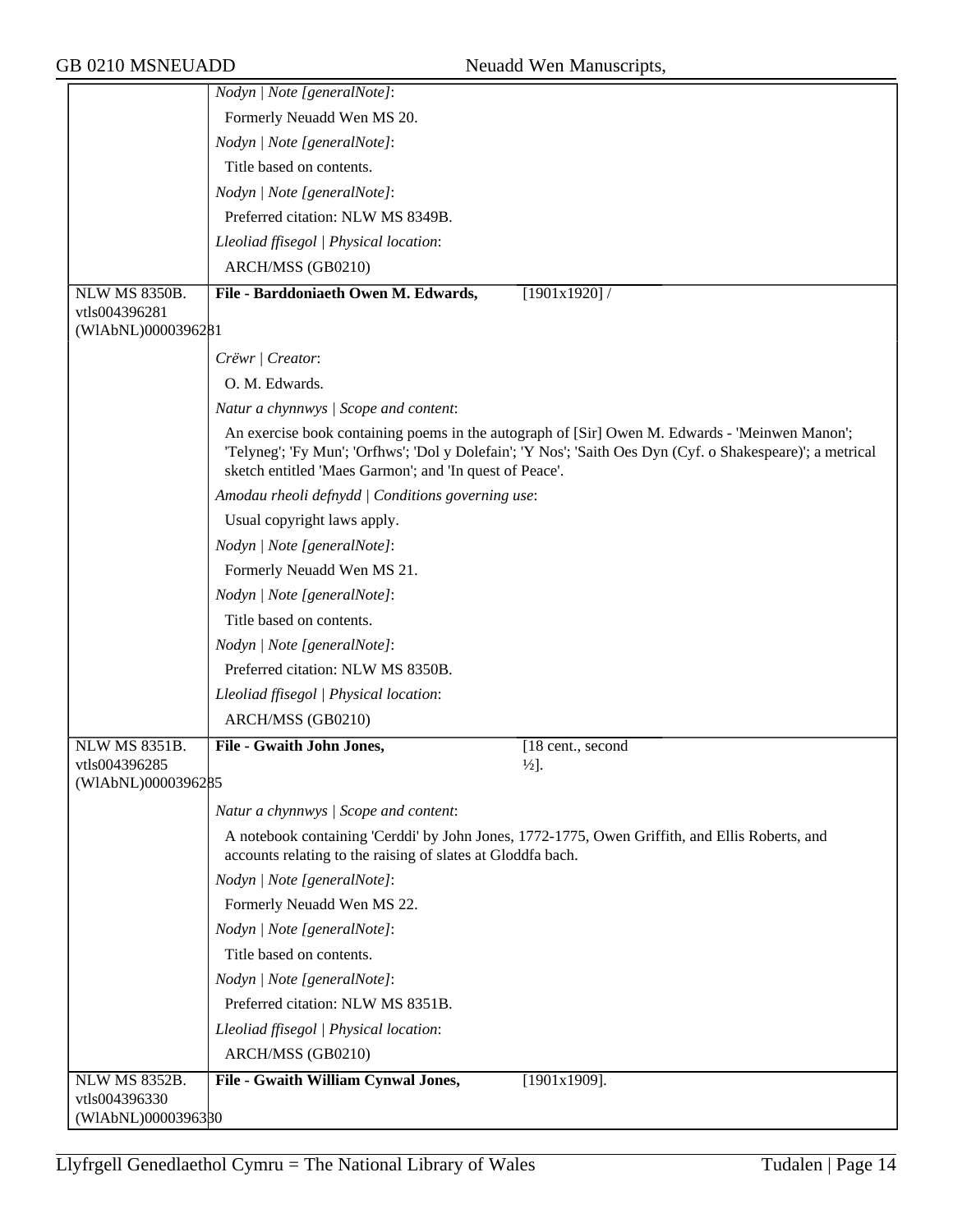*Nodyn | Note [generalNote]*:

Formerly Neuadd Wen MS 20.

*Nodyn | Note [generalNote]*:

Title based on contents.

*Nodyn | Note [generalNote]*:

Preferred citation: NLW MS 8349B.

*Lleoliad ffisegol | Physical location*:

ARCH/MSS (GB0210)

---

NLW MS 8350B.
vtls004396281
(WlAbNL)0000396281

**File - Barddoniaeth Owen M. Edwards,** [1901x1920] /

*Crëwr | Creator*:

O. M. Edwards.

*Natur a chynnwys | Scope and content*:

An exercise book containing poems in the autograph of [Sir] Owen M. Edwards - 'Meinwen Manon'; 'Telyneg'; 'Fy Mun'; 'Orfhws'; 'Dol y Dolefain'; 'Y Nos'; 'Saith Oes Dyn (Cyf. o Shakespeare)'; a metrical sketch entitled 'Maes Garmon'; and 'In quest of Peace'.

*Amodau rheoli defnydd | Conditions governing use*:

Usual copyright laws apply.

*Nodyn | Note [generalNote]*:

Formerly Neuadd Wen MS 21.

*Nodyn | Note [generalNote]*:

Title based on contents.

*Nodyn | Note [generalNote]*:

Preferred citation: NLW MS 8350B.

*Lleoliad ffisegol | Physical location*:

ARCH/MSS (GB0210)

---

NLW MS 8351B.
vtls004396285
(WlAbNL)0000396285

**File - Gwaith John Jones,** [18 cent., second ½].

*Natur a chynnwys | Scope and content*:

A notebook containing 'Cerddi' by John Jones, 1772-1775, Owen Griffith, and Ellis Roberts, and accounts relating to the raising of slates at Gloddfa bach.

*Nodyn | Note [generalNote]*:

Formerly Neuadd Wen MS 22.

*Nodyn | Note [generalNote]*:

Title based on contents.

*Nodyn | Note [generalNote]*:

Preferred citation: NLW MS 8351B.

*Lleoliad ffisegol | Physical location*:

ARCH/MSS (GB0210)

---

NLW MS 8352B.
vtls004396330
(WlAbNL)0000396330

**File - Gwaith William Cynwal Jones,** [1901x1909].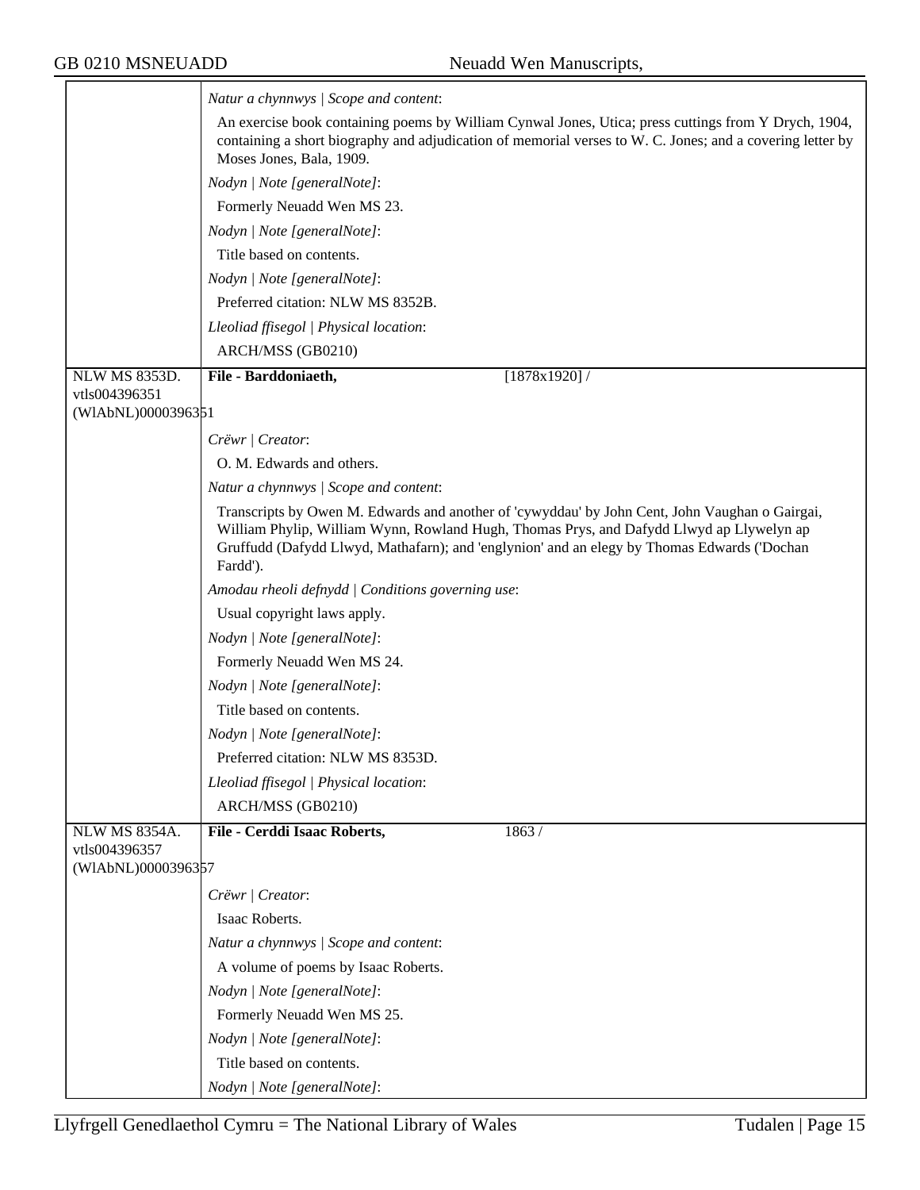| | |
|---|---|
| | *Natur a chynnwys \| Scope and content*:<br>An exercise book containing poems by William Cynwal Jones, Utica; press cuttings from Y Drych, 1904, containing a short biography and adjudication of memorial verses to W. C. Jones; and a covering letter by Moses Jones, Bala, 1909.<br>*Nodyn \| Note [generalNote]*:<br>Formerly Neuadd Wen MS 23.<br>*Nodyn \| Note [generalNote]*:<br>Title based on contents.<br>*Nodyn \| Note [generalNote]*:<br>Preferred citation: NLW MS 8352B.<br>*Lleoliad ffisegol \| Physical location*:<br>ARCH/MSS (GB0210) |
| NLW MS 8353D.<br>vtls004396351<br>(WlAbNL)0000396351 | **File - Barddoniaeth,** [1878x1920] /<br>*Crëwr \| Creator*:<br>O. M. Edwards and others.<br>*Natur a chynnwys \| Scope and content*:<br>Transcripts by Owen M. Edwards and another of 'cywyddau' by John Cent, John Vaughan o Gairgai, William Phylip, William Wynn, Rowland Hugh, Thomas Prys, and Dafydd Llwyd ap Llywelyn ap Gruffudd (Dafydd Llwyd, Mathafarn); and 'englynion' and an elegy by Thomas Edwards ('Dochan Fardd').<br>*Amodau rheoli defnydd \| Conditions governing use*:<br>Usual copyright laws apply.<br>*Nodyn \| Note [generalNote]*:<br>Formerly Neuadd Wen MS 24.<br>*Nodyn \| Note [generalNote]*:<br>Title based on contents.<br>*Nodyn \| Note [generalNote]*:<br>Preferred citation: NLW MS 8353D.<br>*Lleoliad ffisegol \| Physical location*:<br>ARCH/MSS (GB0210) |
| NLW MS 8354A.<br>vtls004396357<br>(WlAbNL)0000396357 | **File - Cerddi Isaac Roberts,** 1863 /<br>*Crëwr \| Creator*:<br>Isaac Roberts.<br>*Natur a chynnwys \| Scope and content*:<br>A volume of poems by Isaac Roberts.<br>*Nodyn \| Note [generalNote]*:<br>Formerly Neuadd Wen MS 25.<br>*Nodyn \| Note [generalNote]*:<br>Title based on contents.<br>*Nodyn \| Note [generalNote]*: |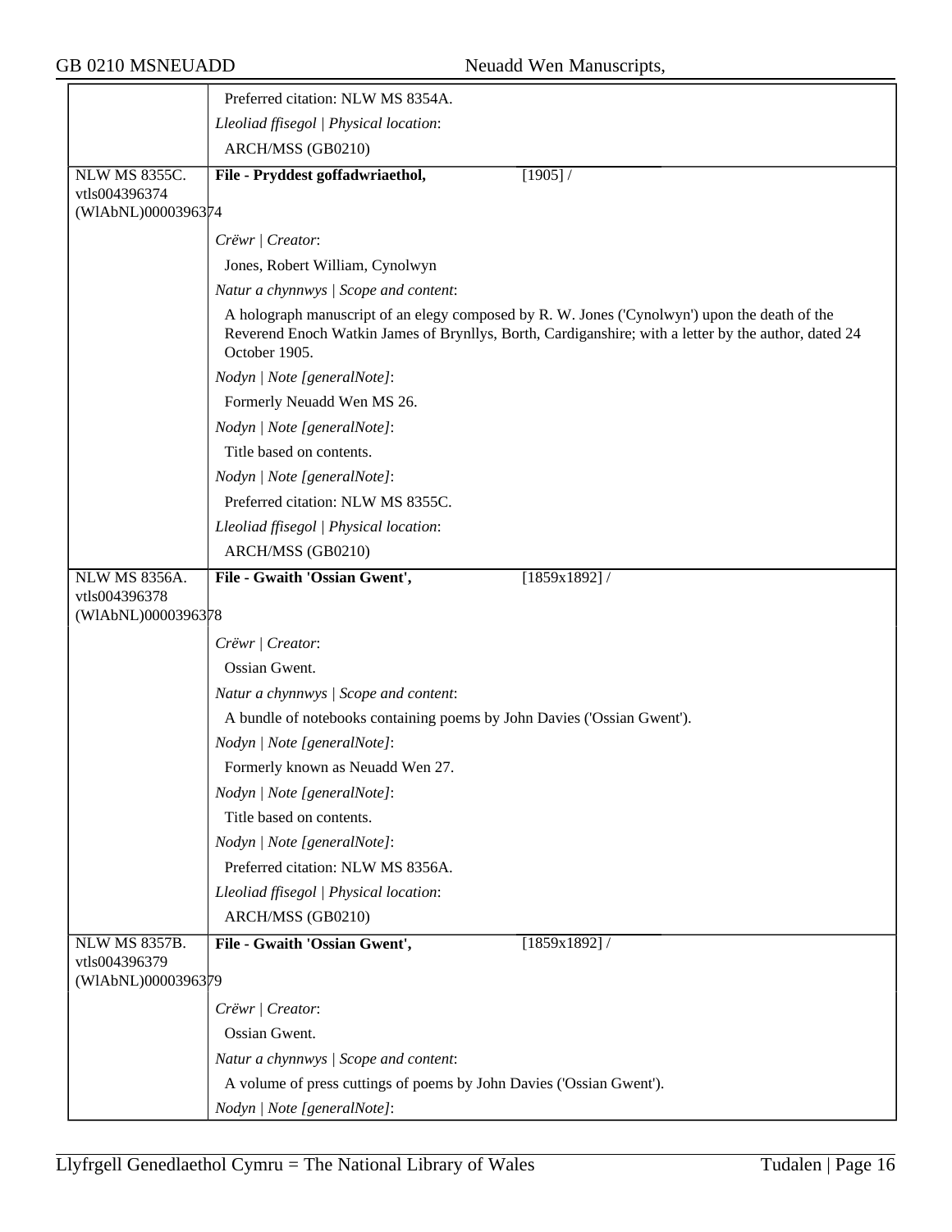Preferred citation: NLW MS 8354A.

*Lleoliad ffisegol | Physical location*:

ARCH/MSS (GB0210)

| NLW MS 8355C. vtls004396374 (WlAbNL)0000396374 | **File - Pryddest goffadwriaethol,** [1905] / |
|---|---|
| | *Crëwr \| Creator*: |
| | Jones, Robert William, Cynolwyn |
| | *Natur a chynnwys \| Scope and content*: |
| | A holograph manuscript of an elegy composed by R. W. Jones ('Cynolwyn') upon the death of the Reverend Enoch Watkin James of Brynllys, Borth, Cardiganshire; with a letter by the author, dated 24 October 1905. |
| | *Nodyn \| Note [generalNote]*: |
| | Formerly Neuadd Wen MS 26. |
| | *Nodyn \| Note [generalNote]*: |
| | Title based on contents. |
| | *Nodyn \| Note [generalNote]*: |
| | Preferred citation: NLW MS 8355C. |
| | *Lleoliad ffisegol \| Physical location*: |
| | ARCH/MSS (GB0210) |
| NLW MS 8356A. vtls004396378 (WlAbNL)0000396378 | **File - Gwaith 'Ossian Gwent',** [1859x1892] / |
| | *Crëwr \| Creator*: |
| | Ossian Gwent. |
| | *Natur a chynnwys \| Scope and content*: |
| | A bundle of notebooks containing poems by John Davies ('Ossian Gwent'). |
| | *Nodyn \| Note [generalNote]*: |
| | Formerly known as Neuadd Wen 27. |
| | *Nodyn \| Note [generalNote]*: |
| | Title based on contents. |
| | *Nodyn \| Note [generalNote]*: |
| | Preferred citation: NLW MS 8356A. |
| | *Lleoliad ffisegol \| Physical location*: |
| | ARCH/MSS (GB0210) |
| NLW MS 8357B. vtls004396379 (WlAbNL)0000396379 | **File - Gwaith 'Ossian Gwent',** [1859x1892] / |
| | *Crëwr \| Creator*: |
| | Ossian Gwent. |
| | *Natur a chynnwys \| Scope and content*: |
| | A volume of press cuttings of poems by John Davies ('Ossian Gwent'). |
| | *Nodyn \| Note [generalNote]*: |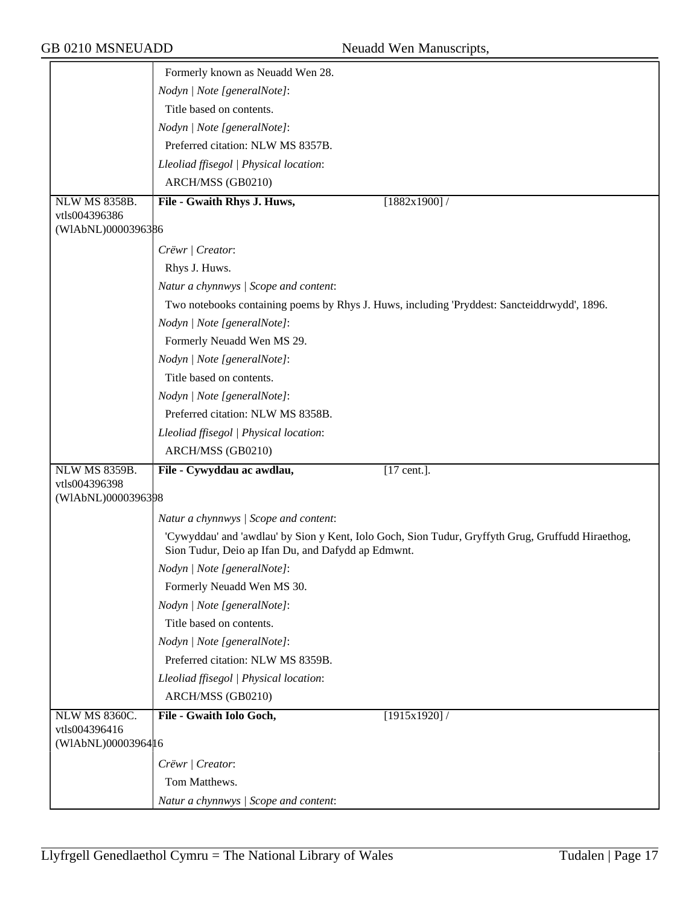| | |
|---|---|
| | Formerly known as Neuadd Wen 28. |
| | *Nodyn \| Note [generalNote]*: |
| | Title based on contents. |
| | *Nodyn \| Note [generalNote]*: |
| | Preferred citation: NLW MS 8357B. |
| | *Lleoliad ffisegol \| Physical location*: |
| | ARCH/MSS (GB0210) |
| NLW MS 8358B. vtls004396386 (WlAbNL)0000396386 | **File - Gwaith Rhys J. Huws,** [1882x1900] / |
| | *Crëwr \| Creator*: |
| | Rhys J. Huws. |
| | *Natur a chynnwys \| Scope and content*: |
| | Two notebooks containing poems by Rhys J. Huws, including 'Pryddest: Sancteiddrwydd', 1896. |
| | *Nodyn \| Note [generalNote]*: |
| | Formerly Neuadd Wen MS 29. |
| | *Nodyn \| Note [generalNote]*: |
| | Title based on contents. |
| | *Nodyn \| Note [generalNote]*: |
| | Preferred citation: NLW MS 8358B. |
| | *Lleoliad ffisegol \| Physical location*: |
| | ARCH/MSS (GB0210) |
| NLW MS 8359B. vtls004396398 (WlAbNL)0000396398 | **File - Cywyddau ac awdlau,** [17 cent.]. |
| | *Natur a chynnwys \| Scope and content*: |
| | 'Cywyddau' and 'awdlau' by Sion y Kent, Iolo Goch, Sion Tudur, Gryffyth Grug, Gruffudd Hiraethog, Sion Tudur, Deio ap Ifan Du, and Dafydd ap Edmwnt. |
| | *Nodyn \| Note [generalNote]*: |
| | Formerly Neuadd Wen MS 30. |
| | *Nodyn \| Note [generalNote]*: |
| | Title based on contents. |
| | *Nodyn \| Note [generalNote]*: |
| | Preferred citation: NLW MS 8359B. |
| | *Lleoliad ffisegol \| Physical location*: |
| | ARCH/MSS (GB0210) |
| NLW MS 8360C. vtls004396416 (WlAbNL)0000396416 | **File - Gwaith Iolo Goch,** [1915x1920] / |
| | *Crëwr \| Creator*: |
| | Tom Matthews. |
| | *Natur a chynnwys \| Scope and content*: |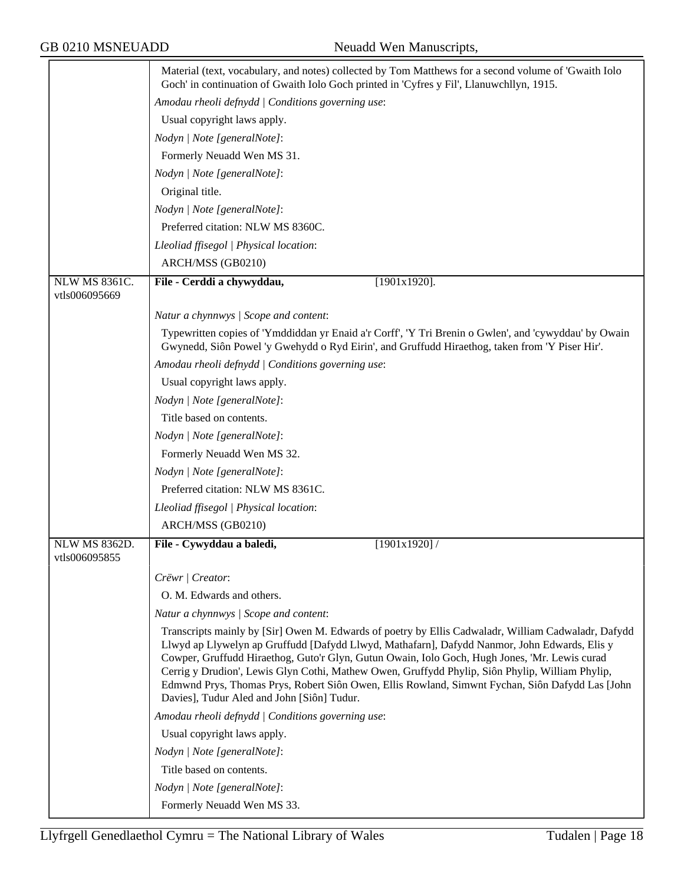| | |
|---|---|
| | Material (text, vocabulary, and notes) collected by Tom Matthews for a second volume of 'Gwaith Iolo Goch' in continuation of Gwaith Iolo Goch printed in 'Cyfres y Fil', Llanuwchllyn, 1915.<br>*Amodau rheoli defnydd \| Conditions governing use*:<br>Usual copyright laws apply.<br>*Nodyn \| Note [generalNote]*:<br>Formerly Neuadd Wen MS 31.<br>*Nodyn \| Note [generalNote]*:<br>Original title.<br>*Nodyn \| Note [generalNote]*:<br>Preferred citation: NLW MS 8360C.<br>*Lleoliad ffisegol \| Physical location*:<br>ARCH/MSS (GB0210) |
| NLW MS 8361C.<br>vtls006095669 | **File - Cerddi a chywyddau,** [1901x1920].<br>*Natur a chynnwys \| Scope and content*:<br>Typewritten copies of 'Ymddiddan yr Enaid a'r Corff', 'Y Tri Brenin o Gwlen', and 'cywyddau' by Owain Gwynedd, Siôn Powel 'y Gwehydd o Ryd Eirin', and Gruffudd Hiraethog, taken from 'Y Piser Hir'.<br>*Amodau rheoli defnydd \| Conditions governing use*:<br>Usual copyright laws apply.<br>*Nodyn \| Note [generalNote]*:<br>Title based on contents.<br>*Nodyn \| Note [generalNote]*:<br>Formerly Neuadd Wen MS 32.<br>*Nodyn \| Note [generalNote]*:<br>Preferred citation: NLW MS 8361C.<br>*Lleoliad ffisegol \| Physical location*:<br>ARCH/MSS (GB0210) |
| NLW MS 8362D.<br>vtls006095855 | **File - Cywyddau a baledi,** [1901x1920] /<br>*Crëwr \| Creator*:<br>O. M. Edwards and others.<br>*Natur a chynnwys \| Scope and content*:<br>Transcripts mainly by [Sir] Owen M. Edwards of poetry by Ellis Cadwaladr, William Cadwaladr, Dafydd Llwyd ap Llywelyn ap Gruffudd [Dafydd Llwyd, Mathafarn], Dafydd Nanmor, John Edwards, Elis y Cowper, Gruffudd Hiraethog, Guto'r Glyn, Gutun Owain, Iolo Goch, Hugh Jones, 'Mr. Lewis curad Cerrig y Drudion', Lewis Glyn Cothi, Mathew Owen, Gruffydd Phylip, Siôn Phylip, William Phylip, Edmwnd Prys, Thomas Prys, Robert Siôn Owen, Ellis Rowland, Simwnt Fychan, Siôn Dafydd Las [John Davies], Tudur Aled and John [Siôn] Tudur.<br>*Amodau rheoli defnydd \| Conditions governing use*:<br>Usual copyright laws apply.<br>*Nodyn \| Note [generalNote]*:<br>Title based on contents.<br>*Nodyn \| Note [generalNote]*:<br>Formerly Neuadd Wen MS 33. |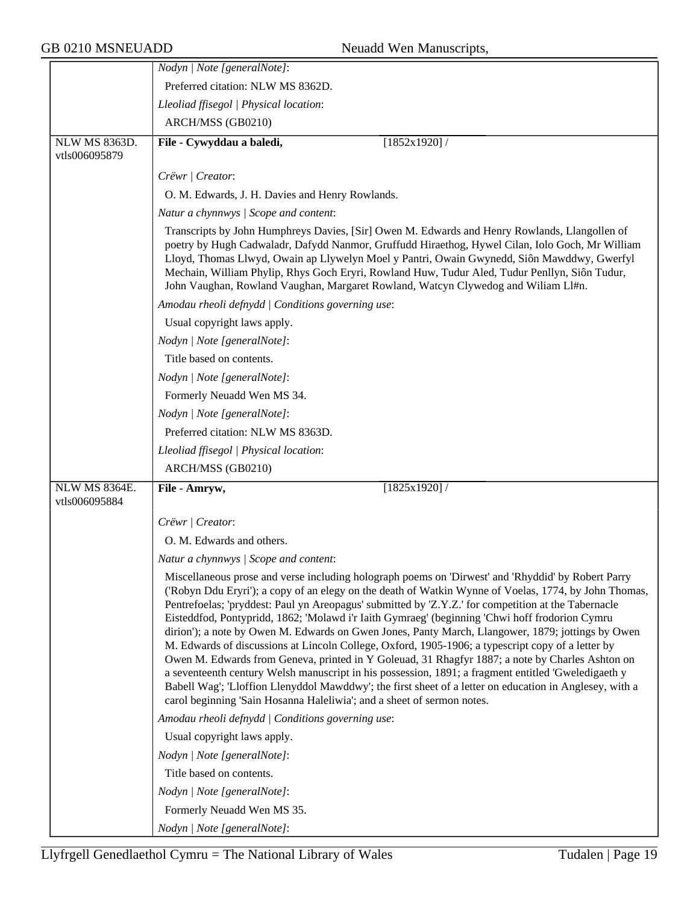*Nodyn | Note [generalNote]*:

Preferred citation: NLW MS 8362D.

*Lleoliad ffisegol | Physical location*:

ARCH/MSS (GB0210)

---

NLW MS 8363D.
vtls006095879

**File - Cywyddau a baledi,** [1852x1920] /

*Crëwr | Creator*:

O. M. Edwards, J. H. Davies and Henry Rowlands.

*Natur a chynnwys | Scope and content*:

Transcripts by John Humphreys Davies, [Sir] Owen M. Edwards and Henry Rowlands, Llangollen of poetry by Hugh Cadwaladr, Dafydd Nanmor, Gruffudd Hiraethog, Hywel Cilan, Iolo Goch, Mr William Lloyd, Thomas Llwyd, Owain ap Llywelyn Moel y Pantri, Owain Gwynedd, Siôn Mawddwy, Gwerfyl Mechain, William Phylip, Rhys Goch Eryri, Rowland Huw, Tudur Aled, Tudur Penllyn, Siôn Tudur, John Vaughan, Rowland Vaughan, Margaret Rowland, Watcyn Clywedog and Wiliam Ll#n.

*Amodau rheoli defnydd | Conditions governing use*:

Usual copyright laws apply.

*Nodyn | Note [generalNote]*:

Title based on contents.

*Nodyn | Note [generalNote]*:

Formerly Neuadd Wen MS 34.

*Nodyn | Note [generalNote]*:

Preferred citation: NLW MS 8363D.

*Lleoliad ffisegol | Physical location*:

ARCH/MSS (GB0210)

---

NLW MS 8364E.
vtls006095884

**File - Amryw,** [1825x1920] /

*Crëwr | Creator*:

O. M. Edwards and others.

*Natur a chynnwys | Scope and content*:

Miscellaneous prose and verse including holograph poems on 'Dirwest' and 'Rhyddid' by Robert Parry ('Robyn Ddu Eryri'); a copy of an elegy on the death of Watkin Wynne of Voelas, 1774, by John Thomas, Pentrefoelas; 'pryddest: Paul yn Areopagus' submitted by 'Z.Y.Z.' for competition at the Tabernacle Eisteddfod, Pontypridd, 1862; 'Molawd i'r Iaith Gymraeg' (beginning 'Chwi hoff frodorion Cymru dirion'); a note by Owen M. Edwards on Gwen Jones, Panty March, Llangower, 1879; jottings by Owen M. Edwards of discussions at Lincoln College, Oxford, 1905-1906; a typescript copy of a letter by Owen M. Edwards from Geneva, printed in Y Goleuad, 31 Rhagfyr 1887; a note by Charles Ashton on a seventeenth century Welsh manuscript in his possession, 1891; a fragment entitled 'Gweledigaeth y Babell Wag'; 'Lloffion Llenyddol Mawddwy'; the first sheet of a letter on education in Anglesey, with a carol beginning 'Sain Hosanna Haleliwia'; and a sheet of sermon notes.

*Amodau rheoli defnydd | Conditions governing use*:

Usual copyright laws apply.

*Nodyn | Note [generalNote]*:

Title based on contents.

*Nodyn | Note [generalNote]*:

Formerly Neuadd Wen MS 35.

*Nodyn | Note [generalNote]*: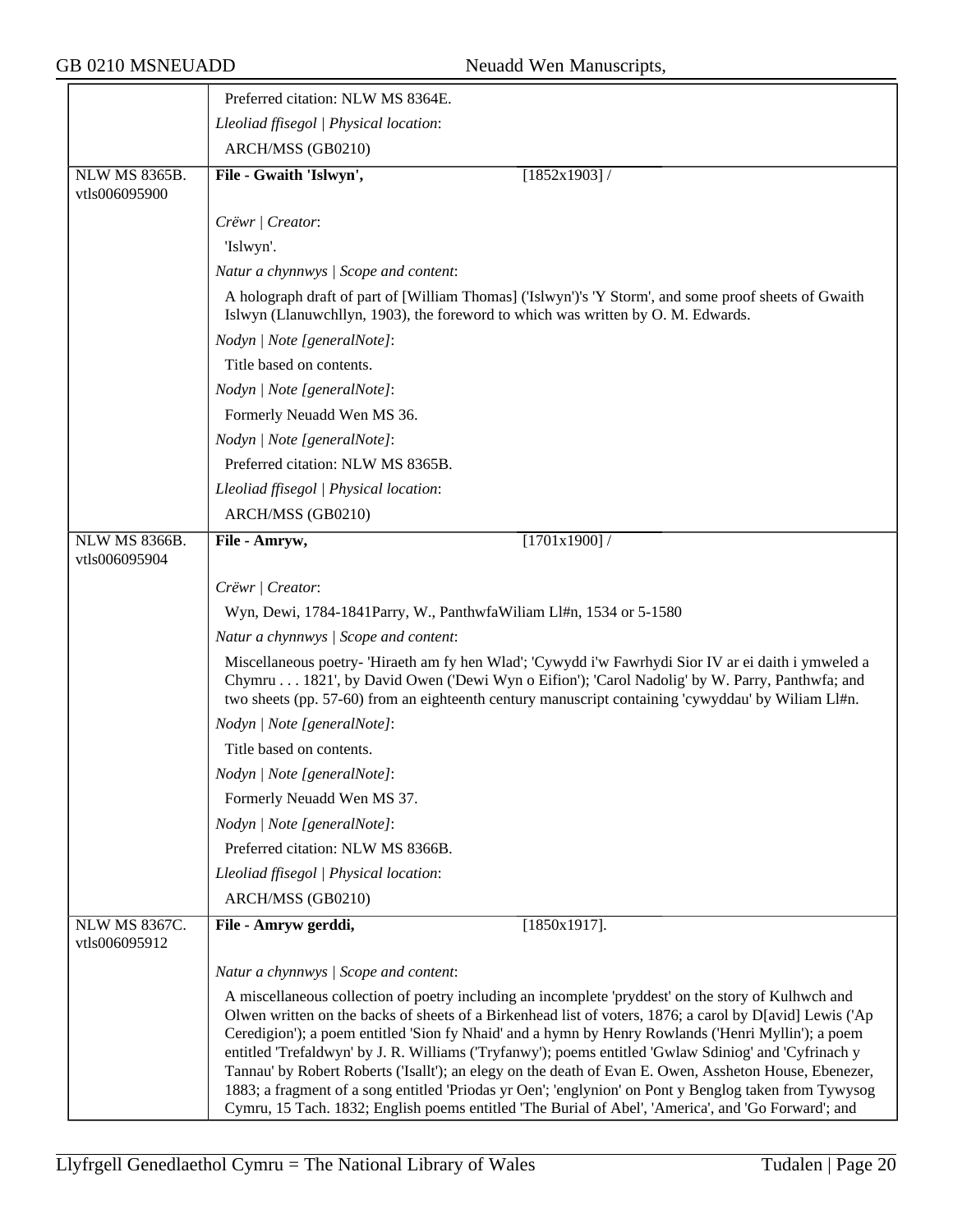Preferred citation: NLW MS 8364E.

*Lleoliad ffisegol | Physical location*:

ARCH/MSS (GB0210)

---

NLW MS 8365B.
vtls006095900

**File - Gwaith 'Islwyn',** [1852x1903] /

*Crëwr | Creator*:

'Islwyn'.

*Natur a chynnwys | Scope and content*:

A holograph draft of part of [William Thomas] ('Islwyn')'s 'Y Storm', and some proof sheets of Gwaith Islwyn (Llanuwchllyn, 1903), the foreword to which was written by O. M. Edwards.

*Nodyn | Note [generalNote]*:

Title based on contents.

*Nodyn | Note [generalNote]*:

Formerly Neuadd Wen MS 36.

*Nodyn | Note [generalNote]*:

Preferred citation: NLW MS 8365B.

*Lleoliad ffisegol | Physical location*:

ARCH/MSS (GB0210)

---

NLW MS 8366B.
vtls006095904

**File - Amryw,** [1701x1900] /

*Crëwr | Creator*:

Wyn, Dewi, 1784-1841Parry, W., PanthwfaWiliam Ll#n, 1534 or 5-1580

*Natur a chynnwys | Scope and content*:

Miscellaneous poetry- 'Hiraeth am fy hen Wlad'; 'Cywydd i'w Fawrhydi Sior IV ar ei daith i ymweled a Chymru . . . 1821', by David Owen ('Dewi Wyn o Eifion'); 'Carol Nadolig' by W. Parry, Panthwfa; and two sheets (pp. 57-60) from an eighteenth century manuscript containing 'cywyddau' by Wiliam Ll#n.

*Nodyn | Note [generalNote]*:

Title based on contents.

*Nodyn | Note [generalNote]*:

Formerly Neuadd Wen MS 37.

*Nodyn | Note [generalNote]*:

Preferred citation: NLW MS 8366B.

*Lleoliad ffisegol | Physical location*:

ARCH/MSS (GB0210)

---

NLW MS 8367C.
vtls006095912

**File - Amryw gerddi,** [1850x1917].

*Natur a chynnwys | Scope and content*:

A miscellaneous collection of poetry including an incomplete 'pryddest' on the story of Kulhwch and Olwen written on the backs of sheets of a Birkenhead list of voters, 1876; a carol by D[avid] Lewis ('Ap Ceredigion'); a poem entitled 'Sion fy Nhaid' and a hymn by Henry Rowlands ('Henri Myllin'); a poem entitled 'Trefaldwyn' by J. R. Williams ('Tryfanwy'); poems entitled 'Gwlaw Sdiniog' and 'Cyfrinach y Tannau' by Robert Roberts ('Isallt'); an elegy on the death of Evan E. Owen, Assheton House, Ebenezer, 1883; a fragment of a song entitled 'Priodas yr Oen'; 'englynion' on Pont y Benglog taken from Tywysog Cymru, 15 Tach. 1832; English poems entitled 'The Burial of Abel', 'America', and 'Go Forward'; and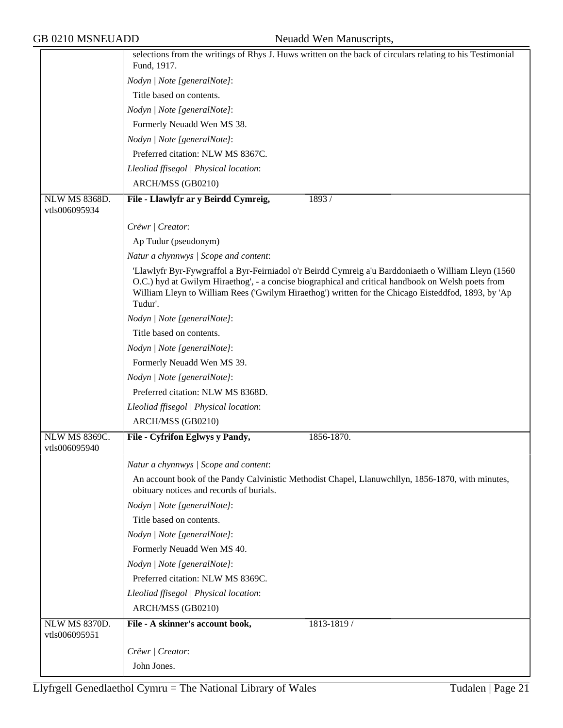selections from the writings of Rhys J. Huws written on the back of circulars relating to his Testimonial Fund, 1917.

*Nodyn | Note [generalNote]*:

Title based on contents.

*Nodyn | Note [generalNote]*:

Formerly Neuadd Wen MS 38.

*Nodyn | Note [generalNote]*:

Preferred citation: NLW MS 8367C.

*Lleoliad ffisegol | Physical location*:

ARCH/MSS (GB0210)

---

NLW MS 8368D.
vtls006095934

**File - Llawlyfr ar y Beirdd Cymreig,** 1893 /

*Crëwr | Creator*:

Ap Tudur (pseudonym)

*Natur a chynnwys | Scope and content*:

'Llawlyfr Byr-Fywgraffol a Byr-Feirniadol o'r Beirdd Cymreig a'u Barddoniaeth o William Lleyn (1560 O.C.) hyd at Gwilym Hiraethog', - a concise biographical and critical handbook on Welsh poets from William Lleyn to William Rees ('Gwilym Hiraethog') written for the Chicago Eisteddfod, 1893, by 'Ap Tudur'.

*Nodyn | Note [generalNote]*:

Title based on contents.

*Nodyn | Note [generalNote]*:

Formerly Neuadd Wen MS 39.

*Nodyn | Note [generalNote]*:

Preferred citation: NLW MS 8368D.

*Lleoliad ffisegol | Physical location*:

ARCH/MSS (GB0210)

---

NLW MS 8369C.
vtls006095940

**File - Cyfrifon Eglwys y Pandy,** 1856-1870.

*Natur a chynnwys | Scope and content*:

An account book of the Pandy Calvinistic Methodist Chapel, Llanuwchllyn, 1856-1870, with minutes, obituary notices and records of burials.

*Nodyn | Note [generalNote]*:

Title based on contents.

*Nodyn | Note [generalNote]*:

Formerly Neuadd Wen MS 40.

*Nodyn | Note [generalNote]*:

Preferred citation: NLW MS 8369C.

*Lleoliad ffisegol | Physical location*:

ARCH/MSS (GB0210)

---

NLW MS 8370D.
vtls006095951

**File - A skinner's account book,** 1813-1819 /

*Crëwr | Creator*:

John Jones.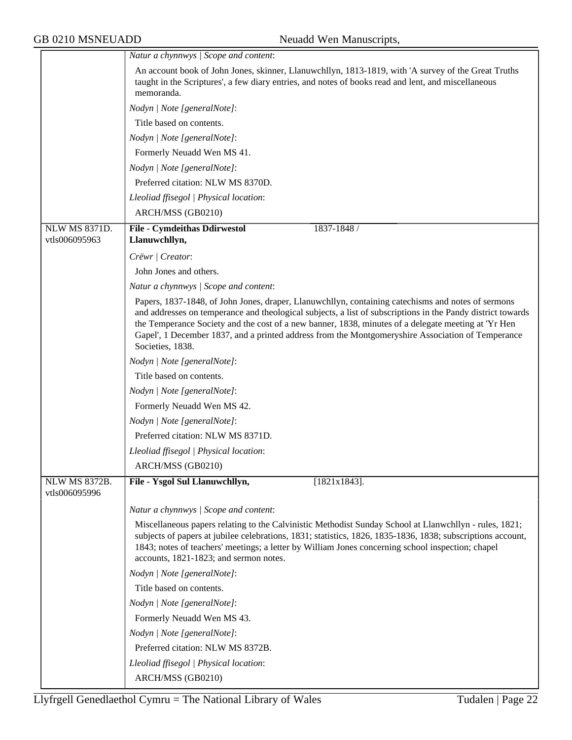*Natur a chynnwys | Scope and content*:

An account book of John Jones, skinner, Llanuwchllyn, 1813-1819, with 'A survey of the Great Truths taught in the Scriptures', a few diary entries, and notes of books read and lent, and miscellaneous memoranda.

*Nodyn | Note [generalNote]*:

Title based on contents.

*Nodyn | Note [generalNote]*:

Formerly Neuadd Wen MS 41.

*Nodyn | Note [generalNote]*:

Preferred citation: NLW MS 8370D.

*Lleoliad ffisegol | Physical location*:

ARCH/MSS (GB0210)

---

NLW MS 8371D.
vtls006095963

**File - Cymdeithas Ddirwestol Llanuwchllyn,** 1837-1848 /

*Crëwr | Creator*:

John Jones and others.

*Natur a chynnwys | Scope and content*:

Papers, 1837-1848, of John Jones, draper, Llanuwchllyn, containing catechisms and notes of sermons and addresses on temperance and theological subjects, a list of subscriptions in the Pandy district towards the Temperance Society and the cost of a new banner, 1838, minutes of a delegate meeting at 'Yr Hen Gapel', 1 December 1837, and a printed address from the Montgomeryshire Association of Temperance Societies, 1838.

*Nodyn | Note [generalNote]*:

Title based on contents.

*Nodyn | Note [generalNote]*:

Formerly Neuadd Wen MS 42.

*Nodyn | Note [generalNote]*:

Preferred citation: NLW MS 8371D.

*Lleoliad ffisegol | Physical location*:

ARCH/MSS (GB0210)

---

NLW MS 8372B.
vtls006095996

**File - Ysgol Sul Llanuwchllyn,** [1821x1843].

*Natur a chynnwys | Scope and content*:

Miscellaneous papers relating to the Calvinistic Methodist Sunday School at Llanwchllyn - rules, 1821; subjects of papers at jubilee celebrations, 1831; statistics, 1826, 1835-1836, 1838; subscriptions account, 1843; notes of teachers' meetings; a letter by William Jones concerning school inspection; chapel accounts, 1821-1823; and sermon notes.

*Nodyn | Note [generalNote]*:

Title based on contents.

*Nodyn | Note [generalNote]*:

Formerly Neuadd Wen MS 43.

*Nodyn | Note [generalNote]*:

Preferred citation: NLW MS 8372B.

*Lleoliad ffisegol | Physical location*:

ARCH/MSS (GB0210)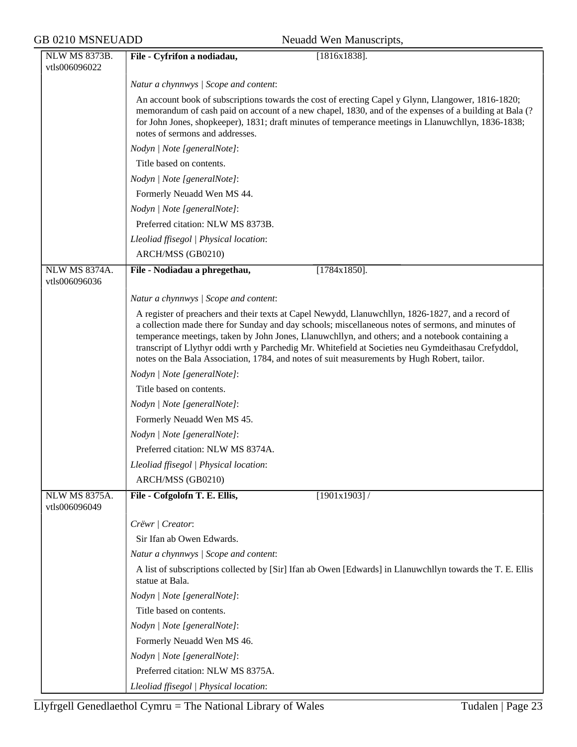| NLW MS 8373B. vtls006096022 | **File - Cyfrifon a nodiadau,** [1816x1838]. |
|---|---|
| | *Natur a chynnwys \| Scope and content*: |
| | An account book of subscriptions towards the cost of erecting Capel y Glynn, Llangower, 1816-1820; memorandum of cash paid on account of a new chapel, 1830, and of the expenses of a building at Bala (? for John Jones, shopkeeper), 1831; draft minutes of temperance meetings in Llanuwchllyn, 1836-1838; notes of sermons and addresses. |
| | *Nodyn \| Note [generalNote]*: |
| | Title based on contents. |
| | *Nodyn \| Note [generalNote]*: |
| | Formerly Neuadd Wen MS 44. |
| | *Nodyn \| Note [generalNote]*: |
| | Preferred citation: NLW MS 8373B. |
| | *Lleoliad ffisegol \| Physical location*: |
| | ARCH/MSS (GB0210) |
| NLW MS 8374A. vtls006096036 | **File - Nodiadau a phregethau,** [1784x1850]. |
| | *Natur a chynnwys \| Scope and content*: |
| | A register of preachers and their texts at Capel Newydd, Llanuwchllyn, 1826-1827, and a record of a collection made there for Sunday and day schools; miscellaneous notes of sermons, and minutes of temperance meetings, taken by John Jones, Llanuwchllyn, and others; and a notebook containing a transcript of Llythyr oddi wrth y Parchedig Mr. Whitefield at Societies neu Gymdeithasau Crefyddol, notes on the Bala Association, 1784, and notes of suit measurements by Hugh Robert, tailor. |
| | *Nodyn \| Note [generalNote]*: |
| | Title based on contents. |
| | *Nodyn \| Note [generalNote]*: |
| | Formerly Neuadd Wen MS 45. |
| | *Nodyn \| Note [generalNote]*: |
| | Preferred citation: NLW MS 8374A. |
| | *Lleoliad ffisegol \| Physical location*: |
| | ARCH/MSS (GB0210) |
| NLW MS 8375A. vtls006096049 | **File - Cofgolofn T. E. Ellis,** [1901x1903] / |
| | *Crëwr \| Creator*: |
| | Sir Ifan ab Owen Edwards. |
| | *Natur a chynnwys \| Scope and content*: |
| | A list of subscriptions collected by [Sir] Ifan ab Owen [Edwards] in Llanuwchllyn towards the T. E. Ellis statue at Bala. |
| | *Nodyn \| Note [generalNote]*: |
| | Title based on contents. |
| | *Nodyn \| Note [generalNote]*: |
| | Formerly Neuadd Wen MS 46. |
| | *Nodyn \| Note [generalNote]*: |
| | Preferred citation: NLW MS 8375A. |
| | *Lleoliad ffisegol \| Physical location*: |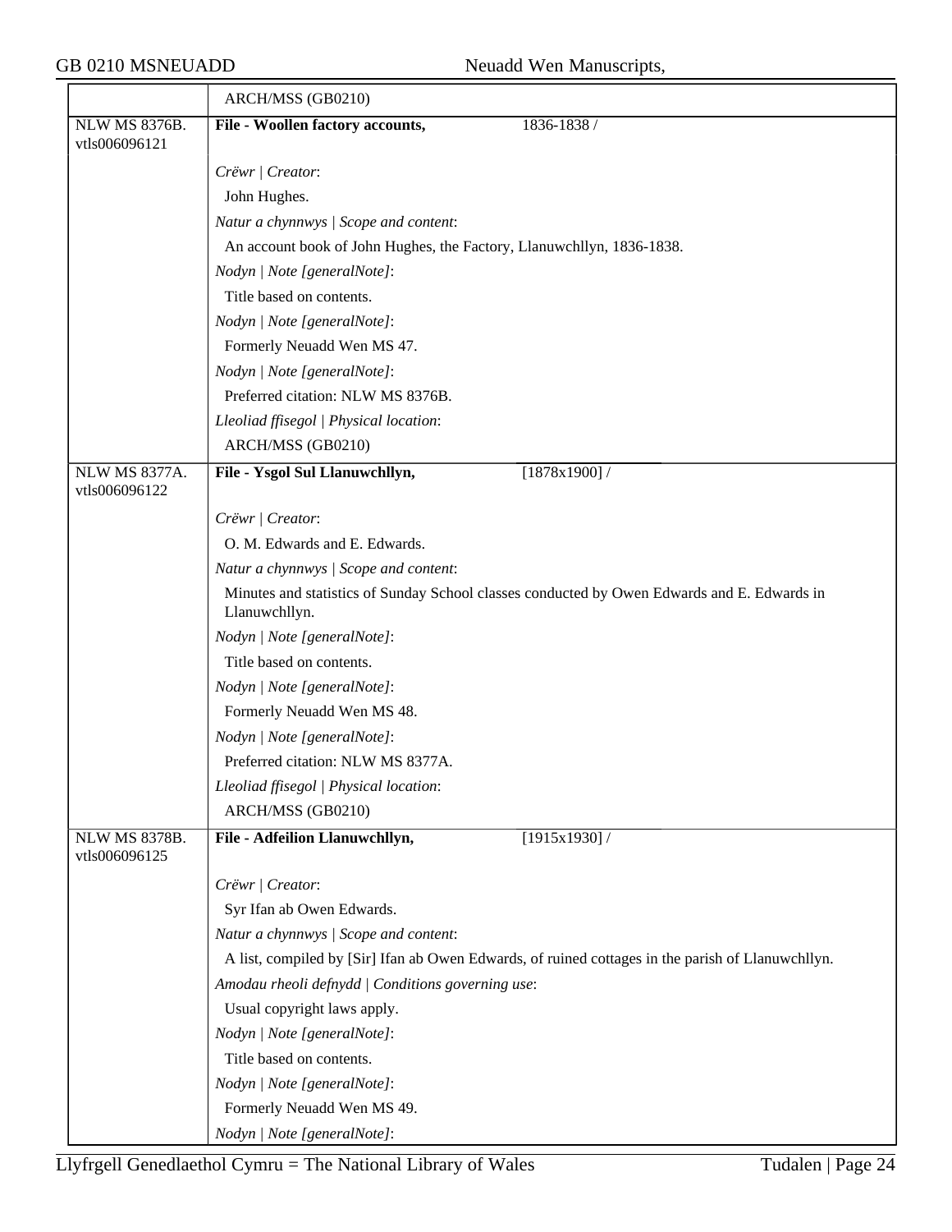| | ARCH/MSS (GB0210) |
|---|---|
| NLW MS 8376B. vtls006096121 | **File - Woollen factory accounts,** 1836-1838 / |
| | *Crëwr \| Creator*: |
| | John Hughes. |
| | *Natur a chynnwys \| Scope and content*: |
| | An account book of John Hughes, the Factory, Llanuwchllyn, 1836-1838. |
| | *Nodyn \| Note [generalNote]*: |
| | Title based on contents. |
| | *Nodyn \| Note [generalNote]*: |
| | Formerly Neuadd Wen MS 47. |
| | *Nodyn \| Note [generalNote]*: |
| | Preferred citation: NLW MS 8376B. |
| | *Lleoliad ffisegol \| Physical location*: |
| | ARCH/MSS (GB0210) |
| NLW MS 8377A. vtls006096122 | **File - Ysgol Sul Llanuwchllyn,** [1878x1900] / |
| | *Crëwr \| Creator*: |
| | O. M. Edwards and E. Edwards. |
| | *Natur a chynnwys \| Scope and content*: |
| | Minutes and statistics of Sunday School classes conducted by Owen Edwards and E. Edwards in Llanuwchllyn. |
| | *Nodyn \| Note [generalNote]*: |
| | Title based on contents. |
| | *Nodyn \| Note [generalNote]*: |
| | Formerly Neuadd Wen MS 48. |
| | *Nodyn \| Note [generalNote]*: |
| | Preferred citation: NLW MS 8377A. |
| | *Lleoliad ffisegol \| Physical location*: |
| | ARCH/MSS (GB0210) |
| NLW MS 8378B. vtls006096125 | **File - Adfeilion Llanuwchllyn,** [1915x1930] / |
| | *Crëwr \| Creator*: |
| | Syr Ifan ab Owen Edwards. |
| | *Natur a chynnwys \| Scope and content*: |
| | A list, compiled by [Sir] Ifan ab Owen Edwards, of ruined cottages in the parish of Llanuwchllyn. |
| | *Amodau rheoli defnydd \| Conditions governing use*: |
| | Usual copyright laws apply. |
| | *Nodyn \| Note [generalNote]*: |
| | Title based on contents. |
| | *Nodyn \| Note [generalNote]*: |
| | Formerly Neuadd Wen MS 49. |
| | *Nodyn \| Note [generalNote]*: |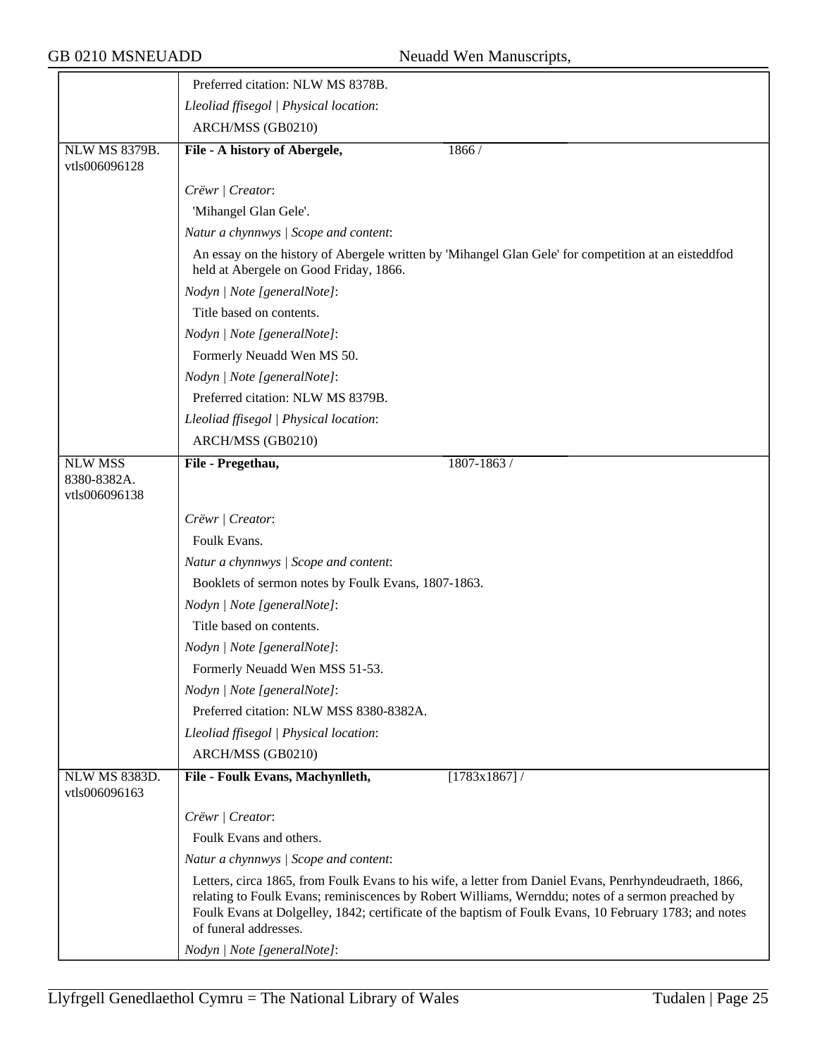| | |
|---|---|
| | Preferred citation: NLW MS 8378B. |
| | *Lleoliad ffisegol \| Physical location*: |
| | ARCH/MSS (GB0210) |
| NLW MS 8379B. vtls006096128 | **File - A history of Abergele,** 1866 / |
| | *Crëwr \| Creator*: |
| | 'Mihangel Glan Gele'. |
| | *Natur a chynnwys \| Scope and content*: |
| | An essay on the history of Abergele written by 'Mihangel Glan Gele' for competition at an eisteddfod held at Abergele on Good Friday, 1866. |
| | *Nodyn \| Note [generalNote]*: |
| | Title based on contents. |
| | *Nodyn \| Note [generalNote]*: |
| | Formerly Neuadd Wen MS 50. |
| | *Nodyn \| Note [generalNote]*: |
| | Preferred citation: NLW MS 8379B. |
| | *Lleoliad ffisegol \| Physical location*: |
| | ARCH/MSS (GB0210) |
| NLW MSS 8380-8382A. vtls006096138 | **File - Pregethau,** 1807-1863 / |
| | *Crëwr \| Creator*: |
| | Foulk Evans. |
| | *Natur a chynnwys \| Scope and content*: |
| | Booklets of sermon notes by Foulk Evans, 1807-1863. |
| | *Nodyn \| Note [generalNote]*: |
| | Title based on contents. |
| | *Nodyn \| Note [generalNote]*: |
| | Formerly Neuadd Wen MSS 51-53. |
| | *Nodyn \| Note [generalNote]*: |
| | Preferred citation: NLW MSS 8380-8382A. |
| | *Lleoliad ffisegol \| Physical location*: |
| | ARCH/MSS (GB0210) |
| NLW MS 8383D. vtls006096163 | **File - Foulk Evans, Machynlleth,** [1783x1867] / |
| | *Crëwr \| Creator*: |
| | Foulk Evans and others. |
| | *Natur a chynnwys \| Scope and content*: |
| | Letters, circa 1865, from Foulk Evans to his wife, a letter from Daniel Evans, Penrhyndeudraeth, 1866, relating to Foulk Evans; reminiscences by Robert Williams, Wernddu; notes of a sermon preached by Foulk Evans at Dolgelley, 1842; certificate of the baptism of Foulk Evans, 10 February 1783; and notes of funeral addresses. |
| | *Nodyn \| Note [generalNote]*: |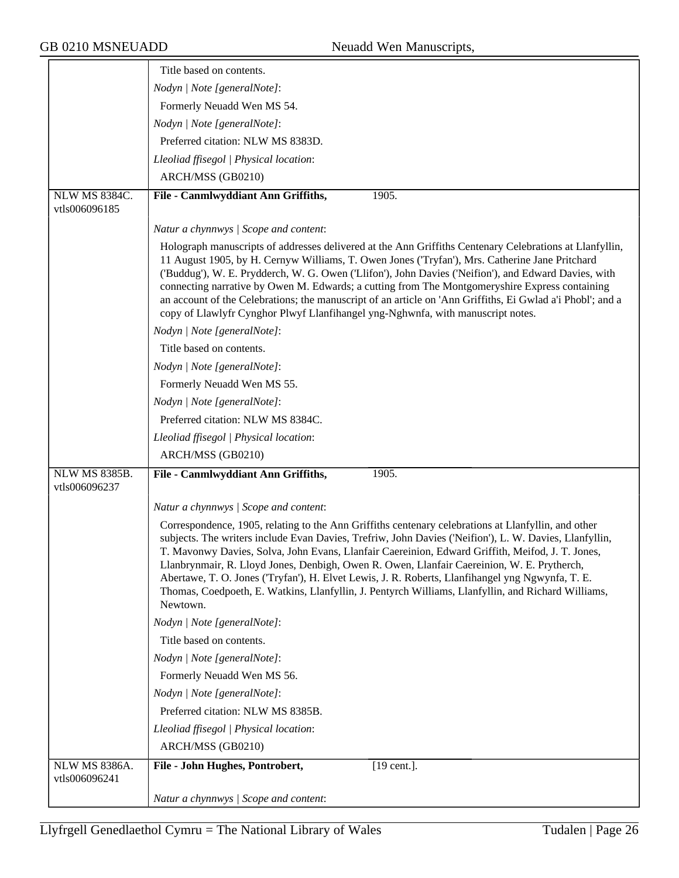| | |
|---|---|
| | Title based on contents. |
| | *Nodyn \| Note [generalNote]*: |
| | Formerly Neuadd Wen MS 54. |
| | *Nodyn \| Note [generalNote]*: |
| | Preferred citation: NLW MS 8383D. |
| | *Lleoliad ffisegol \| Physical location*: |
| | ARCH/MSS (GB0210) |
| NLW MS 8384C. vtls006096185 | **File - Canmlwyddiant Ann Griffiths,** 1905. |
| | *Natur a chynnwys \| Scope and content*: |
| | Holograph manuscripts of addresses delivered at the Ann Griffiths Centenary Celebrations at Llanfyllin, 11 August 1905, by H. Cernyw Williams, T. Owen Jones ('Tryfan'), Mrs. Catherine Jane Pritchard ('Buddug'), W. E. Prydderch, W. G. Owen ('Llifon'), John Davies ('Neifion'), and Edward Davies, with connecting narrative by Owen M. Edwards; a cutting from The Montgomeryshire Express containing an account of the Celebrations; the manuscript of an article on 'Ann Griffiths, Ei Gwlad a'i Phobl'; and a copy of Llawlyfr Cynghor Plwyf Llanfihangel yng-Nghwnfa, with manuscript notes. |
| | *Nodyn \| Note [generalNote]*: |
| | Title based on contents. |
| | *Nodyn \| Note [generalNote]*: |
| | Formerly Neuadd Wen MS 55. |
| | *Nodyn \| Note [generalNote]*: |
| | Preferred citation: NLW MS 8384C. |
| | *Lleoliad ffisegol \| Physical location*: |
| | ARCH/MSS (GB0210) |
| NLW MS 8385B. vtls006096237 | **File - Canmlwyddiant Ann Griffiths,** 1905. |
| | *Natur a chynnwys \| Scope and content*: |
| | Correspondence, 1905, relating to the Ann Griffiths centenary celebrations at Llanfyllin, and other subjects. The writers include Evan Davies, Trefriw, John Davies ('Neifion'), L. W. Davies, Llanfyllin, T. Mavonwy Davies, Solva, John Evans, Llanfair Caereinion, Edward Griffith, Meifod, J. T. Jones, Llanbrynmair, R. Lloyd Jones, Denbigh, Owen R. Owen, Llanfair Caereinion, W. E. Prytherch, Abertawe, T. O. Jones ('Tryfan'), H. Elvet Lewis, J. R. Roberts, Llanfihangel yng Ngwynfa, T. E. Thomas, Coedpoeth, E. Watkins, Llanfyllin, J. Pentyrch Williams, Llanfyllin, and Richard Williams, Newtown. |
| | *Nodyn \| Note [generalNote]*: |
| | Title based on contents. |
| | *Nodyn \| Note [generalNote]*: |
| | Formerly Neuadd Wen MS 56. |
| | *Nodyn \| Note [generalNote]*: |
| | Preferred citation: NLW MS 8385B. |
| | *Lleoliad ffisegol \| Physical location*: |
| | ARCH/MSS (GB0210) |
| NLW MS 8386A. vtls006096241 | **File - John Hughes, Pontrobert,** [19 cent.]. |
| | *Natur a chynnwys \| Scope and content*: |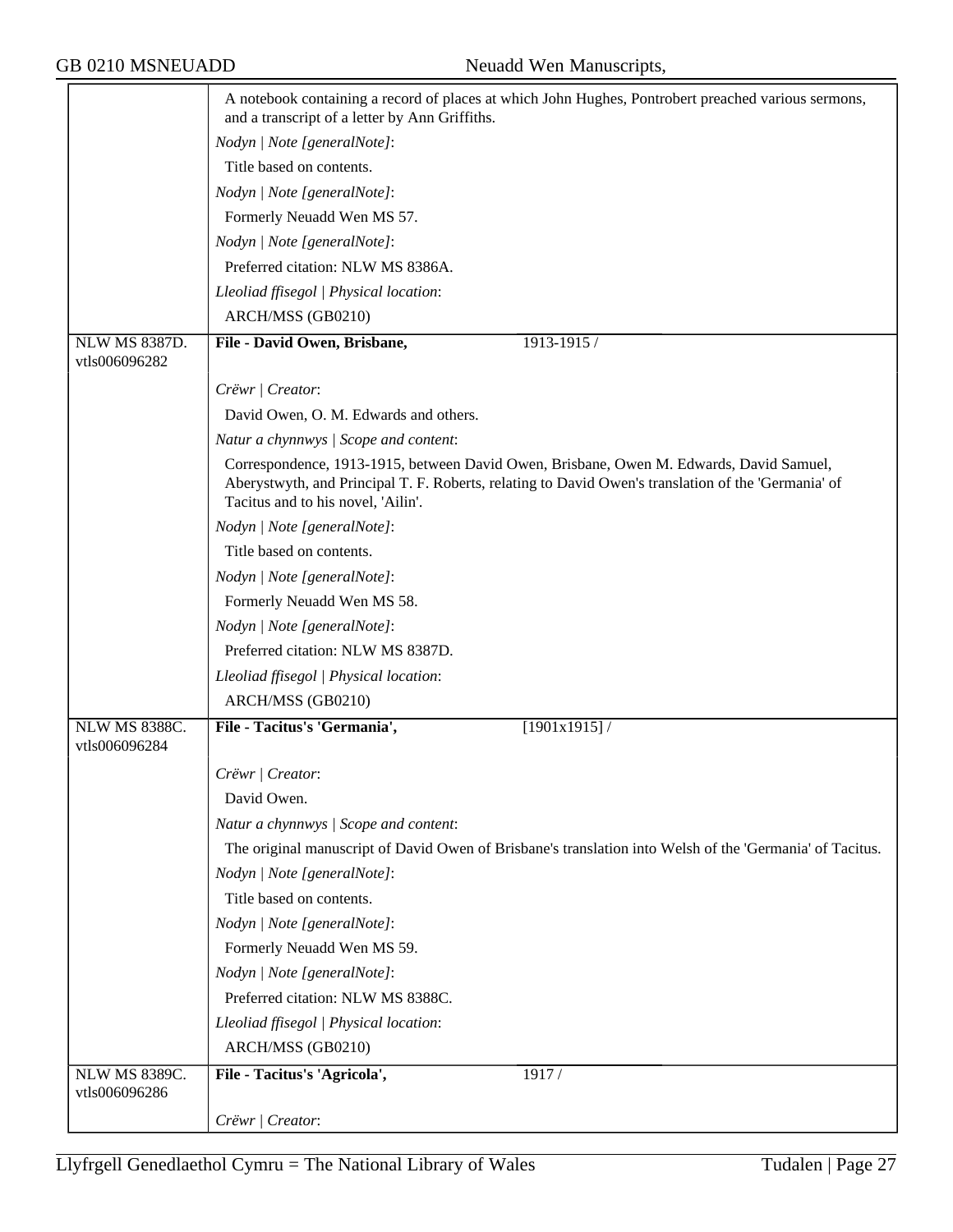| | |
|---|---|
| | A notebook containing a record of places at which John Hughes, Pontrobert preached various sermons, and a transcript of a letter by Ann Griffiths.<br>*Nodyn \| Note [generalNote]*:<br>Title based on contents.<br>*Nodyn \| Note [generalNote]*:<br>Formerly Neuadd Wen MS 57.<br>*Nodyn \| Note [generalNote]*:<br>Preferred citation: NLW MS 8386A.<br>*Lleoliad ffisegol \| Physical location*:<br>ARCH/MSS (GB0210) |
| NLW MS 8387D.<br>vtls006096282 | **File - David Owen, Brisbane,** 1913-1915 /<br>*Crëwr \| Creator*:<br>David Owen, O. M. Edwards and others.<br>*Natur a chynnwys \| Scope and content*:<br>Correspondence, 1913-1915, between David Owen, Brisbane, Owen M. Edwards, David Samuel, Aberystwyth, and Principal T. F. Roberts, relating to David Owen's translation of the 'Germania' of Tacitus and to his novel, 'Ailin'.<br>*Nodyn \| Note [generalNote]*:<br>Title based on contents.<br>*Nodyn \| Note [generalNote]*:<br>Formerly Neuadd Wen MS 58.<br>*Nodyn \| Note [generalNote]*:<br>Preferred citation: NLW MS 8387D.<br>*Lleoliad ffisegol \| Physical location*:<br>ARCH/MSS (GB0210) |
| NLW MS 8388C.<br>vtls006096284 | **File - Tacitus's 'Germania',** [1901x1915] /<br>*Crëwr \| Creator*:<br>David Owen.<br>*Natur a chynnwys \| Scope and content*:<br>The original manuscript of David Owen of Brisbane's translation into Welsh of the 'Germania' of Tacitus.<br>*Nodyn \| Note [generalNote]*:<br>Title based on contents.<br>*Nodyn \| Note [generalNote]*:<br>Formerly Neuadd Wen MS 59.<br>*Nodyn \| Note [generalNote]*:<br>Preferred citation: NLW MS 8388C.<br>*Lleoliad ffisegol \| Physical location*:<br>ARCH/MSS (GB0210) |
| NLW MS 8389C.<br>vtls006096286 | **File - Tacitus's 'Agricola',** 1917 /<br>*Crëwr \| Creator*: |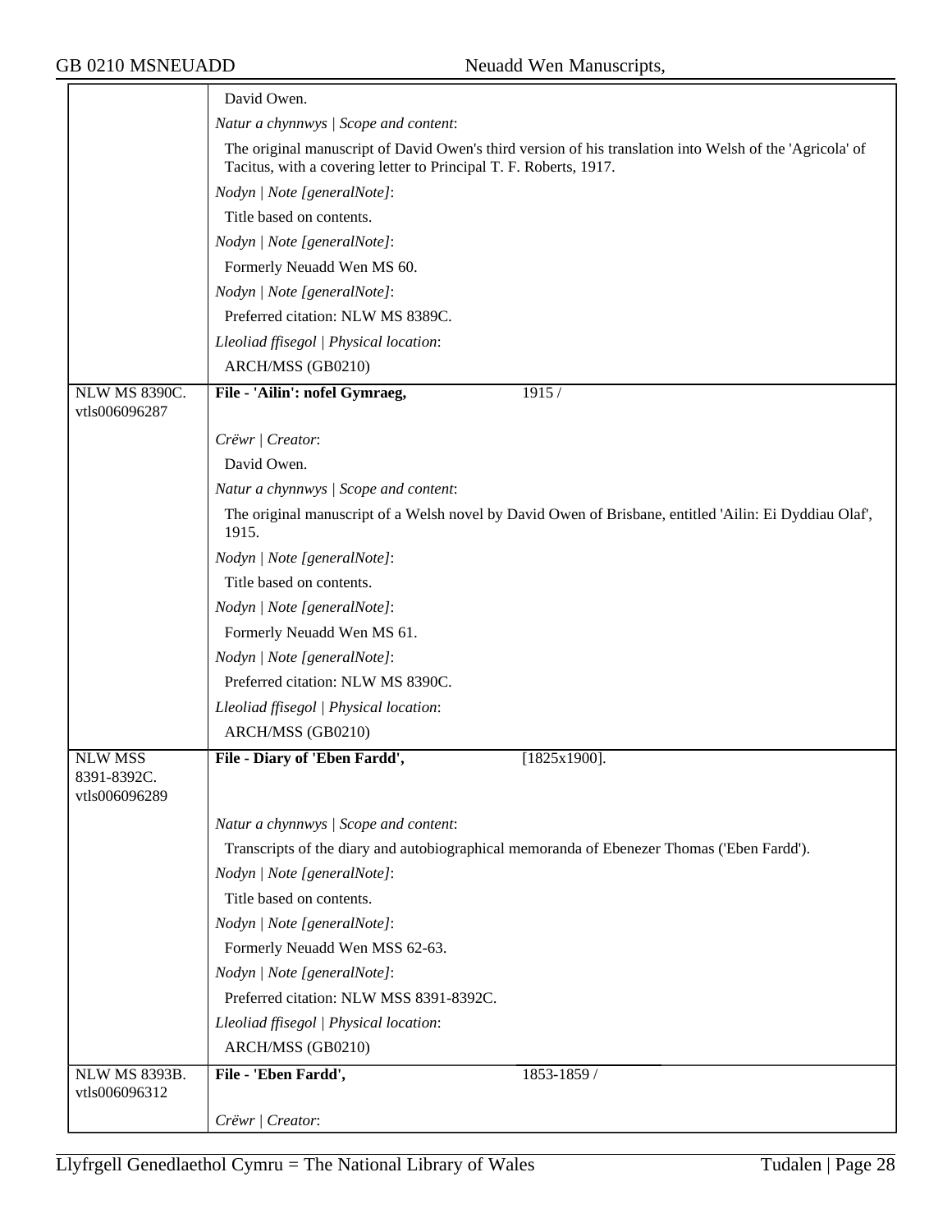| | |
|---|---|
| | David Owen. |
| | *Natur a chynnwys \| Scope and content*: |
| | The original manuscript of David Owen's third version of his translation into Welsh of the 'Agricola' of Tacitus, with a covering letter to Principal T. F. Roberts, 1917. |
| | *Nodyn \| Note [generalNote]*: |
| | Title based on contents. |
| | *Nodyn \| Note [generalNote]*: |
| | Formerly Neuadd Wen MS 60. |
| | *Nodyn \| Note [generalNote]*: |
| | Preferred citation: NLW MS 8389C. |
| | *Lleoliad ffisegol \| Physical location*: |
| | ARCH/MSS (GB0210) |
| NLW MS 8390C. vtls006096287 | **File - 'Ailin': nofel Gymraeg,** 1915 / |
| | *Crëwr \| Creator*: |
| | David Owen. |
| | *Natur a chynnwys \| Scope and content*: |
| | The original manuscript of a Welsh novel by David Owen of Brisbane, entitled 'Ailin: Ei Dyddiau Olaf', 1915. |
| | *Nodyn \| Note [generalNote]*: |
| | Title based on contents. |
| | *Nodyn \| Note [generalNote]*: |
| | Formerly Neuadd Wen MS 61. |
| | *Nodyn \| Note [generalNote]*: |
| | Preferred citation: NLW MS 8390C. |
| | *Lleoliad ffisegol \| Physical location*: |
| | ARCH/MSS (GB0210) |
| NLW MSS 8391-8392C. vtls006096289 | **File - Diary of 'Eben Fardd',** [1825x1900]. |
| | *Natur a chynnwys \| Scope and content*: |
| | Transcripts of the diary and autobiographical memoranda of Ebenezer Thomas ('Eben Fardd'). |
| | *Nodyn \| Note [generalNote]*: |
| | Title based on contents. |
| | *Nodyn \| Note [generalNote]*: |
| | Formerly Neuadd Wen MSS 62-63. |
| | *Nodyn \| Note [generalNote]*: |
| | Preferred citation: NLW MSS 8391-8392C. |
| | *Lleoliad ffisegol \| Physical location*: |
| | ARCH/MSS (GB0210) |
| NLW MS 8393B. vtls006096312 | **File - 'Eben Fardd',** 1853-1859 / |
| | *Crëwr \| Creator*: |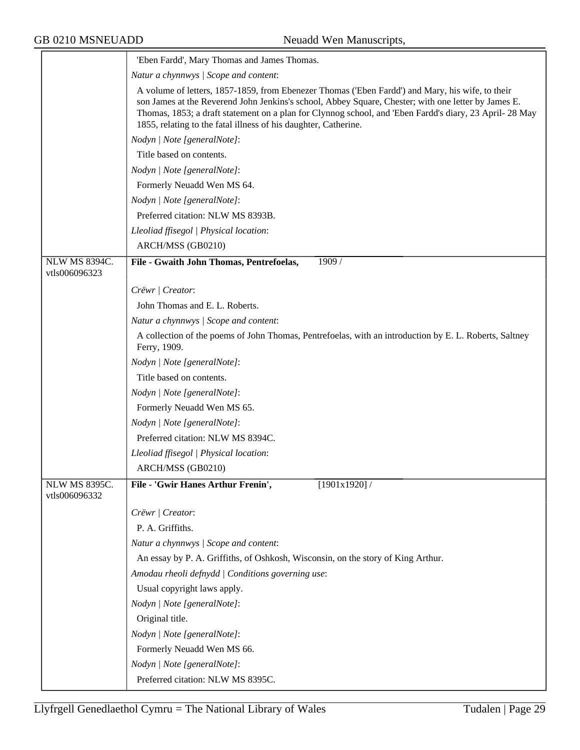'Eben Fardd', Mary Thomas and James Thomas.

*Natur a chynnwys | Scope and content*:

A volume of letters, 1857-1859, from Ebenezer Thomas ('Eben Fardd') and Mary, his wife, to their son James at the Reverend John Jenkins's school, Abbey Square, Chester; with one letter by James E. Thomas, 1853; a draft statement on a plan for Clynnog school, and 'Eben Fardd's diary, 23 April- 28 May 1855, relating to the fatal illness of his daughter, Catherine.

*Nodyn | Note [generalNote]*:

Title based on contents.

*Nodyn | Note [generalNote]*:

Formerly Neuadd Wen MS 64.

*Nodyn | Note [generalNote]*:

Preferred citation: NLW MS 8393B.

*Lleoliad ffisegol | Physical location*:

ARCH/MSS (GB0210)

---

NLW MS 8394C.
vtls006096323

**File - Gwaith John Thomas, Pentrefoelas,** 1909 /

*Crëwr | Creator*:

John Thomas and E. L. Roberts.

*Natur a chynnwys | Scope and content*:

A collection of the poems of John Thomas, Pentrefoelas, with an introduction by E. L. Roberts, Saltney Ferry, 1909.

*Nodyn | Note [generalNote]*:

Title based on contents.

*Nodyn | Note [generalNote]*:

Formerly Neuadd Wen MS 65.

*Nodyn | Note [generalNote]*:

Preferred citation: NLW MS 8394C.

*Lleoliad ffisegol | Physical location*:

ARCH/MSS (GB0210)

---

NLW MS 8395C.
vtls006096332

**File - 'Gwir Hanes Arthur Frenin',** [1901x1920] /

*Crëwr | Creator*:

P. A. Griffiths.

*Natur a chynnwys | Scope and content*:

An essay by P. A. Griffiths, of Oshkosh, Wisconsin, on the story of King Arthur.

*Amodau rheoli defnydd | Conditions governing use*:

Usual copyright laws apply.

*Nodyn | Note [generalNote]*:

Original title.

*Nodyn | Note [generalNote]*:

Formerly Neuadd Wen MS 66.

*Nodyn | Note [generalNote]*:

Preferred citation: NLW MS 8395C.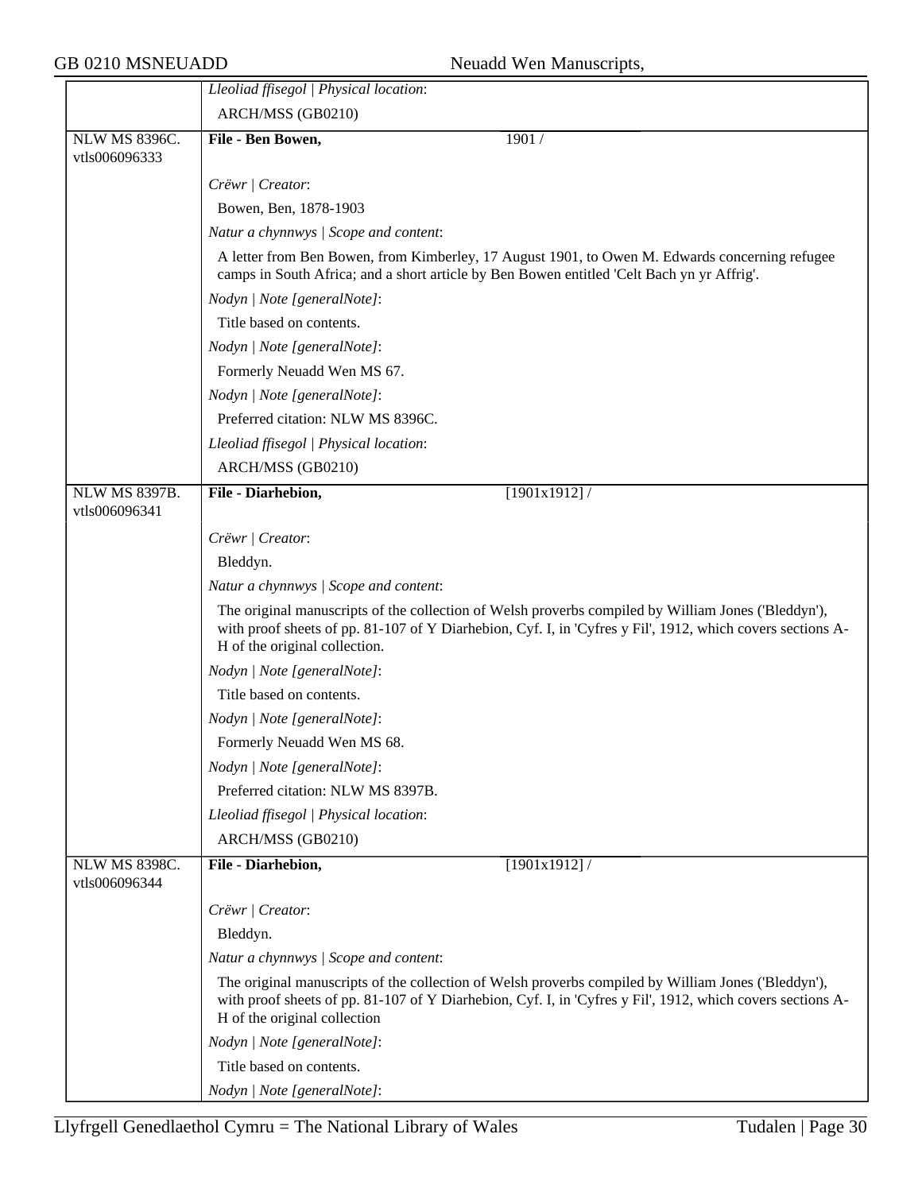| | |
|---|---|
| | *Lleoliad ffisegol \| Physical location*: |
| | ARCH/MSS (GB0210) |
| NLW MS 8396C. vtls006096333 | **File - Ben Bowen,** 1901 / |
| | *Crëwr \| Creator*: |
| | Bowen, Ben, 1878-1903 |
| | *Natur a chynnwys \| Scope and content*: |
| | A letter from Ben Bowen, from Kimberley, 17 August 1901, to Owen M. Edwards concerning refugee camps in South Africa; and a short article by Ben Bowen entitled 'Celt Bach yn yr Affrig'. |
| | *Nodyn \| Note [generalNote]*: |
| | Title based on contents. |
| | *Nodyn \| Note [generalNote]*: |
| | Formerly Neuadd Wen MS 67. |
| | *Nodyn \| Note [generalNote]*: |
| | Preferred citation: NLW MS 8396C. |
| | *Lleoliad ffisegol \| Physical location*: |
| | ARCH/MSS (GB0210) |
| NLW MS 8397B. vtls006096341 | **File - Diarhebion,** [1901x1912] / |
| | *Crëwr \| Creator*: |
| | Bleddyn. |
| | *Natur a chynnwys \| Scope and content*: |
| | The original manuscripts of the collection of Welsh proverbs compiled by William Jones ('Bleddyn'), with proof sheets of pp. 81-107 of Y Diarhebion, Cyf. I, in 'Cyfres y Fil', 1912, which covers sections A-H of the original collection. |
| | *Nodyn \| Note [generalNote]*: |
| | Title based on contents. |
| | *Nodyn \| Note [generalNote]*: |
| | Formerly Neuadd Wen MS 68. |
| | *Nodyn \| Note [generalNote]*: |
| | Preferred citation: NLW MS 8397B. |
| | *Lleoliad ffisegol \| Physical location*: |
| | ARCH/MSS (GB0210) |
| NLW MS 8398C. vtls006096344 | **File - Diarhebion,** [1901x1912] / |
| | *Crëwr \| Creator*: |
| | Bleddyn. |
| | *Natur a chynnwys \| Scope and content*: |
| | The original manuscripts of the collection of Welsh proverbs compiled by William Jones ('Bleddyn'), with proof sheets of pp. 81-107 of Y Diarhebion, Cyf. I, in 'Cyfres y Fil', 1912, which covers sections A-H of the original collection |
| | *Nodyn \| Note [generalNote]*: |
| | Title based on contents. |
| | *Nodyn \| Note [generalNote]*: |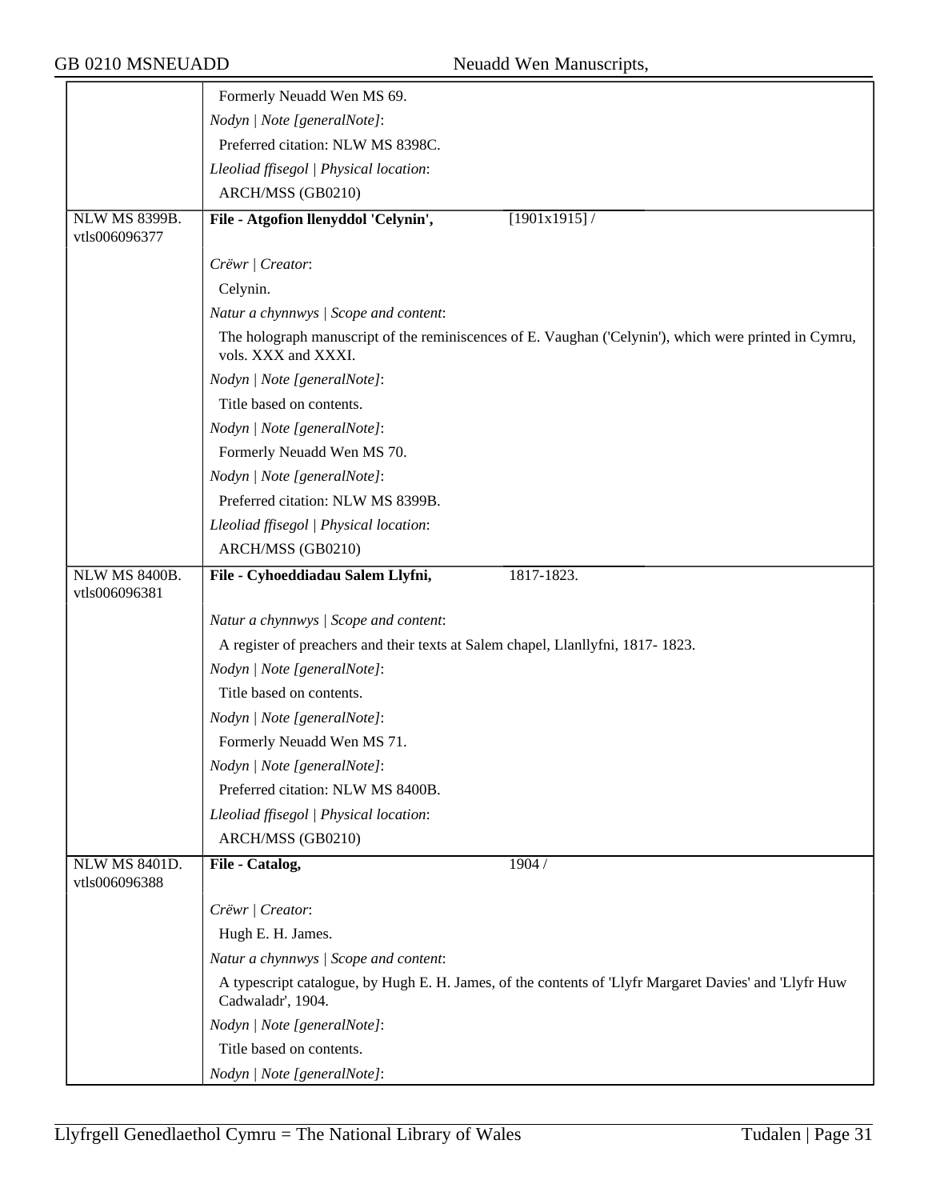| | |
|---|---|
| | Formerly Neuadd Wen MS 69. |
| | *Nodyn \| Note [generalNote]*: |
| | Preferred citation: NLW MS 8398C. |
| | *Lleoliad ffisegol \| Physical location*: |
| | ARCH/MSS (GB0210) |
| NLW MS 8399B. vtls006096377 | **File - Atgofion llenyddol 'Celynin',** [1901x1915] / |
| | *Crëwr \| Creator*: |
| | Celynin. |
| | *Natur a chynnwys \| Scope and content*: |
| | The holograph manuscript of the reminiscences of E. Vaughan ('Celynin'), which were printed in Cymru, vols. XXX and XXXI. |
| | *Nodyn \| Note [generalNote]*: |
| | Title based on contents. |
| | *Nodyn \| Note [generalNote]*: |
| | Formerly Neuadd Wen MS 70. |
| | *Nodyn \| Note [generalNote]*: |
| | Preferred citation: NLW MS 8399B. |
| | *Lleoliad ffisegol \| Physical location*: |
| | ARCH/MSS (GB0210) |
| NLW MS 8400B. vtls006096381 | **File - Cyhoeddiadau Salem Llyfni,** 1817-1823. |
| | *Natur a chynnwys \| Scope and content*: |
| | A register of preachers and their texts at Salem chapel, Llanllyfni, 1817- 1823. |
| | *Nodyn \| Note [generalNote]*: |
| | Title based on contents. |
| | *Nodyn \| Note [generalNote]*: |
| | Formerly Neuadd Wen MS 71. |
| | *Nodyn \| Note [generalNote]*: |
| | Preferred citation: NLW MS 8400B. |
| | *Lleoliad ffisegol \| Physical location*: |
| | ARCH/MSS (GB0210) |
| NLW MS 8401D. vtls006096388 | **File - Catalog,** 1904 / |
| | *Crëwr \| Creator*: |
| | Hugh E. H. James. |
| | *Natur a chynnwys \| Scope and content*: |
| | A typescript catalogue, by Hugh E. H. James, of the contents of 'Llyfr Margaret Davies' and 'Llyfr Huw Cadwaladr', 1904. |
| | *Nodyn \| Note [generalNote]*: |
| | Title based on contents. |
| | *Nodyn \| Note [generalNote]*: |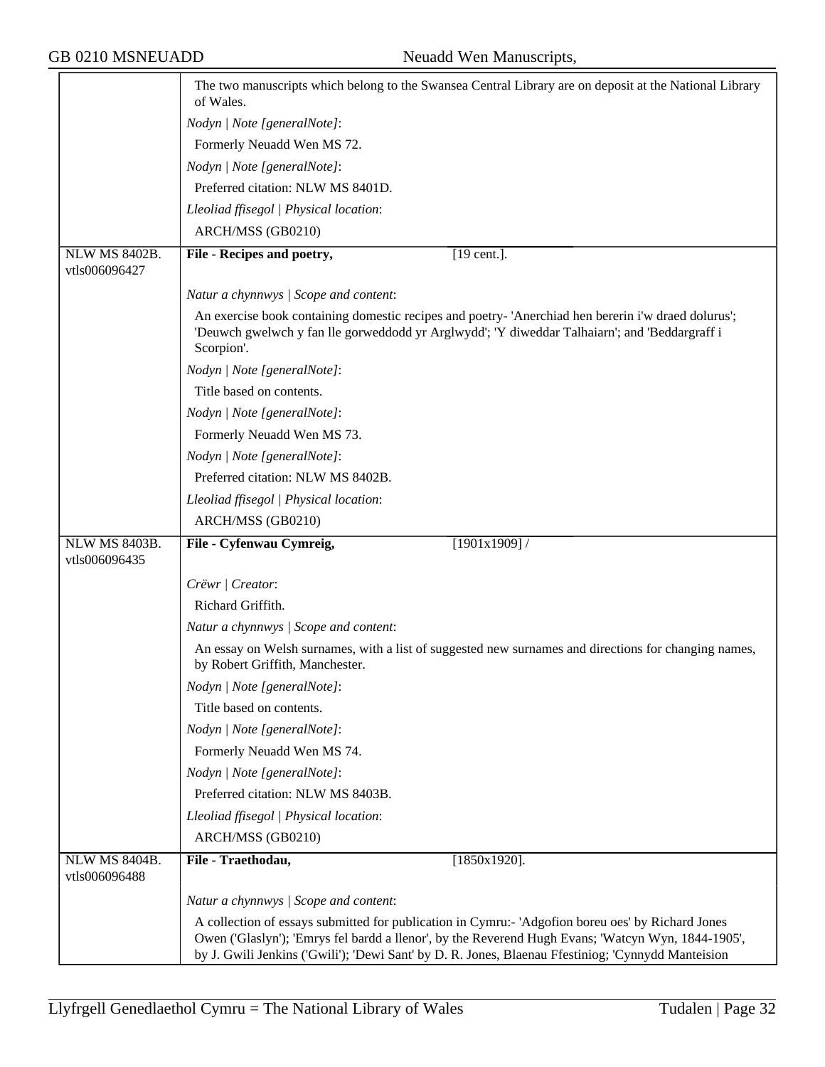The two manuscripts which belong to the Swansea Central Library are on deposit at the National Library of Wales.

*Nodyn | Note [generalNote]*:

Formerly Neuadd Wen MS 72.

*Nodyn | Note [generalNote]*:

Preferred citation: NLW MS 8401D.

*Lleoliad ffisegol | Physical location*:

ARCH/MSS (GB0210)

---

NLW MS 8402B. vtls006096427

**File - Recipes and poetry,** [19 cent.].

*Natur a chynnwys | Scope and content*:

An exercise book containing domestic recipes and poetry- 'Anerchiad hen bererin i'w draed dolurus'; 'Deuwch gwelwch y fan lle gorweddodd yr Arglwydd'; 'Y diweddar Talhaiarn'; and 'Beddargraff i Scorpion'.

*Nodyn | Note [generalNote]*:

Title based on contents.

*Nodyn | Note [generalNote]*:

Formerly Neuadd Wen MS 73.

*Nodyn | Note [generalNote]*:

Preferred citation: NLW MS 8402B.

*Lleoliad ffisegol | Physical location*:

ARCH/MSS (GB0210)

---

NLW MS 8403B. vtls006096435

**File - Cyfenwau Cymreig,** [1901x1909] /

*Crëwr | Creator*:

Richard Griffith.

*Natur a chynnwys | Scope and content*:

An essay on Welsh surnames, with a list of suggested new surnames and directions for changing names, by Robert Griffith, Manchester.

*Nodyn | Note [generalNote]*:

Title based on contents.

*Nodyn | Note [generalNote]*:

Formerly Neuadd Wen MS 74.

*Nodyn | Note [generalNote]*:

Preferred citation: NLW MS 8403B.

*Lleoliad ffisegol | Physical location*:

ARCH/MSS (GB0210)

---

NLW MS 8404B. vtls006096488

**File - Traethodau,** [1850x1920].

*Natur a chynnwys | Scope and content*:

A collection of essays submitted for publication in Cymru:- 'Adgofion boreu oes' by Richard Jones Owen ('Glaslyn'); 'Emrys fel bardd a llenor', by the Reverend Hugh Evans; 'Watcyn Wyn, 1844-1905', by J. Gwili Jenkins ('Gwili'); 'Dewi Sant' by D. R. Jones, Blaenau Ffestiniog; 'Cynnydd Manteision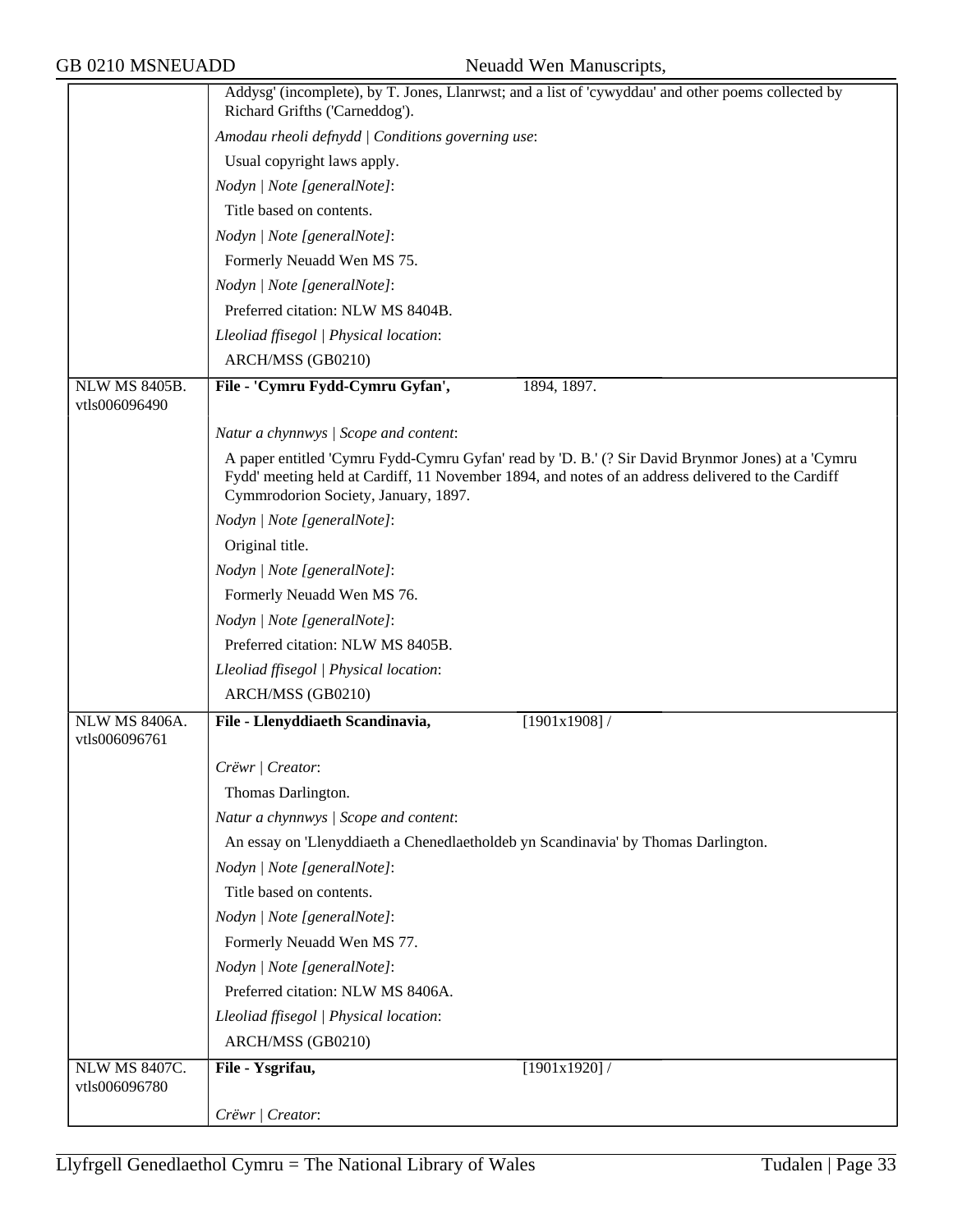Addysg' (incomplete), by T. Jones, Llanrwst; and a list of 'cywyddau' and other poems collected by Richard Grifths ('Carneddog').

*Amodau rheoli defnydd | Conditions governing use*:

Usual copyright laws apply.

*Nodyn | Note [generalNote]*:

Title based on contents.

*Nodyn | Note [generalNote]*:

Formerly Neuadd Wen MS 75.

*Nodyn | Note [generalNote]*:

Preferred citation: NLW MS 8404B.

*Lleoliad ffisegol | Physical location*:

ARCH/MSS (GB0210)

---

NLW MS 8405B. vtls006096490

**File - 'Cymru Fydd-Cymru Gyfan',** 1894, 1897.

*Natur a chynnwys | Scope and content*:

A paper entitled 'Cymru Fydd-Cymru Gyfan' read by 'D. B.' (? Sir David Brynmor Jones) at a 'Cymru Fydd' meeting held at Cardiff, 11 November 1894, and notes of an address delivered to the Cardiff Cymmrodorion Society, January, 1897.

*Nodyn | Note [generalNote]*:

Original title.

*Nodyn | Note [generalNote]*:

Formerly Neuadd Wen MS 76.

*Nodyn | Note [generalNote]*:

Preferred citation: NLW MS 8405B.

*Lleoliad ffisegol | Physical location*:

ARCH/MSS (GB0210)

---

NLW MS 8406A. vtls006096761

**File - Llenyddiaeth Scandinavia,** [1901x1908] /

*Crëwr | Creator*:

Thomas Darlington.

*Natur a chynnwys | Scope and content*:

An essay on 'Llenyddiaeth a Chenedlaetholdeb yn Scandinavia' by Thomas Darlington.

*Nodyn | Note [generalNote]*:

Title based on contents.

*Nodyn | Note [generalNote]*:

Formerly Neuadd Wen MS 77.

*Nodyn | Note [generalNote]*:

Preferred citation: NLW MS 8406A.

*Lleoliad ffisegol | Physical location*:

ARCH/MSS (GB0210)

---

NLW MS 8407C. vtls006096780

**File - Ysgrifau,** [1901x1920] /

*Crëwr | Creator*: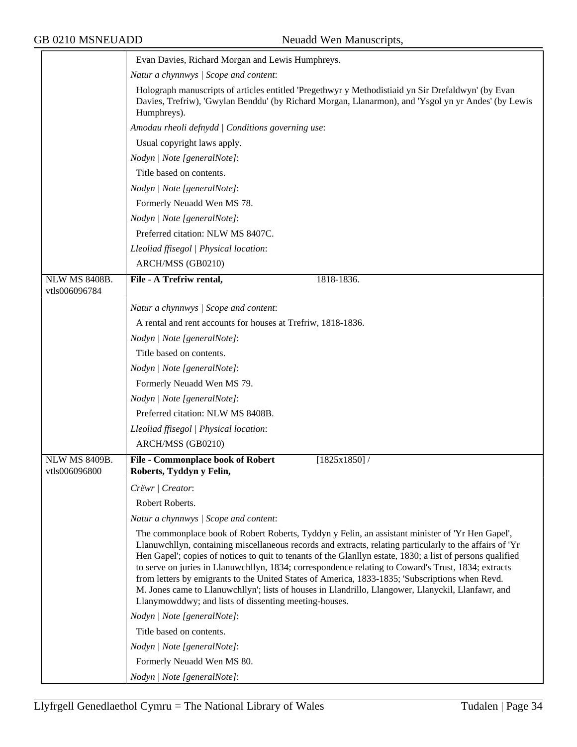Evan Davies, Richard Morgan and Lewis Humphreys.

*Natur a chynnwys | Scope and content*:

Holograph manuscripts of articles entitled 'Pregethwyr y Methodistiaid yn Sir Drefaldwyn' (by Evan Davies, Trefriw), 'Gwylan Benddu' (by Richard Morgan, Llanarmon), and 'Ysgol yn yr Andes' (by Lewis Humphreys).

*Amodau rheoli defnydd | Conditions governing use*:

Usual copyright laws apply.

*Nodyn | Note [generalNote]*:

Title based on contents.

*Nodyn | Note [generalNote]*:

Formerly Neuadd Wen MS 78.

*Nodyn | Note [generalNote]*:

Preferred citation: NLW MS 8407C.

*Lleoliad ffisegol | Physical location*:

ARCH/MSS (GB0210)

---

NLW MS 8408B. vtls006096784

**File - A Trefriw rental,** 1818-1836.

*Natur a chynnwys | Scope and content*:

A rental and rent accounts for houses at Trefriw, 1818-1836.

*Nodyn | Note [generalNote]*:

Title based on contents.

*Nodyn | Note [generalNote]*:

Formerly Neuadd Wen MS 79.

*Nodyn | Note [generalNote]*:

Preferred citation: NLW MS 8408B.

*Lleoliad ffisegol | Physical location*:

ARCH/MSS (GB0210)

---

NLW MS 8409B. vtls006096800

**File - Commonplace book of Robert Roberts, Tyddyn y Felin,** [1825x1850] /

*Crëwr | Creator*:

Robert Roberts.

*Natur a chynnwys | Scope and content*:

The commonplace book of Robert Roberts, Tyddyn y Felin, an assistant minister of 'Yr Hen Gapel', Llanuwchllyn, containing miscellaneous records and extracts, relating particularly to the affairs of 'Yr Hen Gapel'; copies of notices to quit to tenants of the Glanllyn estate, 1830; a list of persons qualified to serve on juries in Llanuwchllyn, 1834; correspondence relating to Coward's Trust, 1834; extracts from letters by emigrants to the United States of America, 1833-1835; 'Subscriptions when Revd. M. Jones came to Llanuwchllyn'; lists of houses in Llandrillo, Llangower, Llanyckil, Llanfawr, and Llanymowddwy; and lists of dissenting meeting-houses.

*Nodyn | Note [generalNote]*:

Title based on contents.

*Nodyn | Note [generalNote]*:

Formerly Neuadd Wen MS 80.

*Nodyn | Note [generalNote]*: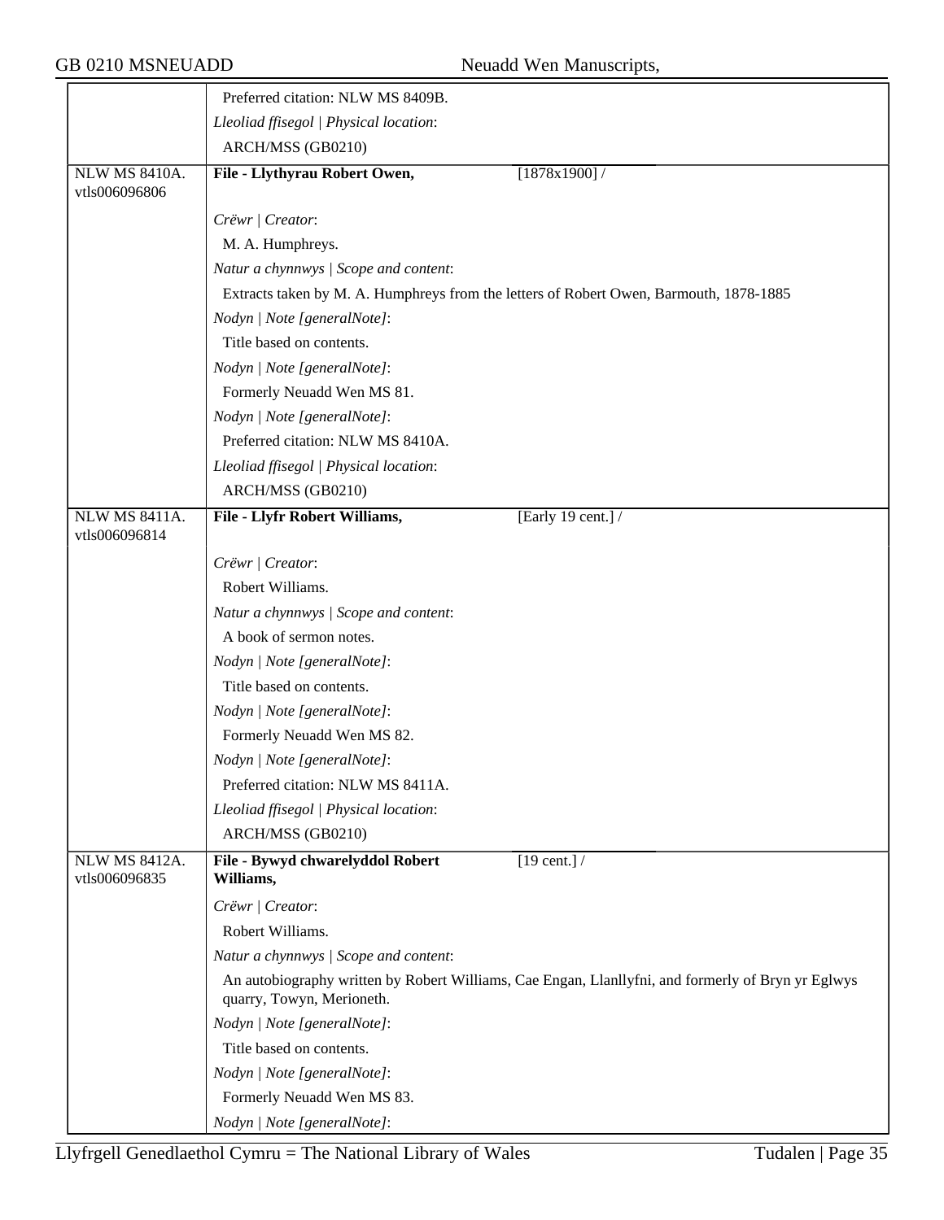| | |
|---|---|
| | Preferred citation: NLW MS 8409B. |
| | *Lleoliad ffisegol \| Physical location*: |
| | ARCH/MSS (GB0210) |
| NLW MS 8410A. vtls006096806 | **File - Llythyrau Robert Owen,** [1878x1900] / |
| | *Crëwr \| Creator*: |
| | M. A. Humphreys. |
| | *Natur a chynnwys \| Scope and content*: |
| | Extracts taken by M. A. Humphreys from the letters of Robert Owen, Barmouth, 1878-1885 |
| | *Nodyn \| Note [generalNote]*: |
| | Title based on contents. |
| | *Nodyn \| Note [generalNote]*: |
| | Formerly Neuadd Wen MS 81. |
| | *Nodyn \| Note [generalNote]*: |
| | Preferred citation: NLW MS 8410A. |
| | *Lleoliad ffisegol \| Physical location*: |
| | ARCH/MSS (GB0210) |
| NLW MS 8411A. vtls006096814 | **File - Llyfr Robert Williams,** [Early 19 cent.] / |
| | *Crëwr \| Creator*: |
| | Robert Williams. |
| | *Natur a chynnwys \| Scope and content*: |
| | A book of sermon notes. |
| | *Nodyn \| Note [generalNote]*: |
| | Title based on contents. |
| | *Nodyn \| Note [generalNote]*: |
| | Formerly Neuadd Wen MS 82. |
| | *Nodyn \| Note [generalNote]*: |
| | Preferred citation: NLW MS 8411A. |
| | *Lleoliad ffisegol \| Physical location*: |
| | ARCH/MSS (GB0210) |
| NLW MS 8412A. vtls006096835 | **File - Bywyd chwarelyddol Robert Williams,** [19 cent.] / |
| | *Crëwr \| Creator*: |
| | Robert Williams. |
| | *Natur a chynnwys \| Scope and content*: |
| | An autobiography written by Robert Williams, Cae Engan, Llanllyfni, and formerly of Bryn yr Eglwys quarry, Towyn, Merioneth. |
| | *Nodyn \| Note [generalNote]*: |
| | Title based on contents. |
| | *Nodyn \| Note [generalNote]*: |
| | Formerly Neuadd Wen MS 83. |
| | *Nodyn \| Note [generalNote]*: |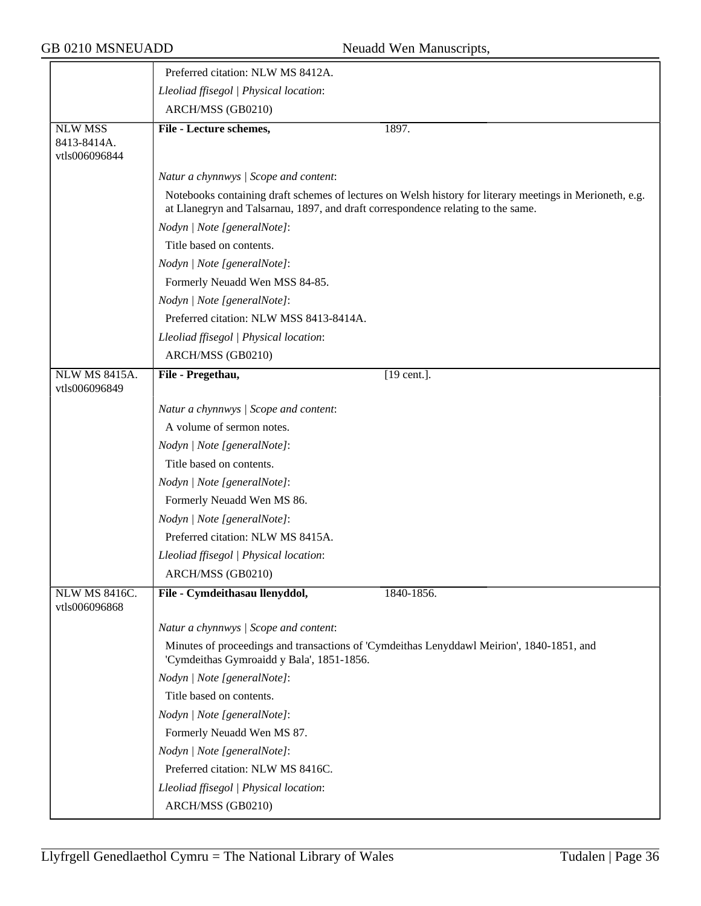| | |
|---|---|
| | Preferred citation: NLW MS 8412A. |
| | *Lleoliad ffisegol \| Physical location*: |
| | ARCH/MSS (GB0210) |
| NLW MSS 8413-8414A. vtls006096844 | **File - Lecture schemes,** 1897. |
| | *Natur a chynnwys \| Scope and content*: |
| | Notebooks containing draft schemes of lectures on Welsh history for literary meetings in Merioneth, e.g. at Llanegryn and Talsarnau, 1897, and draft correspondence relating to the same. |
| | *Nodyn \| Note [generalNote]*: |
| | Title based on contents. |
| | *Nodyn \| Note [generalNote]*: |
| | Formerly Neuadd Wen MSS 84-85. |
| | *Nodyn \| Note [generalNote]*: |
| | Preferred citation: NLW MSS 8413-8414A. |
| | *Lleoliad ffisegol \| Physical location*: |
| | ARCH/MSS (GB0210) |
| NLW MS 8415A. vtls006096849 | **File - Pregethau,** [19 cent.]. |
| | *Natur a chynnwys \| Scope and content*: |
| | A volume of sermon notes. |
| | *Nodyn \| Note [generalNote]*: |
| | Title based on contents. |
| | *Nodyn \| Note [generalNote]*: |
| | Formerly Neuadd Wen MS 86. |
| | *Nodyn \| Note [generalNote]*: |
| | Preferred citation: NLW MS 8415A. |
| | *Lleoliad ffisegol \| Physical location*: |
| | ARCH/MSS (GB0210) |
| NLW MS 8416C. vtls006096868 | **File - Cymdeithasau llenyddol,** 1840-1856. |
| | *Natur a chynnwys \| Scope and content*: |
| | Minutes of proceedings and transactions of 'Cymdeithas Lenyddawl Meirion', 1840-1851, and 'Cymdeithas Gymroaidd y Bala', 1851-1856. |
| | *Nodyn \| Note [generalNote]*: |
| | Title based on contents. |
| | *Nodyn \| Note [generalNote]*: |
| | Formerly Neuadd Wen MS 87. |
| | *Nodyn \| Note [generalNote]*: |
| | Preferred citation: NLW MS 8416C. |
| | *Lleoliad ffisegol \| Physical location*: |
| | ARCH/MSS (GB0210) |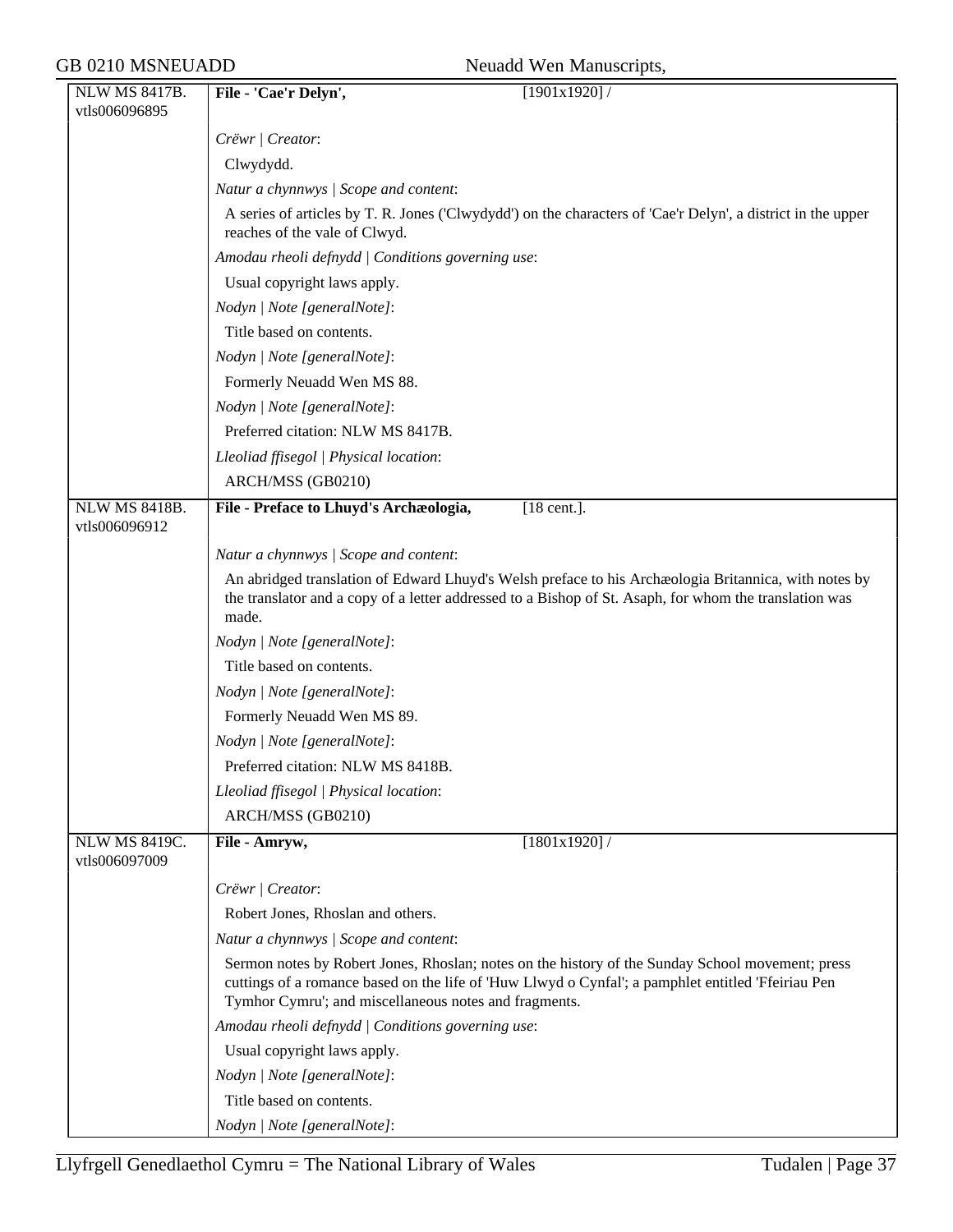| | | |
|---|---|---|
| NLW MS 8417B. vtls006096895 | **File - 'Cae'r Delyn',** | [1901x1920] / |
| | *Crëwr \| Creator*: | |
| | Clwydydd. | |
| | *Natur a chynnwys \| Scope and content*: | |
| | A series of articles by T. R. Jones ('Clwydydd') on the characters of 'Cae'r Delyn', a district in the upper reaches of the vale of Clwyd. | |
| | *Amodau rheoli defnydd \| Conditions governing use*: | |
| | Usual copyright laws apply. | |
| | *Nodyn \| Note [generalNote]*: | |
| | Title based on contents. | |
| | *Nodyn \| Note [generalNote]*: | |
| | Formerly Neuadd Wen MS 88. | |
| | *Nodyn \| Note [generalNote]*: | |
| | Preferred citation: NLW MS 8417B. | |
| | *Lleoliad ffisegol \| Physical location*: | |
| | ARCH/MSS (GB0210) | |
| NLW MS 8418B. vtls006096912 | **File - Preface to Lhuyd's Archæologia,** | [18 cent.]. |
| | *Natur a chynnwys \| Scope and content*: | |
| | An abridged translation of Edward Lhuyd's Welsh preface to his Archæologia Britannica, with notes by the translator and a copy of a letter addressed to a Bishop of St. Asaph, for whom the translation was made. | |
| | *Nodyn \| Note [generalNote]*: | |
| | Title based on contents. | |
| | *Nodyn \| Note [generalNote]*: | |
| | Formerly Neuadd Wen MS 89. | |
| | *Nodyn \| Note [generalNote]*: | |
| | Preferred citation: NLW MS 8418B. | |
| | *Lleoliad ffisegol \| Physical location*: | |
| | ARCH/MSS (GB0210) | |
| NLW MS 8419C. vtls006097009 | **File - Amryw,** | [1801x1920] / |
| | *Crëwr \| Creator*: | |
| | Robert Jones, Rhoslan and others. | |
| | *Natur a chynnwys \| Scope and content*: | |
| | Sermon notes by Robert Jones, Rhoslan; notes on the history of the Sunday School movement; press cuttings of a romance based on the life of 'Huw Llwyd o Cynfal'; a pamphlet entitled 'Ffeiriau Pen Tymhor Cymru'; and miscellaneous notes and fragments. | |
| | *Amodau rheoli defnydd \| Conditions governing use*: | |
| | Usual copyright laws apply. | |
| | *Nodyn \| Note [generalNote]*: | |
| | Title based on contents. | |
| | *Nodyn \| Note [generalNote]*: | |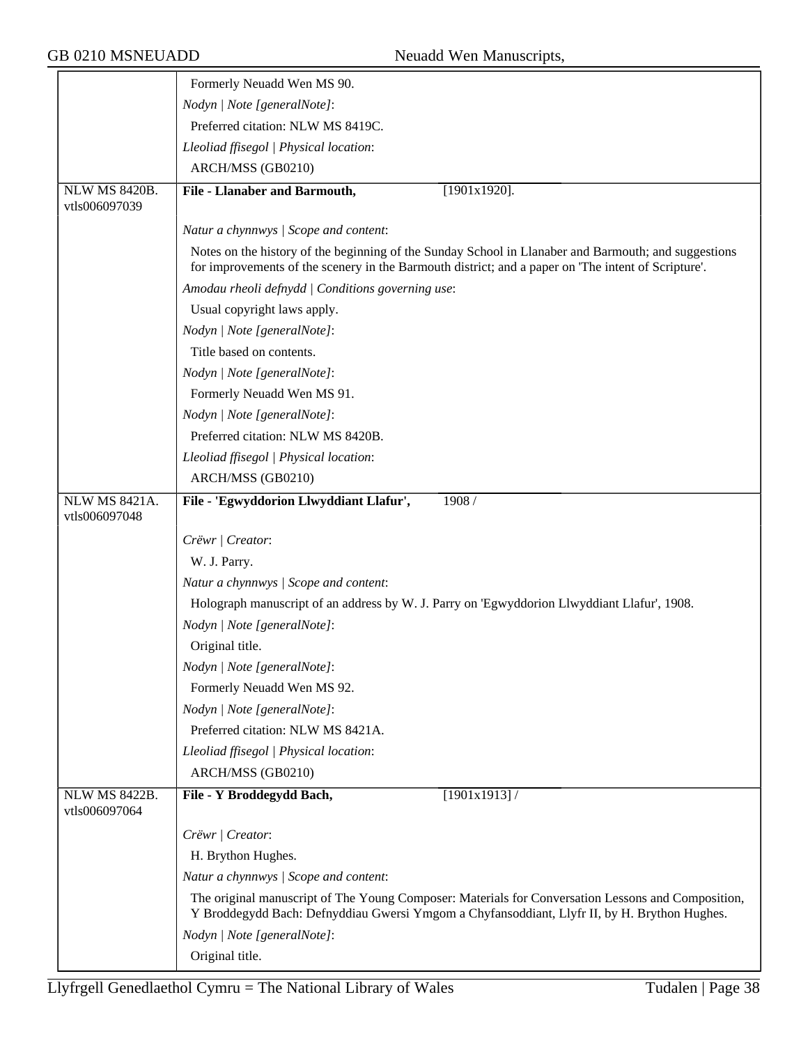| | |
|---|---|
| | Formerly Neuadd Wen MS 90. |
| | *Nodyn \| Note [generalNote]*: |
| | Preferred citation: NLW MS 8419C. |
| | *Lleoliad ffisegol \| Physical location*: |
| | ARCH/MSS (GB0210) |
| NLW MS 8420B. vtls006097039 | **File - Llanaber and Barmouth,** [1901x1920]. |
| | *Natur a chynnwys \| Scope and content*: |
| | Notes on the history of the beginning of the Sunday School in Llanaber and Barmouth; and suggestions for improvements of the scenery in the Barmouth district; and a paper on 'The intent of Scripture'. |
| | *Amodau rheoli defnydd \| Conditions governing use*: |
| | Usual copyright laws apply. |
| | *Nodyn \| Note [generalNote]*: |
| | Title based on contents. |
| | *Nodyn \| Note [generalNote]*: |
| | Formerly Neuadd Wen MS 91. |
| | *Nodyn \| Note [generalNote]*: |
| | Preferred citation: NLW MS 8420B. |
| | *Lleoliad ffisegol \| Physical location*: |
| | ARCH/MSS (GB0210) |
| NLW MS 8421A. vtls006097048 | **File - 'Egwyddorion Llwyddiant Llafur',** 1908 / |
| | *Crëwr \| Creator*: |
| | W. J. Parry. |
| | *Natur a chynnwys \| Scope and content*: |
| | Holograph manuscript of an address by W. J. Parry on 'Egwyddorion Llwyddiant Llafur', 1908. |
| | *Nodyn \| Note [generalNote]*: |
| | Original title. |
| | *Nodyn \| Note [generalNote]*: |
| | Formerly Neuadd Wen MS 92. |
| | *Nodyn \| Note [generalNote]*: |
| | Preferred citation: NLW MS 8421A. |
| | *Lleoliad ffisegol \| Physical location*: |
| | ARCH/MSS (GB0210) |
| NLW MS 8422B. vtls006097064 | **File - Y Broddegydd Bach,** [1901x1913] / |
| | *Crëwr \| Creator*: |
| | H. Brython Hughes. |
| | *Natur a chynnwys \| Scope and content*: |
| | The original manuscript of The Young Composer: Materials for Conversation Lessons and Composition, Y Broddegydd Bach: Defnyddiau Gwersi Ymgom a Chyfansoddiant, Llyfr II, by H. Brython Hughes. |
| | *Nodyn \| Note [generalNote]*: |
| | Original title. |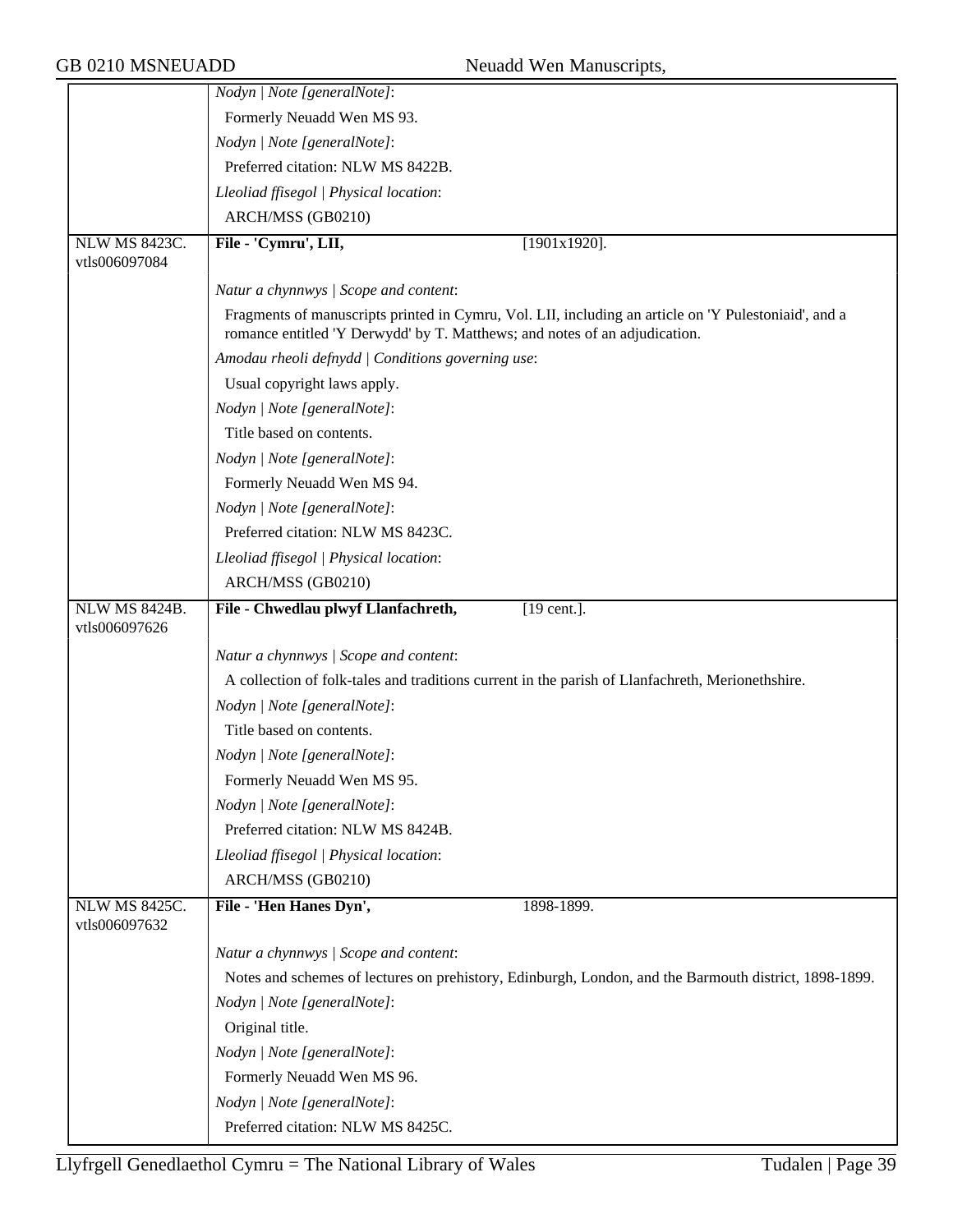| | |
|---|---|
| | *Nodyn \| Note [generalNote]*: |
| | Formerly Neuadd Wen MS 93. |
| | *Nodyn \| Note [generalNote]*: |
| | Preferred citation: NLW MS 8422B. |
| | *Lleoliad ffisegol \| Physical location*: |
| | ARCH/MSS (GB0210) |
| NLW MS 8423C. vtls006097084 | **File - 'Cymru', LII,** [1901x1920]. |
| | *Natur a chynnwys \| Scope and content*: |
| | Fragments of manuscripts printed in Cymru, Vol. LII, including an article on 'Y Pulestoniaid', and a romance entitled 'Y Derwydd' by T. Matthews; and notes of an adjudication. |
| | *Amodau rheoli defnydd \| Conditions governing use*: |
| | Usual copyright laws apply. |
| | *Nodyn \| Note [generalNote]*: |
| | Title based on contents. |
| | *Nodyn \| Note [generalNote]*: |
| | Formerly Neuadd Wen MS 94. |
| | *Nodyn \| Note [generalNote]*: |
| | Preferred citation: NLW MS 8423C. |
| | *Lleoliad ffisegol \| Physical location*: |
| | ARCH/MSS (GB0210) |
| NLW MS 8424B. vtls006097626 | **File - Chwedlau plwyf Llanfachreth,** [19 cent.]. |
| | *Natur a chynnwys \| Scope and content*: |
| | A collection of folk-tales and traditions current in the parish of Llanfachreth, Merionethshire. |
| | *Nodyn \| Note [generalNote]*: |
| | Title based on contents. |
| | *Nodyn \| Note [generalNote]*: |
| | Formerly Neuadd Wen MS 95. |
| | *Nodyn \| Note [generalNote]*: |
| | Preferred citation: NLW MS 8424B. |
| | *Lleoliad ffisegol \| Physical location*: |
| | ARCH/MSS (GB0210) |
| NLW MS 8425C. vtls006097632 | **File - 'Hen Hanes Dyn',** 1898-1899. |
| | *Natur a chynnwys \| Scope and content*: |
| | Notes and schemes of lectures on prehistory, Edinburgh, London, and the Barmouth district, 1898-1899. |
| | *Nodyn \| Note [generalNote]*: |
| | Original title. |
| | *Nodyn \| Note [generalNote]*: |
| | Formerly Neuadd Wen MS 96. |
| | *Nodyn \| Note [generalNote]*: |
| | Preferred citation: NLW MS 8425C. |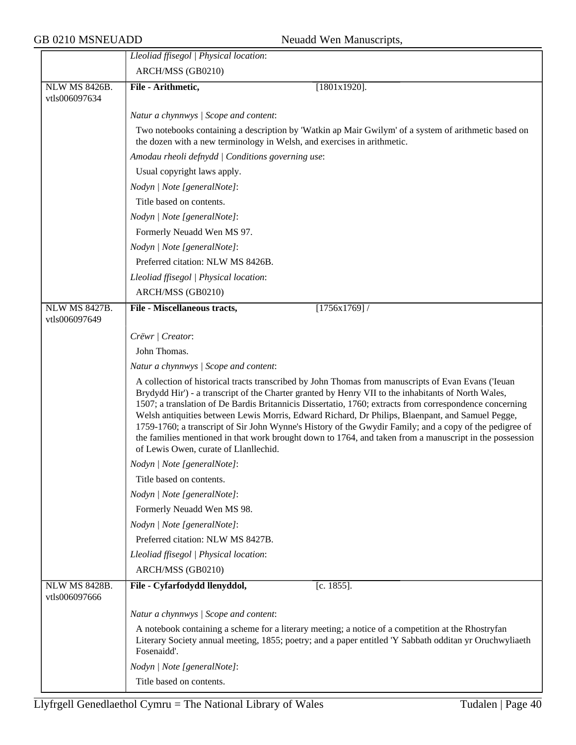*Lleoliad ffisegol | Physical location*:

ARCH/MSS (GB0210)

---

**NLW MS 8426B.**
vtls006097634

**File - Arithmetic,** [1801x1920].

*Natur a chynnwys | Scope and content*:

Two notebooks containing a description by 'Watkin ap Mair Gwilym' of a system of arithmetic based on the dozen with a new terminology in Welsh, and exercises in arithmetic.

*Amodau rheoli defnydd | Conditions governing use*:

Usual copyright laws apply.

*Nodyn | Note [generalNote]*:

Title based on contents.

*Nodyn | Note [generalNote]*:

Formerly Neuadd Wen MS 97.

*Nodyn | Note [generalNote]*:

Preferred citation: NLW MS 8426B.

*Lleoliad ffisegol | Physical location*:

ARCH/MSS (GB0210)

---

**NLW MS 8427B.**
vtls006097649

**File - Miscellaneous tracts,** [1756x1769] /

*Crëwr | Creator*:

John Thomas.

*Natur a chynnwys | Scope and content*:

A collection of historical tracts transcribed by John Thomas from manuscripts of Evan Evans ('Ieuan Brydydd Hir') - a transcript of the Charter granted by Henry VII to the inhabitants of North Wales, 1507; a translation of De Bardis Britannicis Dissertatio, 1760; extracts from correspondence concerning Welsh antiquities between Lewis Morris, Edward Richard, Dr Philips, Blaenpant, and Samuel Pegge, 1759-1760; a transcript of Sir John Wynne's History of the Gwydir Family; and a copy of the pedigree of the families mentioned in that work brought down to 1764, and taken from a manuscript in the possession of Lewis Owen, curate of Llanllechid.

*Nodyn | Note [generalNote]*:

Title based on contents.

*Nodyn | Note [generalNote]*:

Formerly Neuadd Wen MS 98.

*Nodyn | Note [generalNote]*:

Preferred citation: NLW MS 8427B.

*Lleoliad ffisegol | Physical location*:

ARCH/MSS (GB0210)

---

**NLW MS 8428B.**
vtls006097666

**File - Cyfarfodydd llenyddol,** [c. 1855].

*Natur a chynnwys | Scope and content*:

A notebook containing a scheme for a literary meeting; a notice of a competition at the Rhostryfan Literary Society annual meeting, 1855; poetry; and a paper entitled 'Y Sabbath odditan yr Oruchwyliaeth Fosenaidd'.

*Nodyn | Note [generalNote]*:

Title based on contents.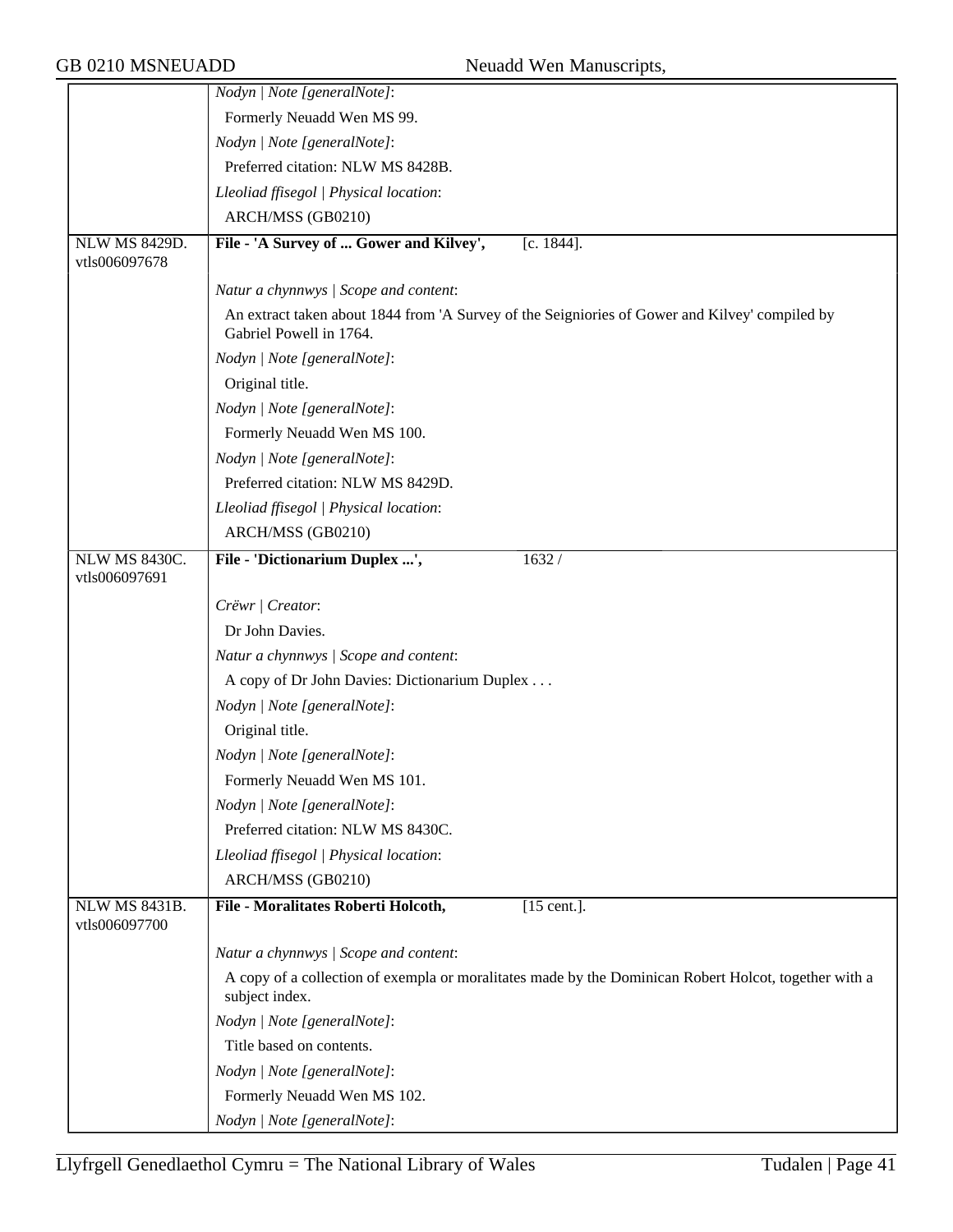| | |
|---|---|
| | *Nodyn \| Note [generalNote]*:<br>Formerly Neuadd Wen MS 99.<br>*Nodyn \| Note [generalNote]*:<br>Preferred citation: NLW MS 8428B.<br>*Lleoliad ffisegol \| Physical location*:<br>ARCH/MSS (GB0210) |
| NLW MS 8429D.<br>vtls006097678 | **File - 'A Survey of ... Gower and Kilvey',** [c. 1844].<br><br>*Natur a chynnwys \| Scope and content*:<br>An extract taken about 1844 from 'A Survey of the Seigniories of Gower and Kilvey' compiled by Gabriel Powell in 1764.<br>*Nodyn \| Note [generalNote]*:<br>Original title.<br>*Nodyn \| Note [generalNote]*:<br>Formerly Neuadd Wen MS 100.<br>*Nodyn \| Note [generalNote]*:<br>Preferred citation: NLW MS 8429D.<br>*Lleoliad ffisegol \| Physical location*:<br>ARCH/MSS (GB0210) |
| NLW MS 8430C.<br>vtls006097691 | **File - 'Dictionarium Duplex ...',** 1632 /<br><br>*Crëwr \| Creator*:<br>Dr John Davies.<br>*Natur a chynnwys \| Scope and content*:<br>A copy of Dr John Davies: Dictionarium Duplex . . .<br>*Nodyn \| Note [generalNote]*:<br>Original title.<br>*Nodyn \| Note [generalNote]*:<br>Formerly Neuadd Wen MS 101.<br>*Nodyn \| Note [generalNote]*:<br>Preferred citation: NLW MS 8430C.<br>*Lleoliad ffisegol \| Physical location*:<br>ARCH/MSS (GB0210) |
| NLW MS 8431B.<br>vtls006097700 | **File - Moralitates Roberti Holcoth,** [15 cent.].<br><br>*Natur a chynnwys \| Scope and content*:<br>A copy of a collection of exempla or moralitates made by the Dominican Robert Holcot, together with a subject index.<br>*Nodyn \| Note [generalNote]*:<br>Title based on contents.<br>*Nodyn \| Note [generalNote]*:<br>Formerly Neuadd Wen MS 102.<br>*Nodyn \| Note [generalNote]*: |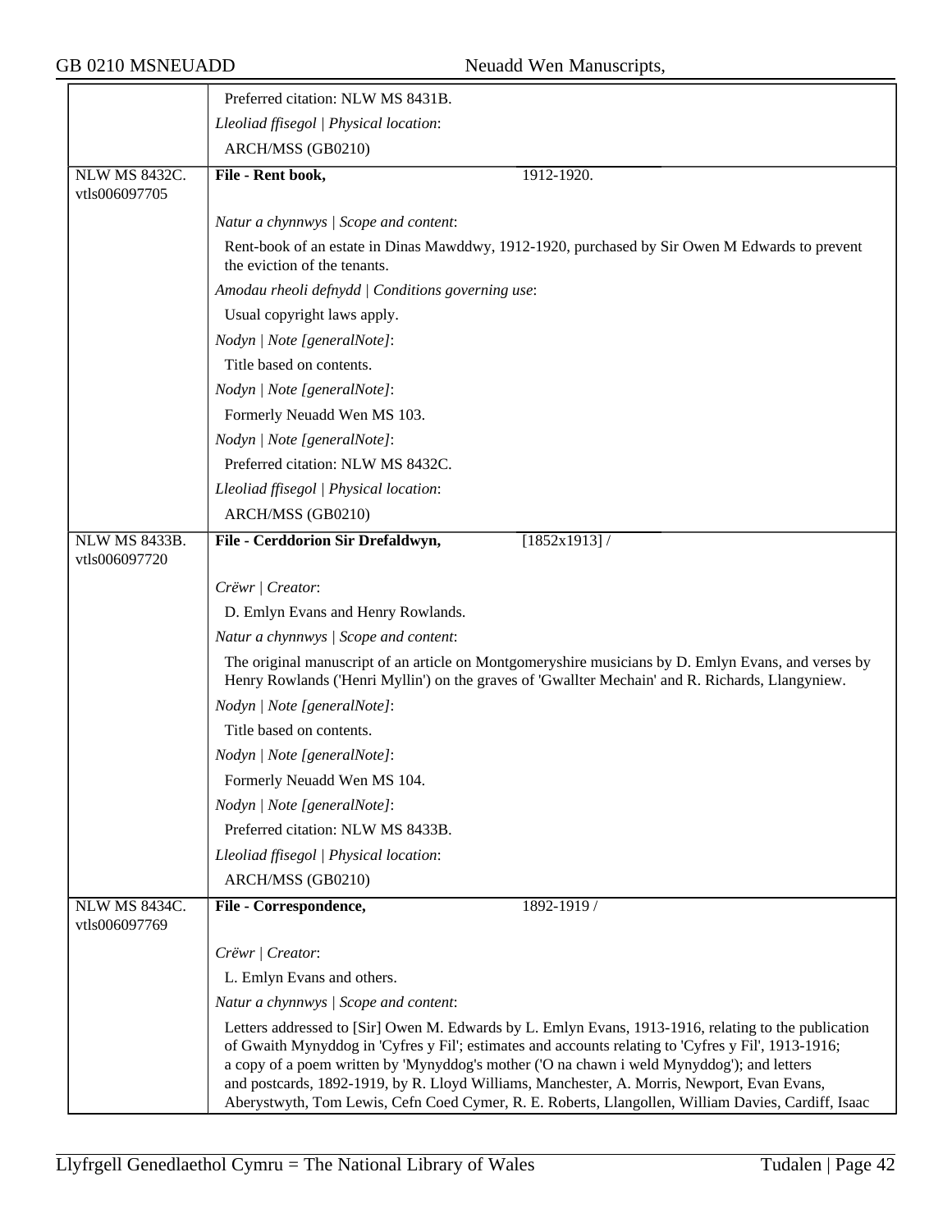| | |
|---|---|
| | Preferred citation: NLW MS 8431B. |
| | *Lleoliad ffisegol \| Physical location*: |
| | ARCH/MSS (GB0210) |
| NLW MS 8432C. vtls006097705 | **File - Rent book,** 1912-1920. |
| | *Natur a chynnwys \| Scope and content*: |
| | Rent-book of an estate in Dinas Mawddwy, 1912-1920, purchased by Sir Owen M Edwards to prevent the eviction of the tenants. |
| | *Amodau rheoli defnydd \| Conditions governing use*: |
| | Usual copyright laws apply. |
| | *Nodyn \| Note [generalNote]*: |
| | Title based on contents. |
| | *Nodyn \| Note [generalNote]*: |
| | Formerly Neuadd Wen MS 103. |
| | *Nodyn \| Note [generalNote]*: |
| | Preferred citation: NLW MS 8432C. |
| | *Lleoliad ffisegol \| Physical location*: |
| | ARCH/MSS (GB0210) |
| NLW MS 8433B. vtls006097720 | **File - Cerddorion Sir Drefaldwyn,** [1852x1913] / |
| | *Crëwr \| Creator*: |
| | D. Emlyn Evans and Henry Rowlands. |
| | *Natur a chynnwys \| Scope and content*: |
| | The original manuscript of an article on Montgomeryshire musicians by D. Emlyn Evans, and verses by Henry Rowlands ('Henri Myllin') on the graves of 'Gwallter Mechain' and R. Richards, Llangyniew. |
| | *Nodyn \| Note [generalNote]*: |
| | Title based on contents. |
| | *Nodyn \| Note [generalNote]*: |
| | Formerly Neuadd Wen MS 104. |
| | *Nodyn \| Note [generalNote]*: |
| | Preferred citation: NLW MS 8433B. |
| | *Lleoliad ffisegol \| Physical location*: |
| | ARCH/MSS (GB0210) |
| NLW MS 8434C. vtls006097769 | **File - Correspondence,** 1892-1919 / |
| | *Crëwr \| Creator*: |
| | L. Emlyn Evans and others. |
| | *Natur a chynnwys \| Scope and content*: |
| | Letters addressed to [Sir] Owen M. Edwards by L. Emlyn Evans, 1913-1916, relating to the publication of Gwaith Mynyddog in 'Cyfres y Fil'; estimates and accounts relating to 'Cyfres y Fil', 1913-1916; a copy of a poem written by 'Mynyddog's mother ('O na chawn i weld Mynyddog'); and letters and postcards, 1892-1919, by R. Lloyd Williams, Manchester, A. Morris, Newport, Evan Evans, Aberystwyth, Tom Lewis, Cefn Coed Cymer, R. E. Roberts, Llangollen, William Davies, Cardiff, Isaac |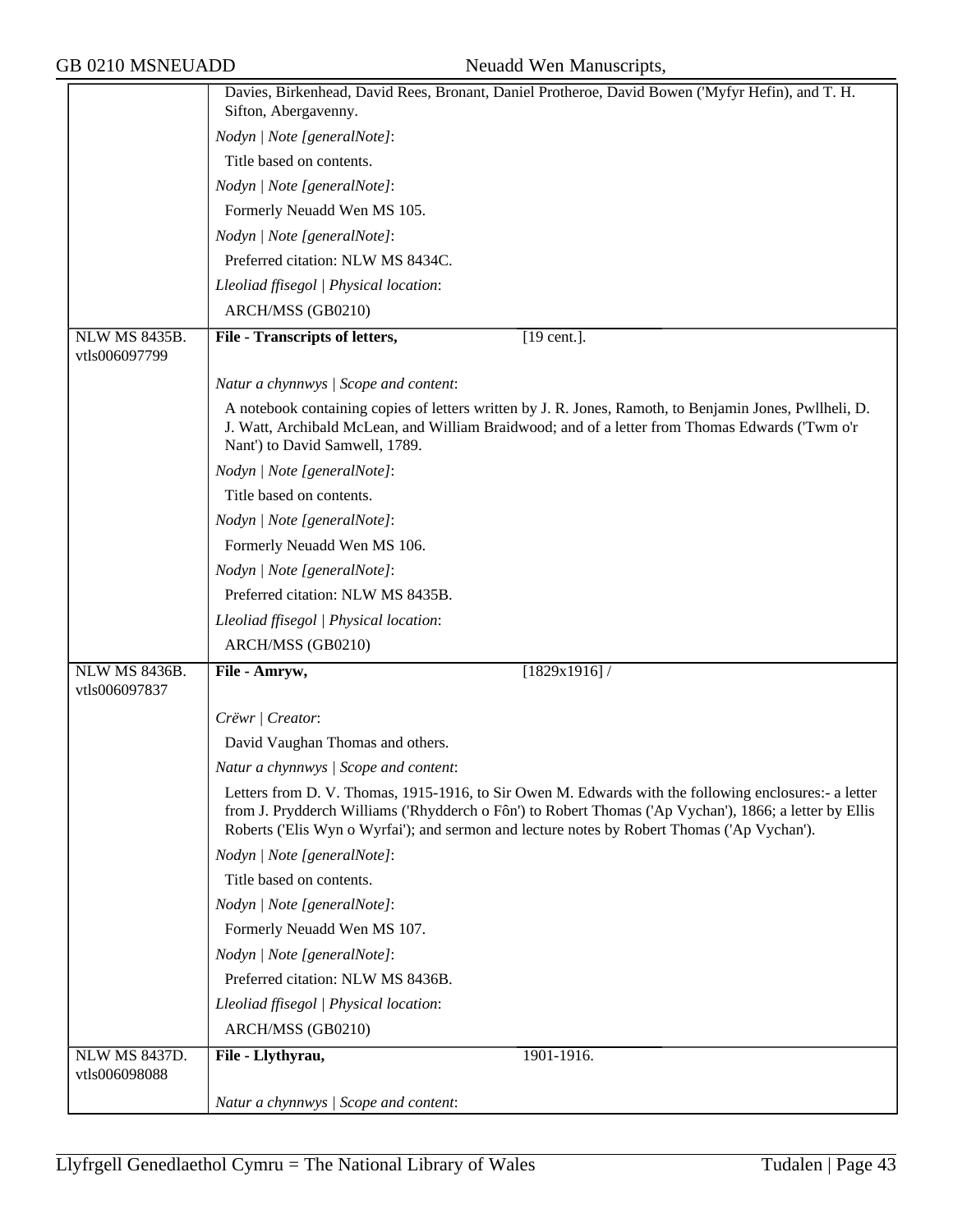| | |
|---|---|
| | Davies, Birkenhead, David Rees, Bronant, Daniel Protheroe, David Bowen ('Myfyr Hefin), and T. H. Sifton, Abergavenny.<br>*Nodyn \| Note [generalNote]*:<br>Title based on contents.<br>*Nodyn \| Note [generalNote]*:<br>Formerly Neuadd Wen MS 105.<br>*Nodyn \| Note [generalNote]*:<br>Preferred citation: NLW MS 8434C.<br>*Lleoliad ffisegol \| Physical location*:<br>ARCH/MSS (GB0210) |
| NLW MS 8435B.<br>vtls006097799 | **File - Transcripts of letters,** [19 cent.].<br><br>*Natur a chynnwys \| Scope and content*:<br>A notebook containing copies of letters written by J. R. Jones, Ramoth, to Benjamin Jones, Pwllheli, D. J. Watt, Archibald McLean, and William Braidwood; and of a letter from Thomas Edwards ('Twm o'r Nant') to David Samwell, 1789.<br>*Nodyn \| Note [generalNote]*:<br>Title based on contents.<br>*Nodyn \| Note [generalNote]*:<br>Formerly Neuadd Wen MS 106.<br>*Nodyn \| Note [generalNote]*:<br>Preferred citation: NLW MS 8435B.<br>*Lleoliad ffisegol \| Physical location*:<br>ARCH/MSS (GB0210) |
| NLW MS 8436B.<br>vtls006097837 | **File - Amryw,** [1829x1916] /<br><br>*Crëwr \| Creator*:<br>David Vaughan Thomas and others.<br>*Natur a chynnwys \| Scope and content*:<br>Letters from D. V. Thomas, 1915-1916, to Sir Owen M. Edwards with the following enclosures:- a letter from J. Prydderch Williams ('Rhydderch o Fôn') to Robert Thomas ('Ap Vychan'), 1866; a letter by Ellis Roberts ('Elis Wyn o Wyrfai'); and sermon and lecture notes by Robert Thomas ('Ap Vychan').<br>*Nodyn \| Note [generalNote]*:<br>Title based on contents.<br>*Nodyn \| Note [generalNote]*:<br>Formerly Neuadd Wen MS 107.<br>*Nodyn \| Note [generalNote]*:<br>Preferred citation: NLW MS 8436B.<br>*Lleoliad ffisegol \| Physical location*:<br>ARCH/MSS (GB0210) |
| NLW MS 8437D.<br>vtls006098088 | **File - Llythyrau,** 1901-1916.<br><br>*Natur a chynnwys \| Scope and content*: |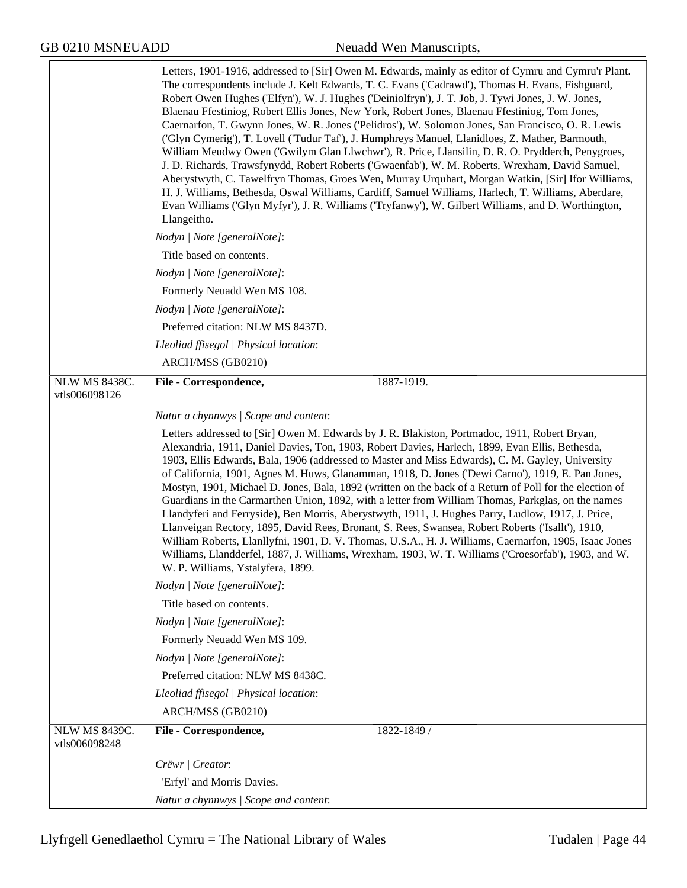Letters, 1901-1916, addressed to [Sir] Owen M. Edwards, mainly as editor of Cymru and Cymru'r Plant. The correspondents include J. Kelt Edwards, T. C. Evans ('Cadrawd'), Thomas H. Evans, Fishguard, Robert Owen Hughes ('Elfyn'), W. J. Hughes ('Deiniolfryn'), J. T. Job, J. Tywi Jones, J. W. Jones, Blaenau Ffestiniog, Robert Ellis Jones, New York, Robert Jones, Blaenau Ffestiniog, Tom Jones, Caernarfon, T. Gwynn Jones, W. R. Jones ('Pelidros'), W. Solomon Jones, San Francisco, O. R. Lewis ('Glyn Cymerig'), T. Lovell ('Tudur Taf'), J. Humphreys Manuel, Llanidloes, Z. Mather, Barmouth, William Meudwy Owen ('Gwilym Glan Llwchwr'), R. Price, Llansilin, D. R. O. Prydderch, Penygroes, J. D. Richards, Trawsfynydd, Robert Roberts ('Gwaenfab'), W. M. Roberts, Wrexham, David Samuel, Aberystwyth, C. Tawelfryn Thomas, Groes Wen, Murray Urquhart, Morgan Watkin, [Sir] Ifor Williams, H. J. Williams, Bethesda, Oswal Williams, Cardiff, Samuel Williams, Harlech, T. Williams, Aberdare, Evan Williams ('Glyn Myfyr'), J. R. Williams ('Tryfanwy'), W. Gilbert Williams, and D. Worthington, Llangeitho.

*Nodyn | Note [generalNote]*:

Title based on contents.

*Nodyn | Note [generalNote]*:

Formerly Neuadd Wen MS 108.

*Nodyn | Note [generalNote]*:

Preferred citation: NLW MS 8437D.

*Lleoliad ffisegol | Physical location*:

ARCH/MSS (GB0210)

---

NLW MS 8438C.
vtls006098126

**File - Correspondence,** 1887-1919.

*Natur a chynnwys | Scope and content*:

Letters addressed to [Sir] Owen M. Edwards by J. R. Blakiston, Portmadoc, 1911, Robert Bryan, Alexandria, 1911, Daniel Davies, Ton, 1903, Robert Davies, Harlech, 1899, Evan Ellis, Bethesda, 1903, Ellis Edwards, Bala, 1906 (addressed to Master and Miss Edwards), C. M. Gayley, University of California, 1901, Agnes M. Huws, Glanamman, 1918, D. Jones ('Dewi Carno'), 1919, E. Pan Jones, Mostyn, 1901, Michael D. Jones, Bala, 1892 (written on the back of a Return of Poll for the election of Guardians in the Carmarthen Union, 1892, with a letter from William Thomas, Parkglas, on the names Llandyferi and Ferryside), Ben Morris, Aberystwyth, 1911, J. Hughes Parry, Ludlow, 1917, J. Price, Llanveigan Rectory, 1895, David Rees, Bronant, S. Rees, Swansea, Robert Roberts ('Isallt'), 1910, William Roberts, Llanllyfni, 1901, D. V. Thomas, U.S.A., H. J. Williams, Caernarfon, 1905, Isaac Jones Williams, Llandderfel, 1887, J. Williams, Wrexham, 1903, W. T. Williams ('Croesorfab'), 1903, and W. W. P. Williams, Ystalyfera, 1899.

*Nodyn | Note [generalNote]*:

Title based on contents.

*Nodyn | Note [generalNote]*:

Formerly Neuadd Wen MS 109.

*Nodyn | Note [generalNote]*:

Preferred citation: NLW MS 8438C.

*Lleoliad ffisegol | Physical location*:

ARCH/MSS (GB0210)

---

NLW MS 8439C.
vtls006098248

**File - Correspondence,** 1822-1849 /

*Crëwr | Creator*:

'Erfyl' and Morris Davies.

*Natur a chynnwys | Scope and content*: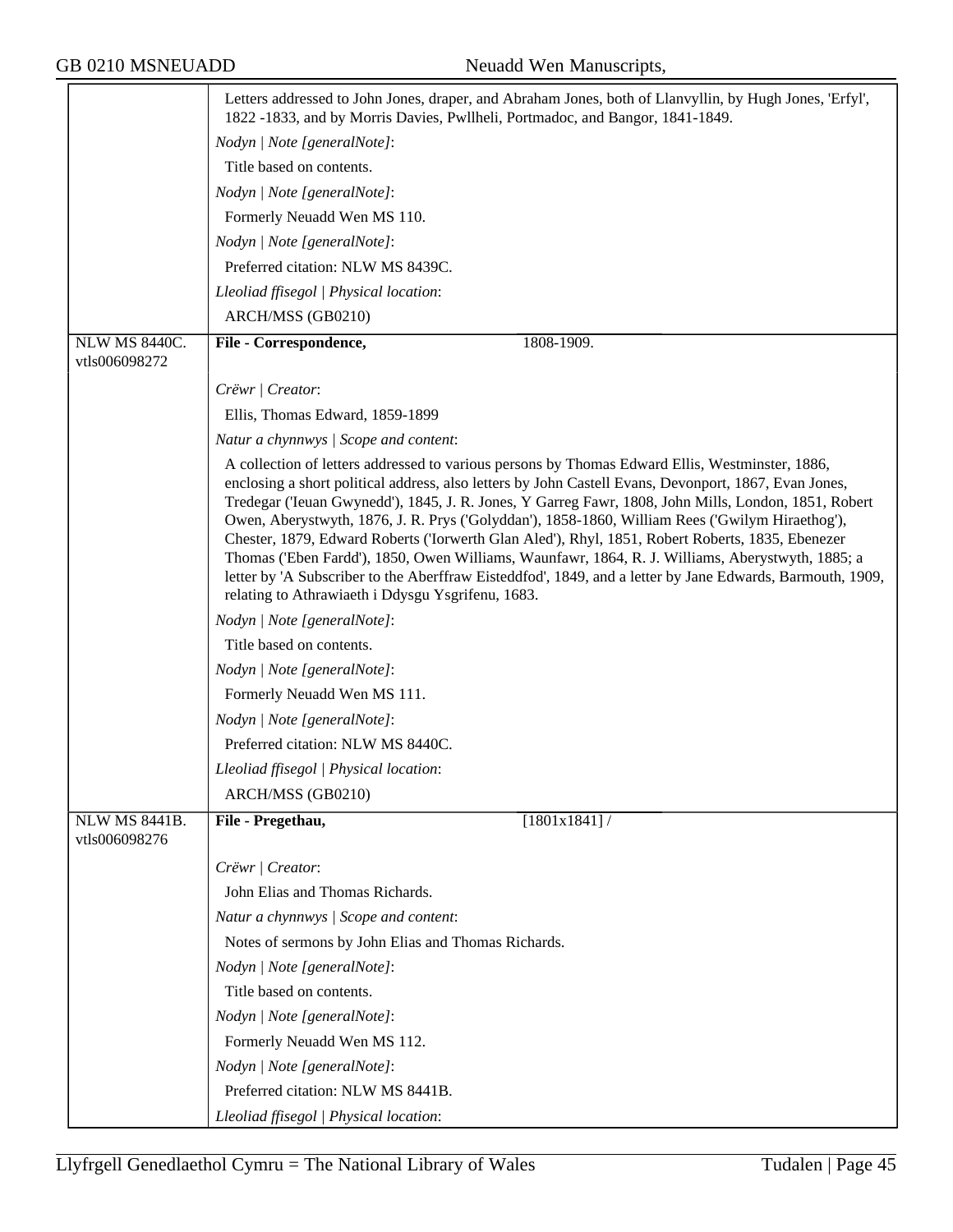Letters addressed to John Jones, draper, and Abraham Jones, both of Llanvyllin, by Hugh Jones, 'Erfyl', 1822 -1833, and by Morris Davies, Pwllheli, Portmadoc, and Bangor, 1841-1849.

*Nodyn | Note [generalNote]*:

Title based on contents.

*Nodyn | Note [generalNote]*:

Formerly Neuadd Wen MS 110.

*Nodyn | Note [generalNote]*:

Preferred citation: NLW MS 8439C.

*Lleoliad ffisegol | Physical location*:

ARCH/MSS (GB0210)

---

NLW MS 8440C.
vtls006098272

**File - Correspondence,** 1808-1909.

*Crëwr | Creator*:

Ellis, Thomas Edward, 1859-1899

*Natur a chynnwys | Scope and content*:

A collection of letters addressed to various persons by Thomas Edward Ellis, Westminster, 1886, enclosing a short political address, also letters by John Castell Evans, Devonport, 1867, Evan Jones, Tredegar ('Ieuan Gwynedd'), 1845, J. R. Jones, Y Garreg Fawr, 1808, John Mills, London, 1851, Robert Owen, Aberystwyth, 1876, J. R. Prys ('Golyddan'), 1858-1860, William Rees ('Gwilym Hiraethog'), Chester, 1879, Edward Roberts ('Iorwerth Glan Aled'), Rhyl, 1851, Robert Roberts, 1835, Ebenezer Thomas ('Eben Fardd'), 1850, Owen Williams, Waunfawr, 1864, R. J. Williams, Aberystwyth, 1885; a letter by 'A Subscriber to the Aberffraw Eisteddfod', 1849, and a letter by Jane Edwards, Barmouth, 1909, relating to Athrawiaeth i Ddysgu Ysgrifenu, 1683.

*Nodyn | Note [generalNote]*:

Title based on contents.

*Nodyn | Note [generalNote]*:

Formerly Neuadd Wen MS 111.

*Nodyn | Note [generalNote]*:

Preferred citation: NLW MS 8440C.

*Lleoliad ffisegol | Physical location*:

ARCH/MSS (GB0210)

---

NLW MS 8441B.
vtls006098276

**File - Pregethau,** [1801x1841] /

*Crëwr | Creator*:

John Elias and Thomas Richards.

*Natur a chynnwys | Scope and content*:

Notes of sermons by John Elias and Thomas Richards.

*Nodyn | Note [generalNote]*:

Title based on contents.

*Nodyn | Note [generalNote]*:

Formerly Neuadd Wen MS 112.

*Nodyn | Note [generalNote]*:

Preferred citation: NLW MS 8441B.

*Lleoliad ffisegol | Physical location*: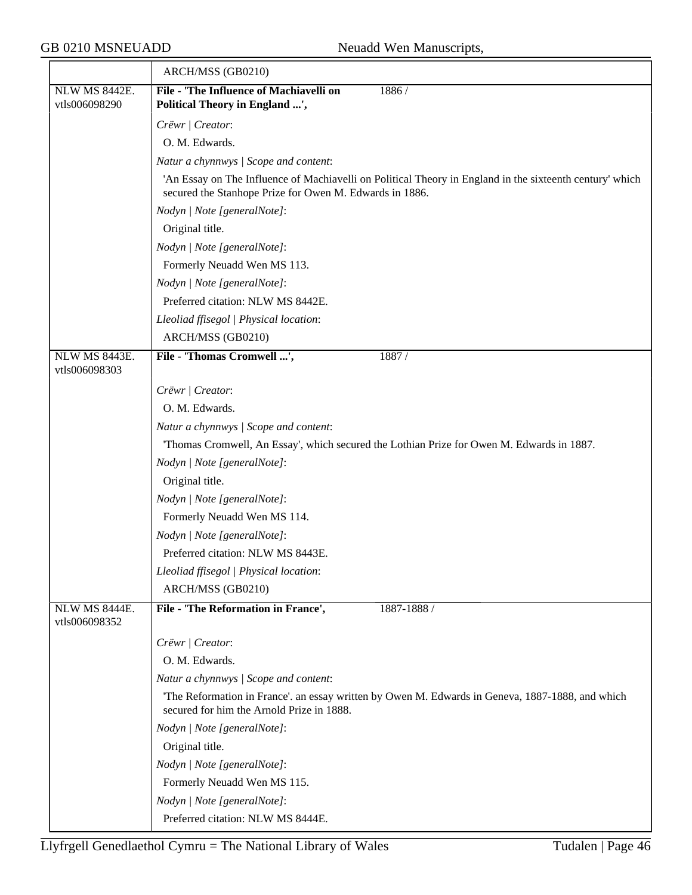| | ARCH/MSS (GB0210) |
|---|---|
| NLW MS 8442E. vtls006098290 | **File - 'The Influence of Machiavelli on Political Theory in England ...',** 1886 /<br><br>*Crëwr \| Creator*:<br>O. M. Edwards.<br>*Natur a chynnwys \| Scope and content*:<br>'An Essay on The Influence of Machiavelli on Political Theory in England in the sixteenth century' which secured the Stanhope Prize for Owen M. Edwards in 1886.<br>*Nodyn \| Note [generalNote]*:<br>Original title.<br>*Nodyn \| Note [generalNote]*:<br>Formerly Neuadd Wen MS 113.<br>*Nodyn \| Note [generalNote]*:<br>Preferred citation: NLW MS 8442E.<br>*Lleoliad ffisegol \| Physical location*:<br>ARCH/MSS (GB0210) |
| NLW MS 8443E. vtls006098303 | **File - 'Thomas Cromwell ...',** 1887 /<br><br>*Crëwr \| Creator*:<br>O. M. Edwards.<br>*Natur a chynnwys \| Scope and content*:<br>'Thomas Cromwell, An Essay', which secured the Lothian Prize for Owen M. Edwards in 1887.<br>*Nodyn \| Note [generalNote]*:<br>Original title.<br>*Nodyn \| Note [generalNote]*:<br>Formerly Neuadd Wen MS 114.<br>*Nodyn \| Note [generalNote]*:<br>Preferred citation: NLW MS 8443E.<br>*Lleoliad ffisegol \| Physical location*:<br>ARCH/MSS (GB0210) |
| NLW MS 8444E. vtls006098352 | **File - 'The Reformation in France',** 1887-1888 /<br><br>*Crëwr \| Creator*:<br>O. M. Edwards.<br>*Natur a chynnwys \| Scope and content*:<br>'The Reformation in France'. an essay written by Owen M. Edwards in Geneva, 1887-1888, and which secured for him the Arnold Prize in 1888.<br>*Nodyn \| Note [generalNote]*:<br>Original title.<br>*Nodyn \| Note [generalNote]*:<br>Formerly Neuadd Wen MS 115.<br>*Nodyn \| Note [generalNote]*:<br>Preferred citation: NLW MS 8444E. |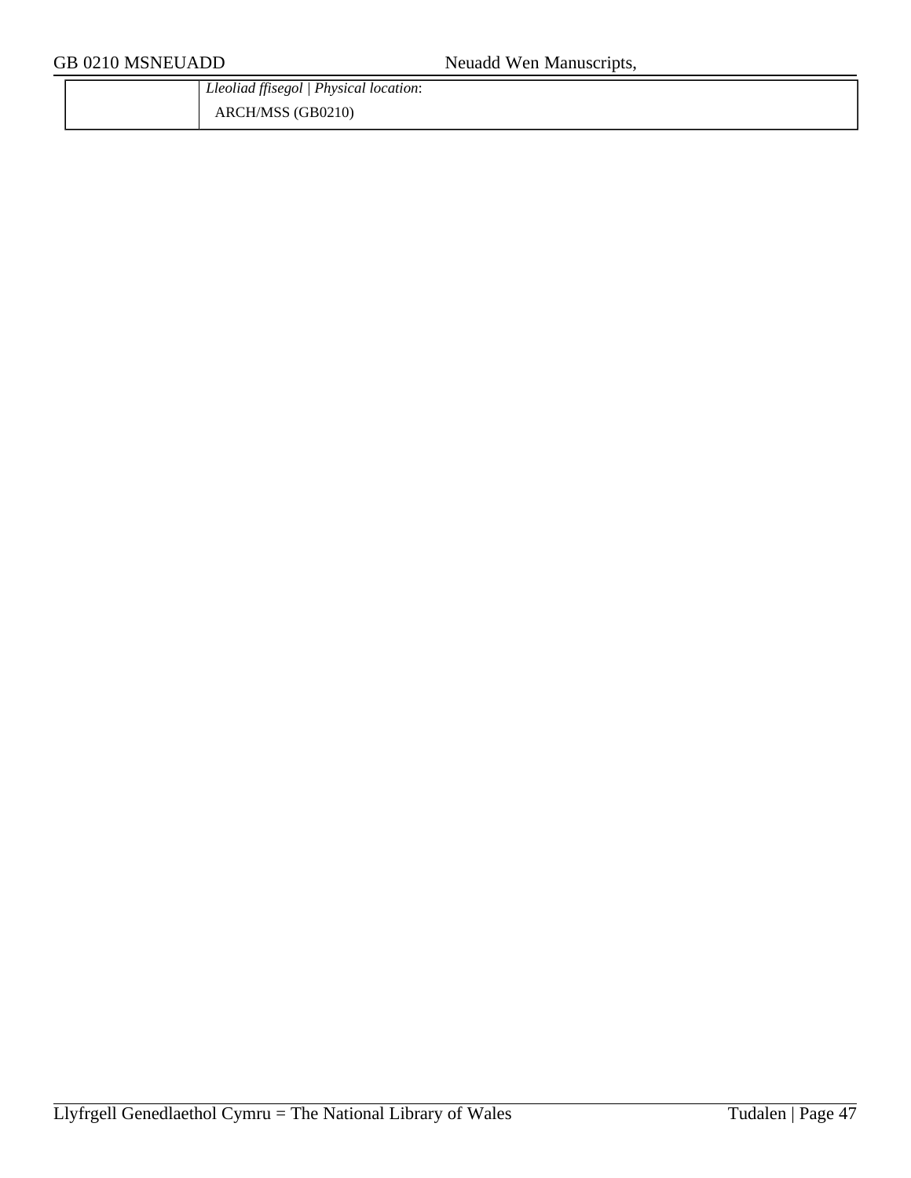| | |
|---|---|
| | *Lleoliad ffisegol \| Physical location*:<br>ARCH/MSS (GB0210) |